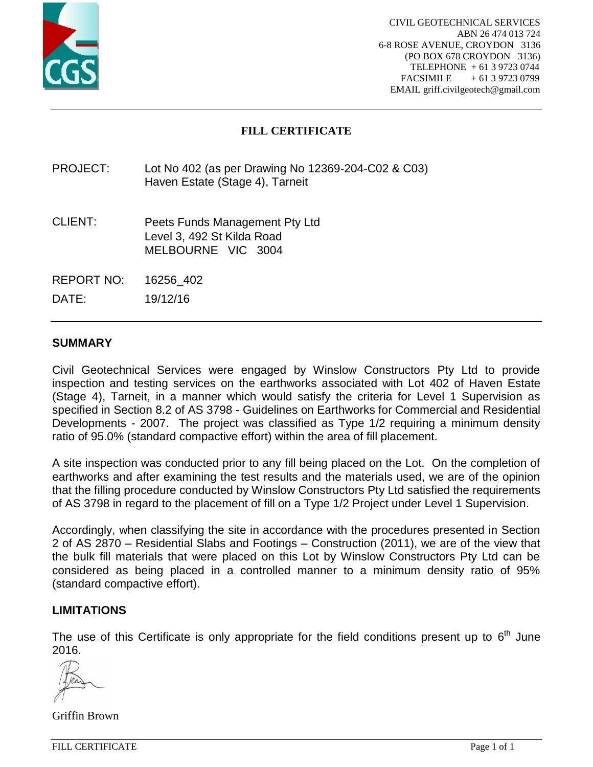CIVIL GEOTECHNICAL SERVICES
ABN 26 474 013 724
6-8 ROSE AVENUE, CROYDON 3136
(PO BOX 678 CROYDON 3136)
TELEPHONE + 61 3 9723 0744
FACSIMILE + 61 3 9723 0799
EMAIL griff.civilgeotech@gmail.com

# FILL CERTIFICATE

PROJECT: Lot No 402 (as per Drawing No 12369-204-C02 & C03)
Haven Estate (Stage 4), Tarneit

CLIENT: Peets Funds Management Pty Ltd
Level 3, 492 St Kilda Road
MELBOURNE VIC 3004

REPORT NO: 16256_402

DATE: 19/12/16

## SUMMARY

Civil Geotechnical Services were engaged by Winslow Constructors Pty Ltd to provide inspection and testing services on the earthworks associated with Lot 402 of Haven Estate (Stage 4), Tarneit, in a manner which would satisfy the criteria for Level 1 Supervision as specified in Section 8.2 of AS 3798 - Guidelines on Earthworks for Commercial and Residential Developments - 2007. The project was classified as Type 1/2 requiring a minimum density ratio of 95.0% (standard compactive effort) within the area of fill placement.

A site inspection was conducted prior to any fill being placed on the Lot. On the completion of earthworks and after examining the test results and the materials used, we are of the opinion that the filling procedure conducted by Winslow Constructors Pty Ltd satisfied the requirements of AS 3798 in regard to the placement of fill on a Type 1/2 Project under Level 1 Supervision.

Accordingly, when classifying the site in accordance with the procedures presented in Section 2 of AS 2870 – Residential Slabs and Footings – Construction (2011), we are of the view that the bulk fill materials that were placed on this Lot by Winslow Constructors Pty Ltd can be considered as being placed in a controlled manner to a minimum density ratio of 95% (standard compactive effort).

## LIMITATIONS

The use of this Certificate is only appropriate for the field conditions present up to 6th June 2016.

Griffin Brown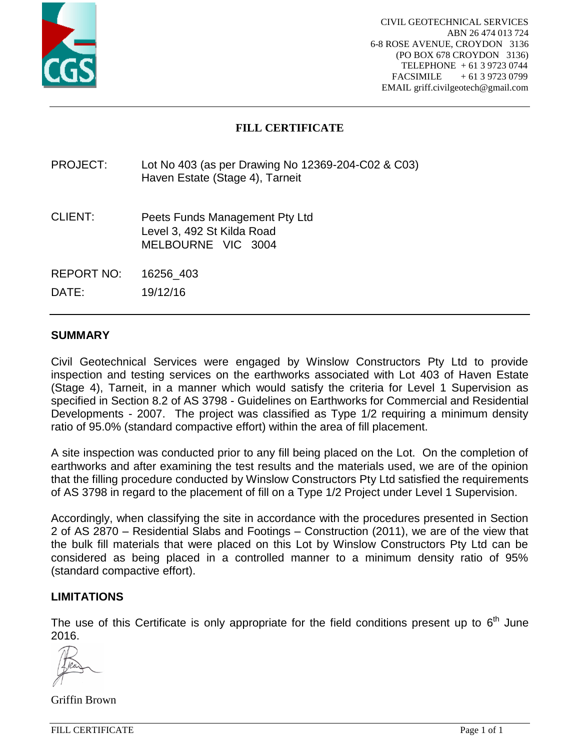CIVIL GEOTECHNICAL SERVICES
ABN 26 474 013 724
6-8 ROSE AVENUE, CROYDON 3136
(PO BOX 678 CROYDON 3136)
TELEPHONE + 61 3 9723 0744
FACSIMILE + 61 3 9723 0799
EMAIL griff.civilgeotech@gmail.com

# FILL CERTIFICATE

PROJECT: Lot No 403 (as per Drawing No 12369-204-C02 & C03)
Haven Estate (Stage 4), Tarneit

CLIENT: Peets Funds Management Pty Ltd
Level 3, 492 St Kilda Road
MELBOURNE VIC 3004

REPORT NO: 16256_403

DATE: 19/12/16

## SUMMARY

Civil Geotechnical Services were engaged by Winslow Constructors Pty Ltd to provide inspection and testing services on the earthworks associated with Lot 403 of Haven Estate (Stage 4), Tarneit, in a manner which would satisfy the criteria for Level 1 Supervision as specified in Section 8.2 of AS 3798 - Guidelines on Earthworks for Commercial and Residential Developments - 2007. The project was classified as Type 1/2 requiring a minimum density ratio of 95.0% (standard compactive effort) within the area of fill placement.

A site inspection was conducted prior to any fill being placed on the Lot. On the completion of earthworks and after examining the test results and the materials used, we are of the opinion that the filling procedure conducted by Winslow Constructors Pty Ltd satisfied the requirements of AS 3798 in regard to the placement of fill on a Type 1/2 Project under Level 1 Supervision.

Accordingly, when classifying the site in accordance with the procedures presented in Section 2 of AS 2870 – Residential Slabs and Footings – Construction (2011), we are of the view that the bulk fill materials that were placed on this Lot by Winslow Constructors Pty Ltd can be considered as being placed in a controlled manner to a minimum density ratio of 95% (standard compactive effort).

## LIMITATIONS

The use of this Certificate is only appropriate for the field conditions present up to 6th June 2016.

Griffin Brown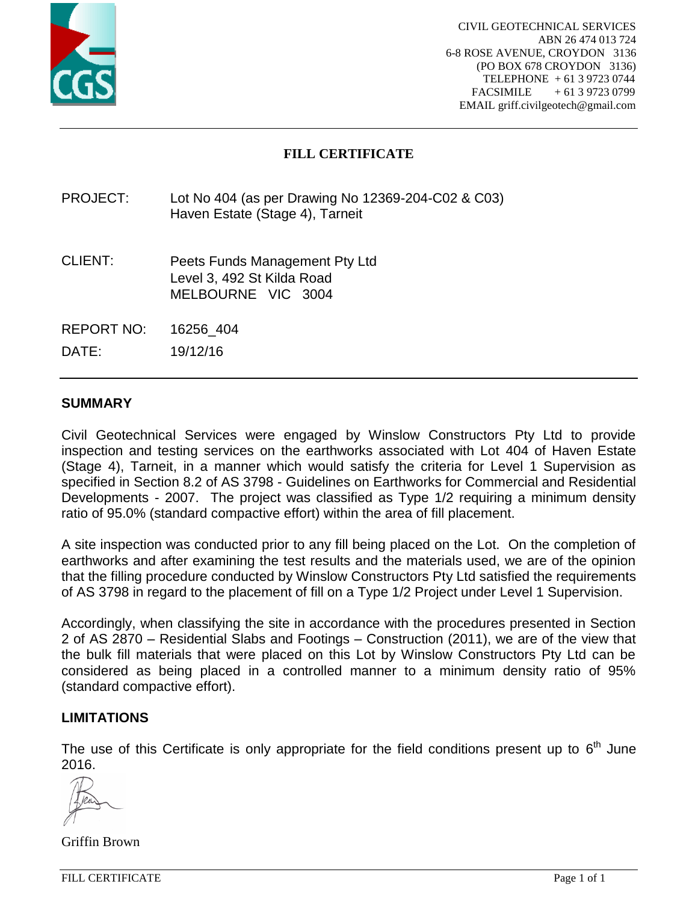CIVIL GEOTECHNICAL SERVICES
ABN 26 474 013 724
6-8 ROSE AVENUE, CROYDON 3136
(PO BOX 678 CROYDON 3136)
TELEPHONE + 61 3 9723 0744
FACSIMILE + 61 3 9723 0799
EMAIL griff.civilgeotech@gmail.com

# FILL CERTIFICATE

PROJECT: Lot No 404 (as per Drawing No 12369-204-C02 & C03)
Haven Estate (Stage 4), Tarneit

CLIENT: Peets Funds Management Pty Ltd
Level 3, 492 St Kilda Road
MELBOURNE VIC 3004

REPORT NO: 16256_404

DATE: 19/12/16

## SUMMARY

Civil Geotechnical Services were engaged by Winslow Constructors Pty Ltd to provide inspection and testing services on the earthworks associated with Lot 404 of Haven Estate (Stage 4), Tarneit, in a manner which would satisfy the criteria for Level 1 Supervision as specified in Section 8.2 of AS 3798 - Guidelines on Earthworks for Commercial and Residential Developments - 2007. The project was classified as Type 1/2 requiring a minimum density ratio of 95.0% (standard compactive effort) within the area of fill placement.

A site inspection was conducted prior to any fill being placed on the Lot. On the completion of earthworks and after examining the test results and the materials used, we are of the opinion that the filling procedure conducted by Winslow Constructors Pty Ltd satisfied the requirements of AS 3798 in regard to the placement of fill on a Type 1/2 Project under Level 1 Supervision.

Accordingly, when classifying the site in accordance with the procedures presented in Section 2 of AS 2870 – Residential Slabs and Footings – Construction (2011), we are of the view that the bulk fill materials that were placed on this Lot by Winslow Constructors Pty Ltd can be considered as being placed in a controlled manner to a minimum density ratio of 95% (standard compactive effort).

## LIMITATIONS

The use of this Certificate is only appropriate for the field conditions present up to 6th June 2016.

Griffin Brown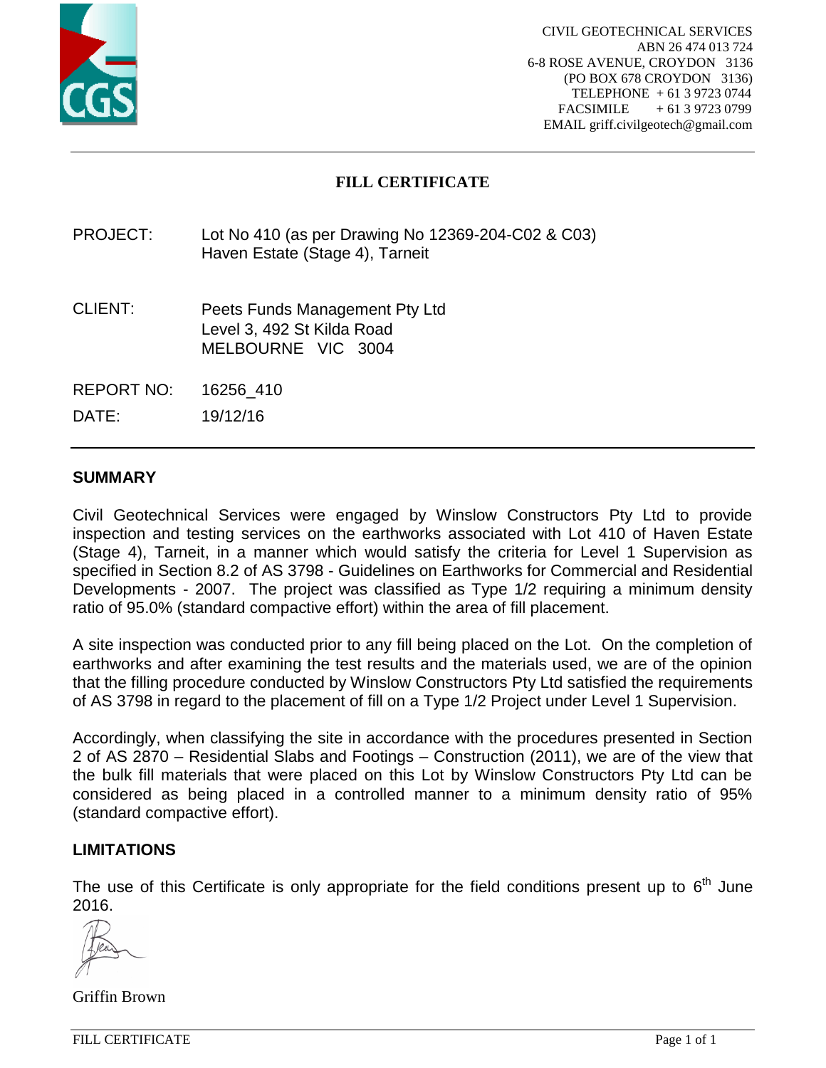CIVIL GEOTECHNICAL SERVICES
ABN 26 474 013 724
6-8 ROSE AVENUE, CROYDON 3136
(PO BOX 678 CROYDON 3136)
TELEPHONE + 61 3 9723 0744
FACSIMILE + 61 3 9723 0799
EMAIL griff.civilgeotech@gmail.com

# FILL CERTIFICATE

PROJECT: Lot No 410 (as per Drawing No 12369-204-C02 & C03)
Haven Estate (Stage 4), Tarneit

CLIENT: Peets Funds Management Pty Ltd
Level 3, 492 St Kilda Road
MELBOURNE VIC 3004

REPORT NO: 16256_410

DATE: 19/12/16

## SUMMARY

Civil Geotechnical Services were engaged by Winslow Constructors Pty Ltd to provide inspection and testing services on the earthworks associated with Lot 410 of Haven Estate (Stage 4), Tarneit, in a manner which would satisfy the criteria for Level 1 Supervision as specified in Section 8.2 of AS 3798 - Guidelines on Earthworks for Commercial and Residential Developments - 2007. The project was classified as Type 1/2 requiring a minimum density ratio of 95.0% (standard compactive effort) within the area of fill placement.

A site inspection was conducted prior to any fill being placed on the Lot. On the completion of earthworks and after examining the test results and the materials used, we are of the opinion that the filling procedure conducted by Winslow Constructors Pty Ltd satisfied the requirements of AS 3798 in regard to the placement of fill on a Type 1/2 Project under Level 1 Supervision.

Accordingly, when classifying the site in accordance with the procedures presented in Section 2 of AS 2870 – Residential Slabs and Footings – Construction (2011), we are of the view that the bulk fill materials that were placed on this Lot by Winslow Constructors Pty Ltd can be considered as being placed in a controlled manner to a minimum density ratio of 95% (standard compactive effort).

## LIMITATIONS

The use of this Certificate is only appropriate for the field conditions present up to 6th June 2016.

Griffin Brown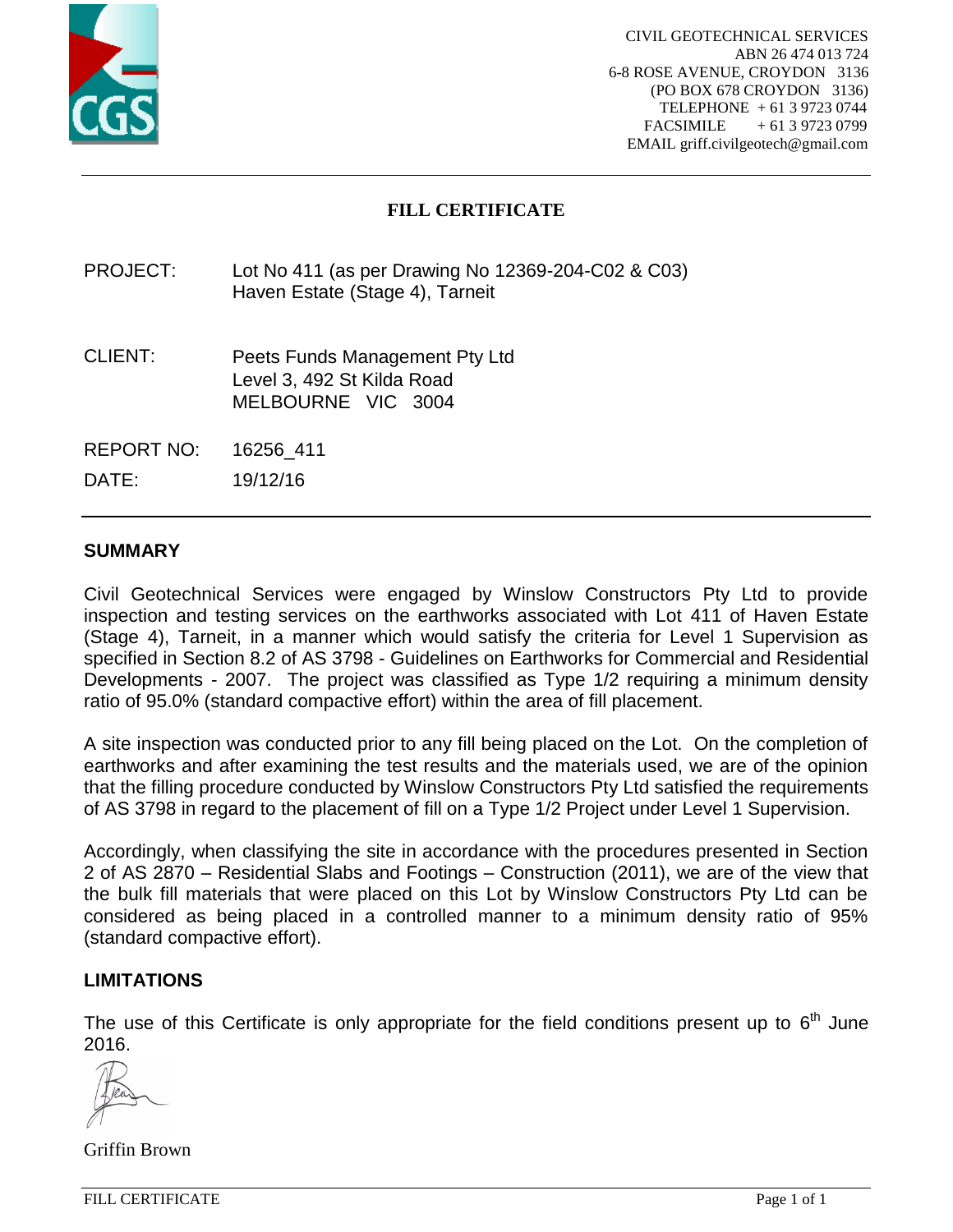CIVIL GEOTECHNICAL SERVICES
ABN 26 474 013 724
6-8 ROSE AVENUE, CROYDON 3136
(PO BOX 678 CROYDON 3136)
TELEPHONE + 61 3 9723 0744
FACSIMILE + 61 3 9723 0799
EMAIL griff.civilgeotech@gmail.com

# FILL CERTIFICATE

PROJECT: Lot No 411 (as per Drawing No 12369-204-C02 & C03)
Haven Estate (Stage 4), Tarneit

CLIENT: Peets Funds Management Pty Ltd
Level 3, 492 St Kilda Road
MELBOURNE VIC 3004

REPORT NO: 16256_411

DATE: 19/12/16

## SUMMARY

Civil Geotechnical Services were engaged by Winslow Constructors Pty Ltd to provide inspection and testing services on the earthworks associated with Lot 411 of Haven Estate (Stage 4), Tarneit, in a manner which would satisfy the criteria for Level 1 Supervision as specified in Section 8.2 of AS 3798 - Guidelines on Earthworks for Commercial and Residential Developments - 2007. The project was classified as Type 1/2 requiring a minimum density ratio of 95.0% (standard compactive effort) within the area of fill placement.

A site inspection was conducted prior to any fill being placed on the Lot. On the completion of earthworks and after examining the test results and the materials used, we are of the opinion that the filling procedure conducted by Winslow Constructors Pty Ltd satisfied the requirements of AS 3798 in regard to the placement of fill on a Type 1/2 Project under Level 1 Supervision.

Accordingly, when classifying the site in accordance with the procedures presented in Section 2 of AS 2870 – Residential Slabs and Footings – Construction (2011), we are of the view that the bulk fill materials that were placed on this Lot by Winslow Constructors Pty Ltd can be considered as being placed in a controlled manner to a minimum density ratio of 95% (standard compactive effort).

## LIMITATIONS

The use of this Certificate is only appropriate for the field conditions present up to 6th June 2016.

Griffin Brown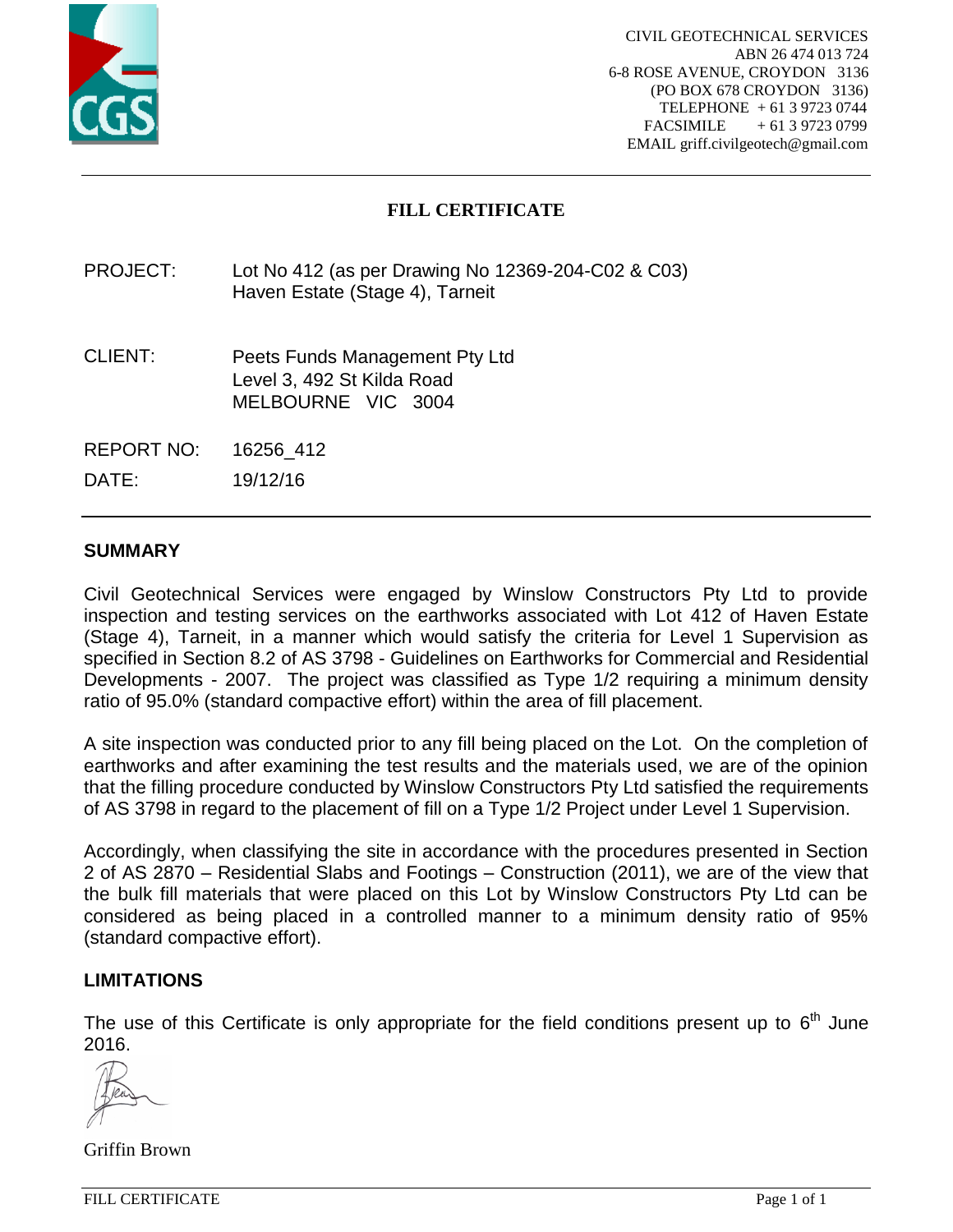CIVIL GEOTECHNICAL SERVICES
ABN 26 474 013 724
6-8 ROSE AVENUE, CROYDON 3136
(PO BOX 678 CROYDON 3136)
TELEPHONE + 61 3 9723 0744
FACSIMILE + 61 3 9723 0799
EMAIL griff.civilgeotech@gmail.com

# FILL CERTIFICATE

PROJECT: Lot No 412 (as per Drawing No 12369-204-C02 & C03)
Haven Estate (Stage 4), Tarneit

CLIENT: Peets Funds Management Pty Ltd
Level 3, 492 St Kilda Road
MELBOURNE VIC 3004

REPORT NO: 16256_412

DATE: 19/12/16

## SUMMARY

Civil Geotechnical Services were engaged by Winslow Constructors Pty Ltd to provide inspection and testing services on the earthworks associated with Lot 412 of Haven Estate (Stage 4), Tarneit, in a manner which would satisfy the criteria for Level 1 Supervision as specified in Section 8.2 of AS 3798 - Guidelines on Earthworks for Commercial and Residential Developments - 2007. The project was classified as Type 1/2 requiring a minimum density ratio of 95.0% (standard compactive effort) within the area of fill placement.

A site inspection was conducted prior to any fill being placed on the Lot. On the completion of earthworks and after examining the test results and the materials used, we are of the opinion that the filling procedure conducted by Winslow Constructors Pty Ltd satisfied the requirements of AS 3798 in regard to the placement of fill on a Type 1/2 Project under Level 1 Supervision.

Accordingly, when classifying the site in accordance with the procedures presented in Section 2 of AS 2870 – Residential Slabs and Footings – Construction (2011), we are of the view that the bulk fill materials that were placed on this Lot by Winslow Constructors Pty Ltd can be considered as being placed in a controlled manner to a minimum density ratio of 95% (standard compactive effort).

## LIMITATIONS

The use of this Certificate is only appropriate for the field conditions present up to 6th June 2016.

Griffin Brown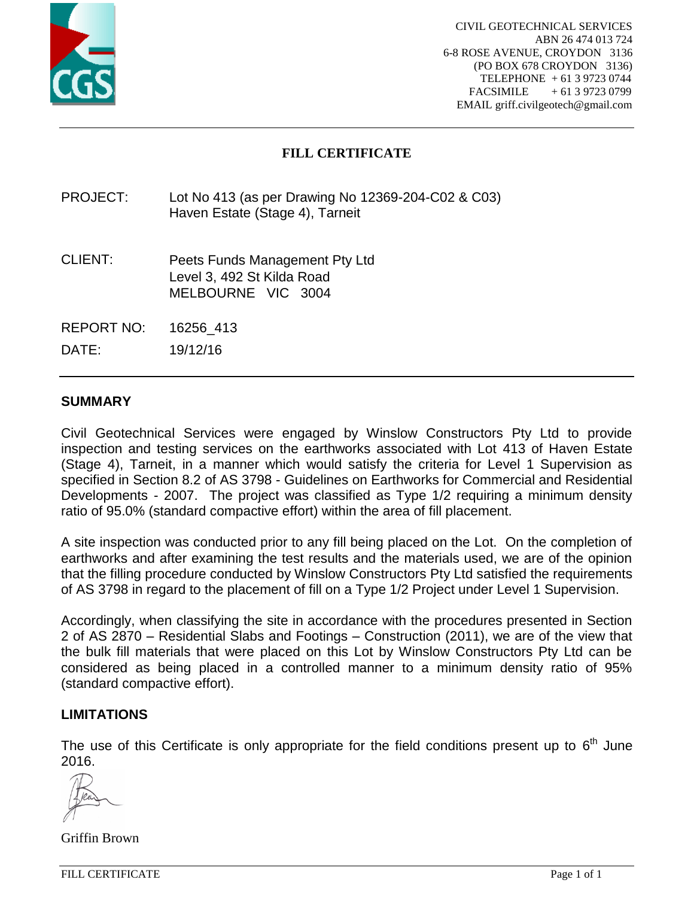CIVIL GEOTECHNICAL SERVICES
ABN 26 474 013 724
6-8 ROSE AVENUE, CROYDON 3136
(PO BOX 678 CROYDON 3136)
TELEPHONE + 61 3 9723 0744
FACSIMILE + 61 3 9723 0799
EMAIL griff.civilgeotech@gmail.com

# FILL CERTIFICATE

PROJECT: Lot No 413 (as per Drawing No 12369-204-C02 & C03)
Haven Estate (Stage 4), Tarneit

CLIENT: Peets Funds Management Pty Ltd
Level 3, 492 St Kilda Road
MELBOURNE VIC 3004

REPORT NO: 16256_413

DATE: 19/12/16

## SUMMARY

Civil Geotechnical Services were engaged by Winslow Constructors Pty Ltd to provide inspection and testing services on the earthworks associated with Lot 413 of Haven Estate (Stage 4), Tarneit, in a manner which would satisfy the criteria for Level 1 Supervision as specified in Section 8.2 of AS 3798 - Guidelines on Earthworks for Commercial and Residential Developments - 2007. The project was classified as Type 1/2 requiring a minimum density ratio of 95.0% (standard compactive effort) within the area of fill placement.

A site inspection was conducted prior to any fill being placed on the Lot. On the completion of earthworks and after examining the test results and the materials used, we are of the opinion that the filling procedure conducted by Winslow Constructors Pty Ltd satisfied the requirements of AS 3798 in regard to the placement of fill on a Type 1/2 Project under Level 1 Supervision.

Accordingly, when classifying the site in accordance with the procedures presented in Section 2 of AS 2870 – Residential Slabs and Footings – Construction (2011), we are of the view that the bulk fill materials that were placed on this Lot by Winslow Constructors Pty Ltd can be considered as being placed in a controlled manner to a minimum density ratio of 95% (standard compactive effort).

## LIMITATIONS

The use of this Certificate is only appropriate for the field conditions present up to 6th June 2016.

Griffin Brown

FILL CERTIFICATE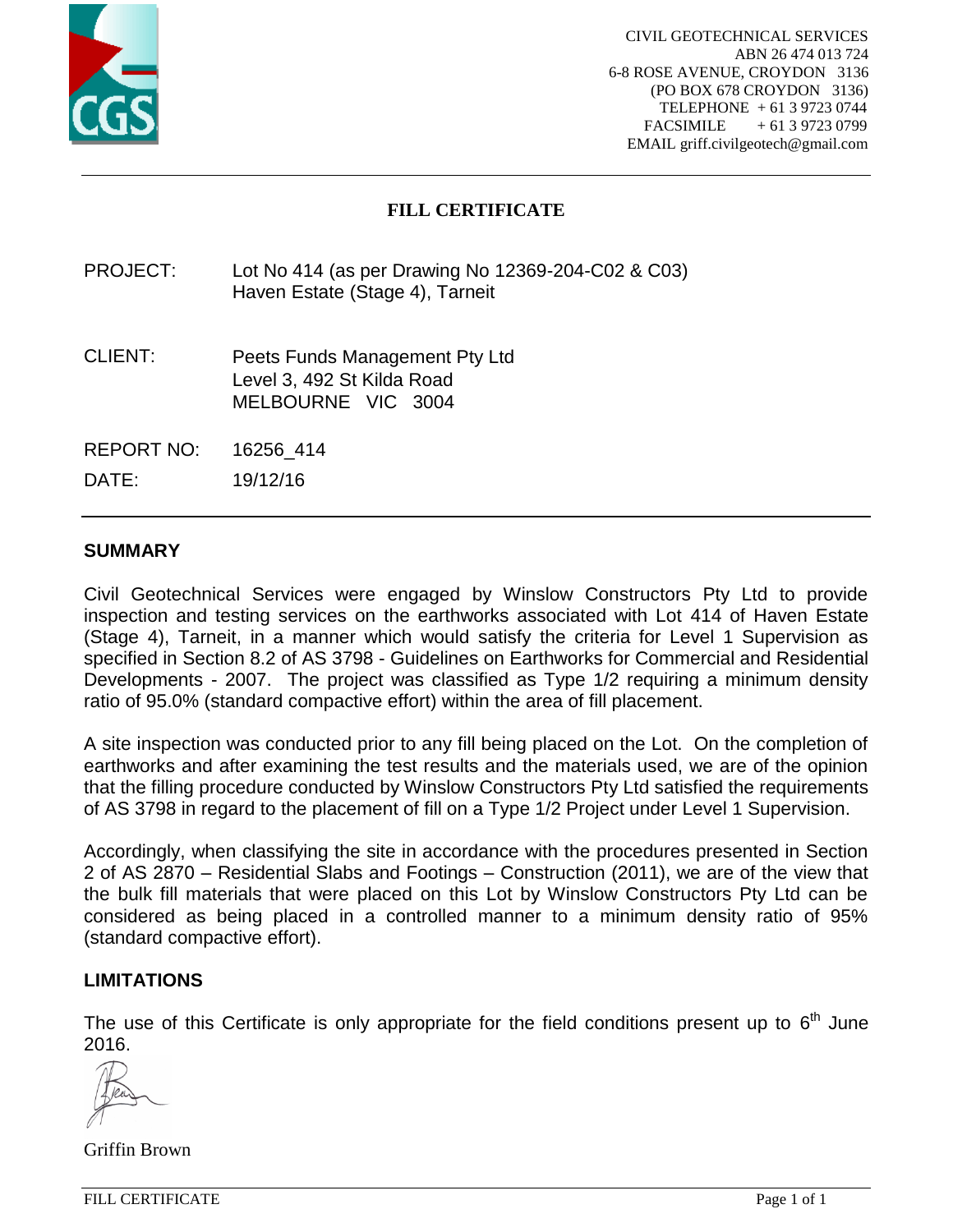CIVIL GEOTECHNICAL SERVICES
ABN 26 474 013 724
6-8 ROSE AVENUE, CROYDON 3136
(PO BOX 678 CROYDON 3136)
TELEPHONE + 61 3 9723 0744
FACSIMILE + 61 3 9723 0799
EMAIL griff.civilgeotech@gmail.com

# FILL CERTIFICATE

PROJECT: Lot No 414 (as per Drawing No 12369-204-C02 & C03)
Haven Estate (Stage 4), Tarneit

CLIENT: Peets Funds Management Pty Ltd
Level 3, 492 St Kilda Road
MELBOURNE VIC 3004

REPORT NO: 16256_414

DATE: 19/12/16

## SUMMARY

Civil Geotechnical Services were engaged by Winslow Constructors Pty Ltd to provide inspection and testing services on the earthworks associated with Lot 414 of Haven Estate (Stage 4), Tarneit, in a manner which would satisfy the criteria for Level 1 Supervision as specified in Section 8.2 of AS 3798 - Guidelines on Earthworks for Commercial and Residential Developments - 2007. The project was classified as Type 1/2 requiring a minimum density ratio of 95.0% (standard compactive effort) within the area of fill placement.

A site inspection was conducted prior to any fill being placed on the Lot. On the completion of earthworks and after examining the test results and the materials used, we are of the opinion that the filling procedure conducted by Winslow Constructors Pty Ltd satisfied the requirements of AS 3798 in regard to the placement of fill on a Type 1/2 Project under Level 1 Supervision.

Accordingly, when classifying the site in accordance with the procedures presented in Section 2 of AS 2870 – Residential Slabs and Footings – Construction (2011), we are of the view that the bulk fill materials that were placed on this Lot by Winslow Constructors Pty Ltd can be considered as being placed in a controlled manner to a minimum density ratio of 95% (standard compactive effort).

## LIMITATIONS

The use of this Certificate is only appropriate for the field conditions present up to 6th June 2016.

Griffin Brown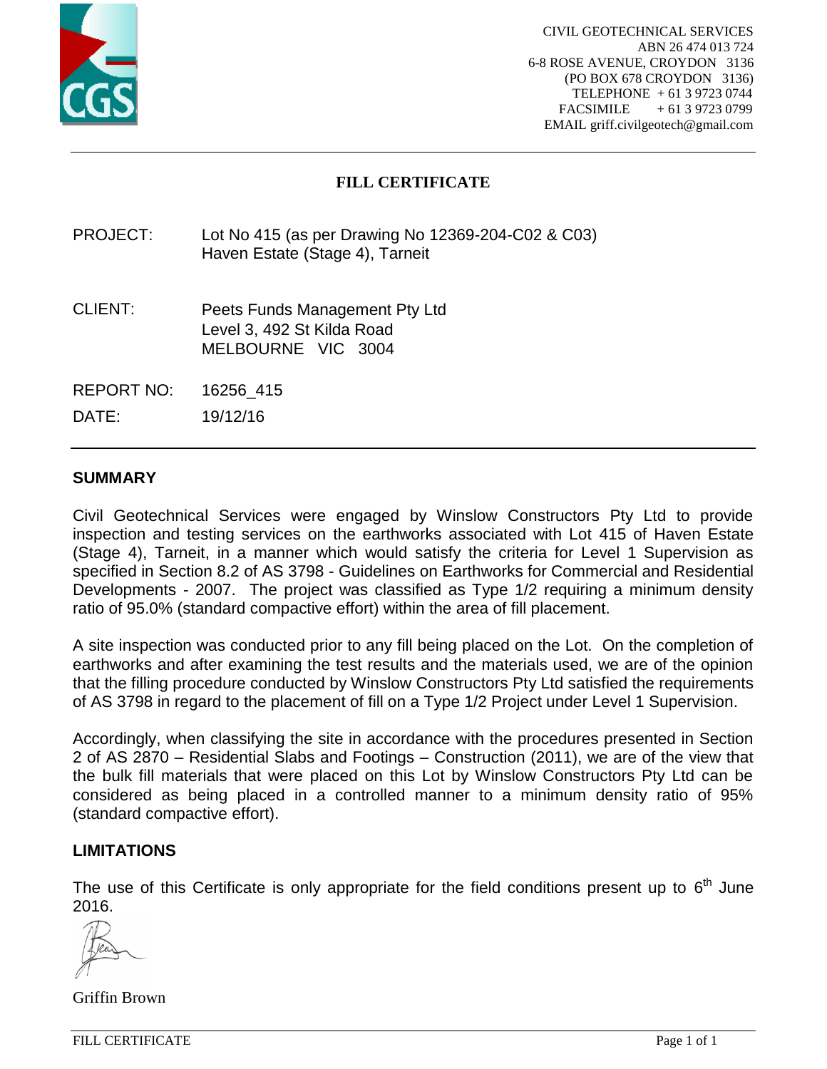CIVIL GEOTECHNICAL SERVICES
ABN 26 474 013 724
6-8 ROSE AVENUE, CROYDON 3136
(PO BOX 678 CROYDON 3136)
TELEPHONE + 61 3 9723 0744
FACSIMILE + 61 3 9723 0799
EMAIL griff.civilgeotech@gmail.com

# FILL CERTIFICATE

PROJECT: Lot No 415 (as per Drawing No 12369-204-C02 & C03)
Haven Estate (Stage 4), Tarneit

CLIENT: Peets Funds Management Pty Ltd
Level 3, 492 St Kilda Road
MELBOURNE VIC 3004

REPORT NO: 16256_415

DATE: 19/12/16

## SUMMARY

Civil Geotechnical Services were engaged by Winslow Constructors Pty Ltd to provide inspection and testing services on the earthworks associated with Lot 415 of Haven Estate (Stage 4), Tarneit, in a manner which would satisfy the criteria for Level 1 Supervision as specified in Section 8.2 of AS 3798 - Guidelines on Earthworks for Commercial and Residential Developments - 2007. The project was classified as Type 1/2 requiring a minimum density ratio of 95.0% (standard compactive effort) within the area of fill placement.

A site inspection was conducted prior to any fill being placed on the Lot. On the completion of earthworks and after examining the test results and the materials used, we are of the opinion that the filling procedure conducted by Winslow Constructors Pty Ltd satisfied the requirements of AS 3798 in regard to the placement of fill on a Type 1/2 Project under Level 1 Supervision.

Accordingly, when classifying the site in accordance with the procedures presented in Section 2 of AS 2870 – Residential Slabs and Footings – Construction (2011), we are of the view that the bulk fill materials that were placed on this Lot by Winslow Constructors Pty Ltd can be considered as being placed in a controlled manner to a minimum density ratio of 95% (standard compactive effort).

## LIMITATIONS

The use of this Certificate is only appropriate for the field conditions present up to 6th June 2016.

Griffin Brown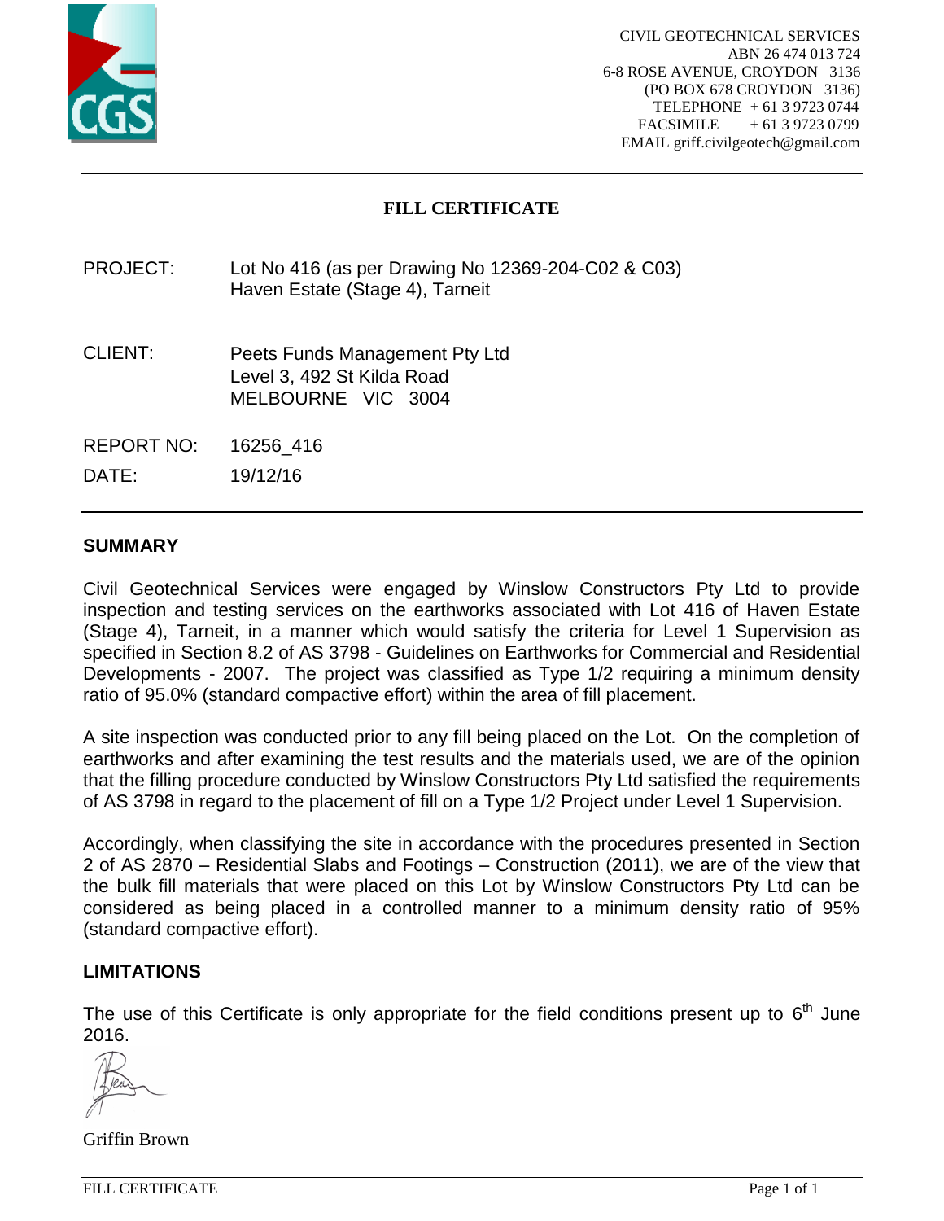CIVIL GEOTECHNICAL SERVICES
ABN 26 474 013 724
6-8 ROSE AVENUE, CROYDON 3136
(PO BOX 678 CROYDON 3136)
TELEPHONE + 61 3 9723 0744
FACSIMILE + 61 3 9723 0799
EMAIL griff.civilgeotech@gmail.com

# FILL CERTIFICATE

| | |
|---|---|
| PROJECT: | Lot No 416 (as per Drawing No 12369-204-C02 & C03)<br>Haven Estate (Stage 4), Tarneit |
| CLIENT: | Peets Funds Management Pty Ltd<br>Level 3, 492 St Kilda Road<br>MELBOURNE VIC 3004 |
| REPORT NO: | 16256_416 |
| DATE: | 19/12/16 |

## SUMMARY

Civil Geotechnical Services were engaged by Winslow Constructors Pty Ltd to provide inspection and testing services on the earthworks associated with Lot 416 of Haven Estate (Stage 4), Tarneit, in a manner which would satisfy the criteria for Level 1 Supervision as specified in Section 8.2 of AS 3798 - Guidelines on Earthworks for Commercial and Residential Developments - 2007. The project was classified as Type 1/2 requiring a minimum density ratio of 95.0% (standard compactive effort) within the area of fill placement.

A site inspection was conducted prior to any fill being placed on the Lot. On the completion of earthworks and after examining the test results and the materials used, we are of the opinion that the filling procedure conducted by Winslow Constructors Pty Ltd satisfied the requirements of AS 3798 in regard to the placement of fill on a Type 1/2 Project under Level 1 Supervision.

Accordingly, when classifying the site in accordance with the procedures presented in Section 2 of AS 2870 – Residential Slabs and Footings – Construction (2011), we are of the view that the bulk fill materials that were placed on this Lot by Winslow Constructors Pty Ltd can be considered as being placed in a controlled manner to a minimum density ratio of 95% (standard compactive effort).

## LIMITATIONS

The use of this Certificate is only appropriate for the field conditions present up to 6th June 2016.

Griffin Brown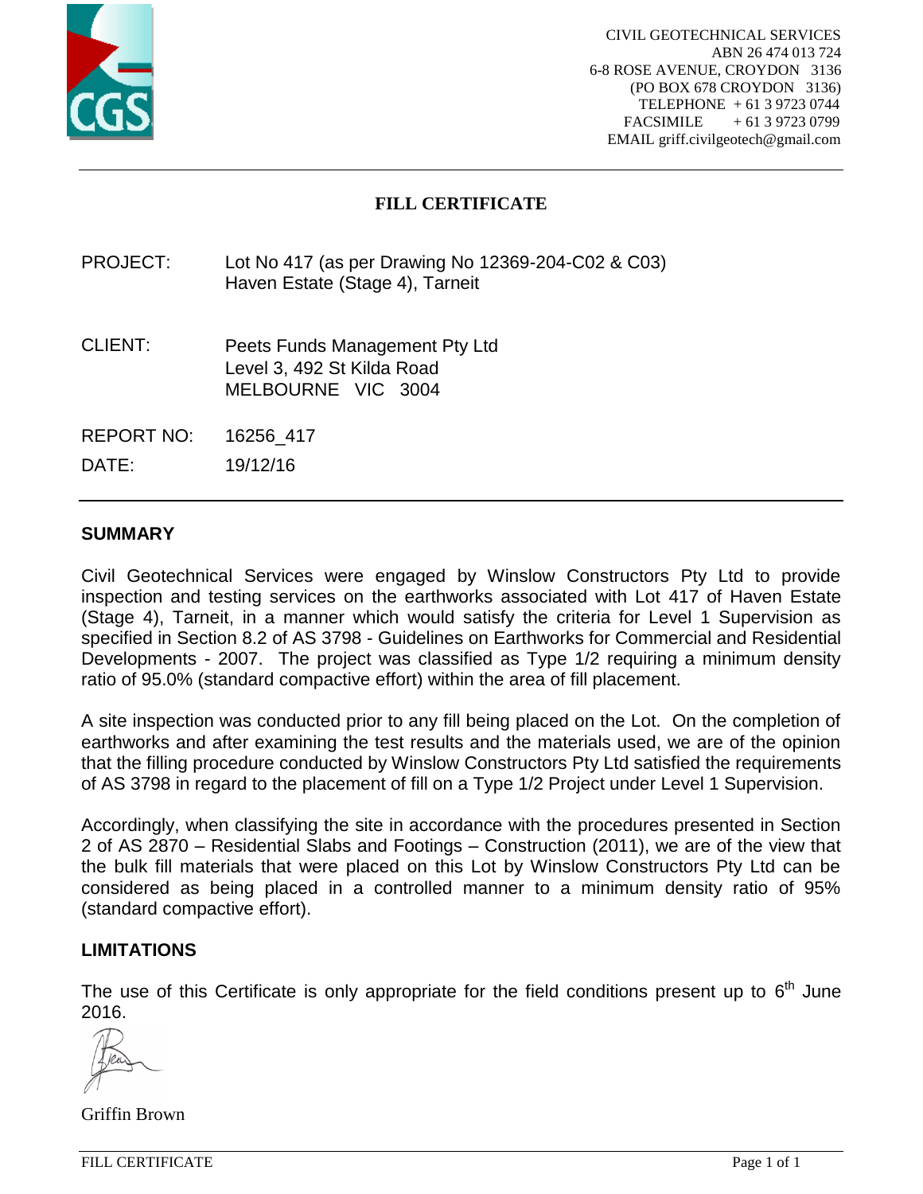CIVIL GEOTECHNICAL SERVICES
ABN 26 474 013 724
6-8 ROSE AVENUE, CROYDON 3136
(PO BOX 678 CROYDON 3136)
TELEPHONE + 61 3 9723 0744
FACSIMILE + 61 3 9723 0799
EMAIL griff.civilgeotech@gmail.com

# FILL CERTIFICATE

| | |
|---|---|
| PROJECT: | Lot No 417 (as per Drawing No 12369-204-C02 & C03)<br>Haven Estate (Stage 4), Tarneit |
| CLIENT: | Peets Funds Management Pty Ltd<br>Level 3, 492 St Kilda Road<br>MELBOURNE VIC 3004 |
| REPORT NO: | 16256_417 |
| DATE: | 19/12/16 |

## SUMMARY

Civil Geotechnical Services were engaged by Winslow Constructors Pty Ltd to provide inspection and testing services on the earthworks associated with Lot 417 of Haven Estate (Stage 4), Tarneit, in a manner which would satisfy the criteria for Level 1 Supervision as specified in Section 8.2 of AS 3798 - Guidelines on Earthworks for Commercial and Residential Developments - 2007. The project was classified as Type 1/2 requiring a minimum density ratio of 95.0% (standard compactive effort) within the area of fill placement.

A site inspection was conducted prior to any fill being placed on the Lot. On the completion of earthworks and after examining the test results and the materials used, we are of the opinion that the filling procedure conducted by Winslow Constructors Pty Ltd satisfied the requirements of AS 3798 in regard to the placement of fill on a Type 1/2 Project under Level 1 Supervision.

Accordingly, when classifying the site in accordance with the procedures presented in Section 2 of AS 2870 – Residential Slabs and Footings – Construction (2011), we are of the view that the bulk fill materials that were placed on this Lot by Winslow Constructors Pty Ltd can be considered as being placed in a controlled manner to a minimum density ratio of 95% (standard compactive effort).

## LIMITATIONS

The use of this Certificate is only appropriate for the field conditions present up to 6th June 2016.

Griffin Brown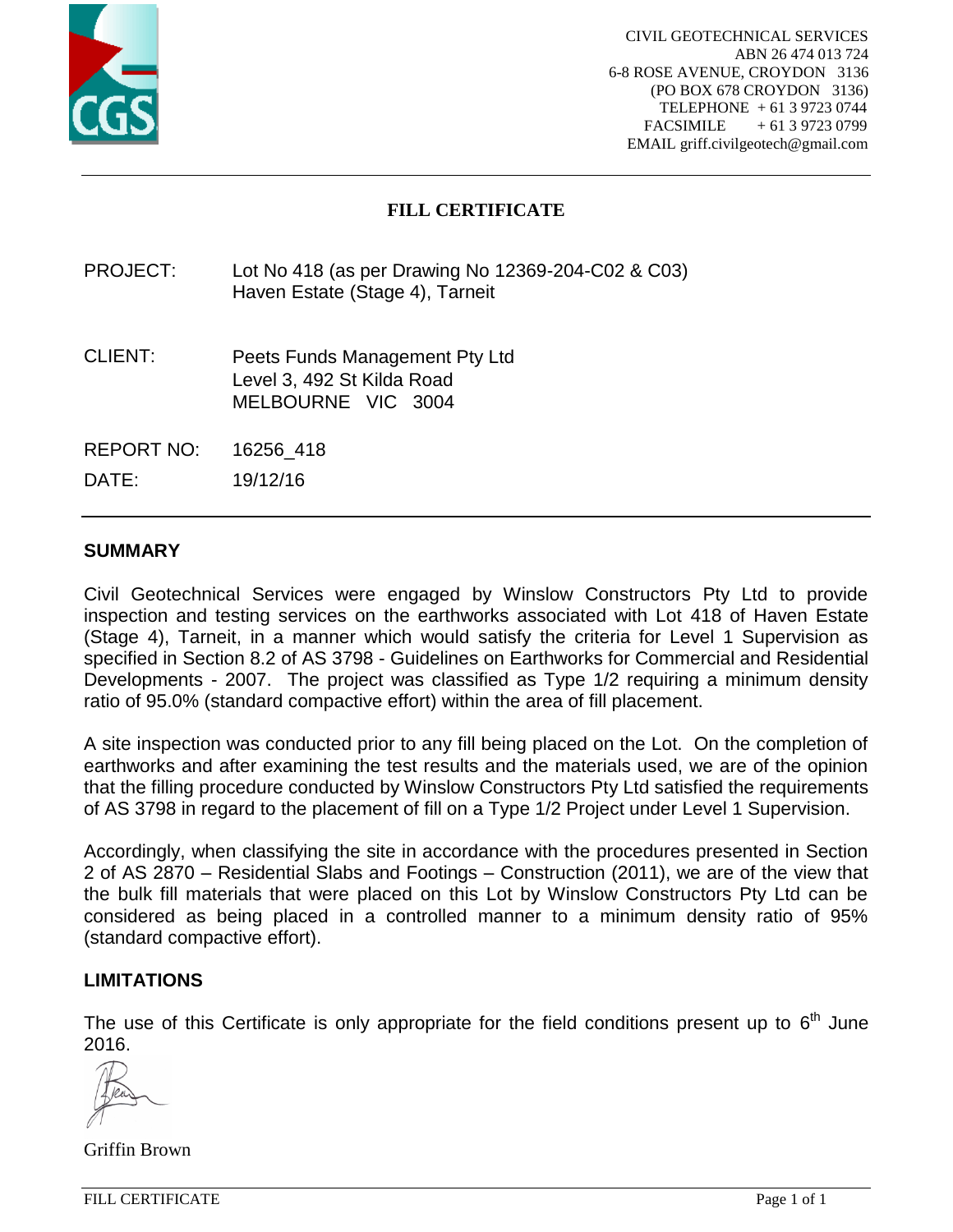CIVIL GEOTECHNICAL SERVICES
ABN 26 474 013 724
6-8 ROSE AVENUE, CROYDON 3136
(PO BOX 678 CROYDON 3136)
TELEPHONE + 61 3 9723 0744
FACSIMILE + 61 3 9723 0799
EMAIL griff.civilgeotech@gmail.com

# FILL CERTIFICATE

PROJECT: Lot No 418 (as per Drawing No 12369-204-C02 & C03)
Haven Estate (Stage 4), Tarneit

CLIENT: Peets Funds Management Pty Ltd
Level 3, 492 St Kilda Road
MELBOURNE VIC 3004

REPORT NO: 16256_418

DATE: 19/12/16

## SUMMARY

Civil Geotechnical Services were engaged by Winslow Constructors Pty Ltd to provide inspection and testing services on the earthworks associated with Lot 418 of Haven Estate (Stage 4), Tarneit, in a manner which would satisfy the criteria for Level 1 Supervision as specified in Section 8.2 of AS 3798 - Guidelines on Earthworks for Commercial and Residential Developments - 2007. The project was classified as Type 1/2 requiring a minimum density ratio of 95.0% (standard compactive effort) within the area of fill placement.

A site inspection was conducted prior to any fill being placed on the Lot. On the completion of earthworks and after examining the test results and the materials used, we are of the opinion that the filling procedure conducted by Winslow Constructors Pty Ltd satisfied the requirements of AS 3798 in regard to the placement of fill on a Type 1/2 Project under Level 1 Supervision.

Accordingly, when classifying the site in accordance with the procedures presented in Section 2 of AS 2870 – Residential Slabs and Footings – Construction (2011), we are of the view that the bulk fill materials that were placed on this Lot by Winslow Constructors Pty Ltd can be considered as being placed in a controlled manner to a minimum density ratio of 95% (standard compactive effort).

## LIMITATIONS

The use of this Certificate is only appropriate for the field conditions present up to 6th June 2016.

Griffin Brown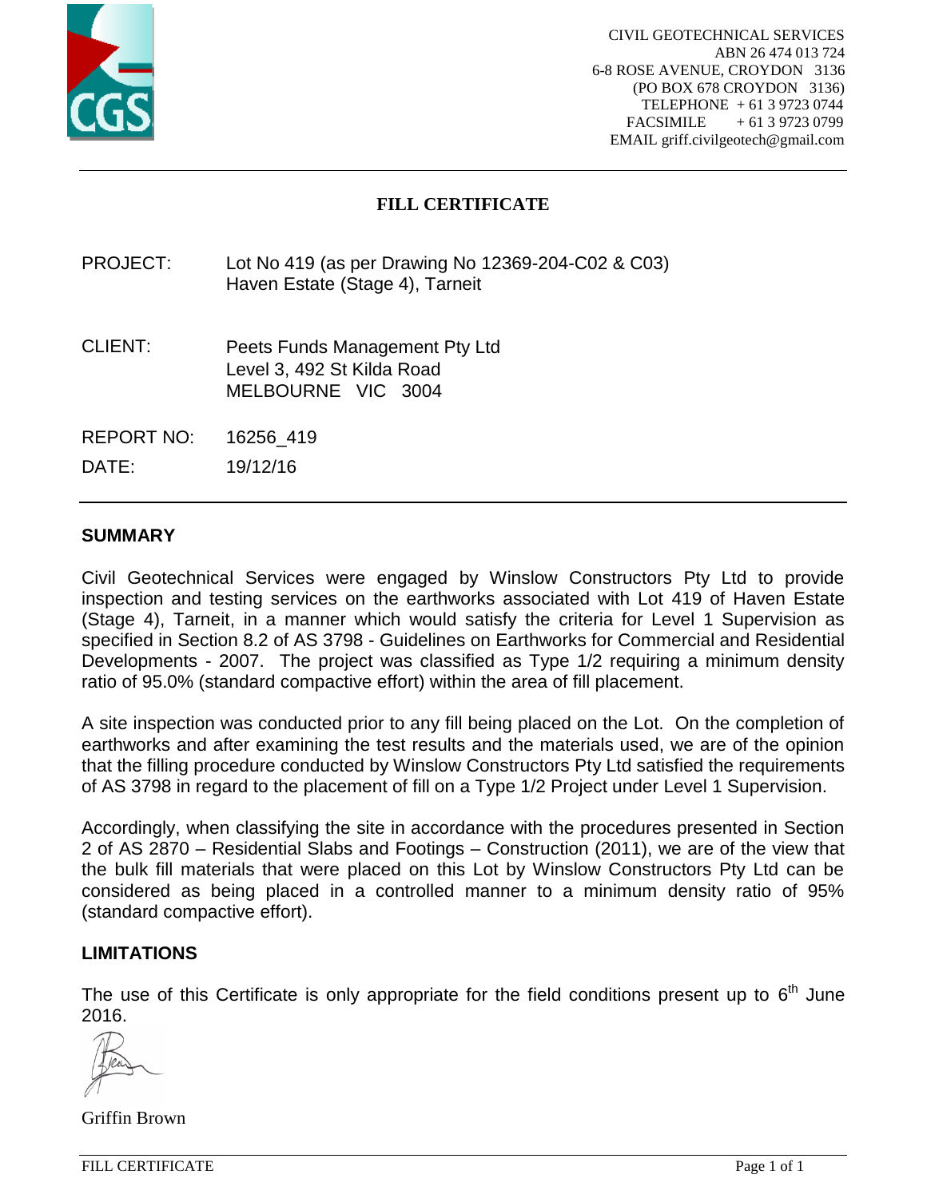CIVIL GEOTECHNICAL SERVICES
ABN 26 474 013 724
6-8 ROSE AVENUE, CROYDON 3136
(PO BOX 678 CROYDON 3136)
TELEPHONE + 61 3 9723 0744
FACSIMILE + 61 3 9723 0799
EMAIL griff.civilgeotech@gmail.com

# FILL CERTIFICATE

PROJECT: Lot No 419 (as per Drawing No 12369-204-C02 & C03)
Haven Estate (Stage 4), Tarneit

CLIENT: Peets Funds Management Pty Ltd
Level 3, 492 St Kilda Road
MELBOURNE VIC 3004

REPORT NO: 16256_419

DATE: 19/12/16

## SUMMARY

Civil Geotechnical Services were engaged by Winslow Constructors Pty Ltd to provide inspection and testing services on the earthworks associated with Lot 419 of Haven Estate (Stage 4), Tarneit, in a manner which would satisfy the criteria for Level 1 Supervision as specified in Section 8.2 of AS 3798 - Guidelines on Earthworks for Commercial and Residential Developments - 2007. The project was classified as Type 1/2 requiring a minimum density ratio of 95.0% (standard compactive effort) within the area of fill placement.

A site inspection was conducted prior to any fill being placed on the Lot. On the completion of earthworks and after examining the test results and the materials used, we are of the opinion that the filling procedure conducted by Winslow Constructors Pty Ltd satisfied the requirements of AS 3798 in regard to the placement of fill on a Type 1/2 Project under Level 1 Supervision.

Accordingly, when classifying the site in accordance with the procedures presented in Section 2 of AS 2870 – Residential Slabs and Footings – Construction (2011), we are of the view that the bulk fill materials that were placed on this Lot by Winslow Constructors Pty Ltd can be considered as being placed in a controlled manner to a minimum density ratio of 95% (standard compactive effort).

## LIMITATIONS

The use of this Certificate is only appropriate for the field conditions present up to 6th June 2016.

Griffin Brown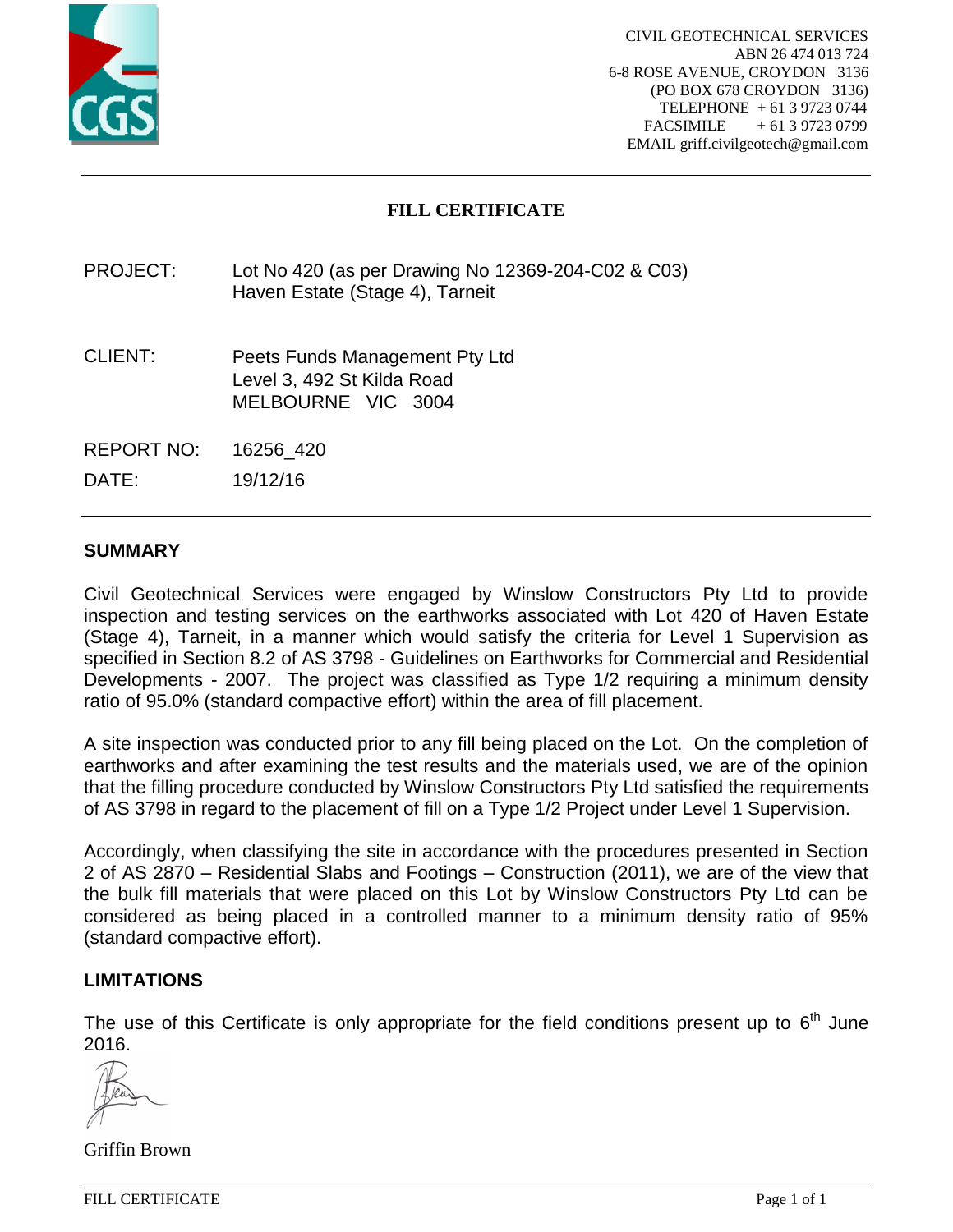CIVIL GEOTECHNICAL SERVICES
ABN 26 474 013 724
6-8 ROSE AVENUE, CROYDON 3136
(PO BOX 678 CROYDON 3136)
TELEPHONE + 61 3 9723 0744
FACSIMILE + 61 3 9723 0799
EMAIL griff.civilgeotech@gmail.com

# FILL CERTIFICATE

| | |
|---|---|
| PROJECT: | Lot No 420 (as per Drawing No 12369-204-C02 & C03)<br>Haven Estate (Stage 4), Tarneit |
| CLIENT: | Peets Funds Management Pty Ltd<br>Level 3, 492 St Kilda Road<br>MELBOURNE VIC 3004 |
| REPORT NO: | 16256_420 |
| DATE: | 19/12/16 |

## SUMMARY

Civil Geotechnical Services were engaged by Winslow Constructors Pty Ltd to provide inspection and testing services on the earthworks associated with Lot 420 of Haven Estate (Stage 4), Tarneit, in a manner which would satisfy the criteria for Level 1 Supervision as specified in Section 8.2 of AS 3798 - Guidelines on Earthworks for Commercial and Residential Developments - 2007. The project was classified as Type 1/2 requiring a minimum density ratio of 95.0% (standard compactive effort) within the area of fill placement.

A site inspection was conducted prior to any fill being placed on the Lot. On the completion of earthworks and after examining the test results and the materials used, we are of the opinion that the filling procedure conducted by Winslow Constructors Pty Ltd satisfied the requirements of AS 3798 in regard to the placement of fill on a Type 1/2 Project under Level 1 Supervision.

Accordingly, when classifying the site in accordance with the procedures presented in Section 2 of AS 2870 – Residential Slabs and Footings – Construction (2011), we are of the view that the bulk fill materials that were placed on this Lot by Winslow Constructors Pty Ltd can be considered as being placed in a controlled manner to a minimum density ratio of 95% (standard compactive effort).

## LIMITATIONS

The use of this Certificate is only appropriate for the field conditions present up to 6th June 2016.

Griffin Brown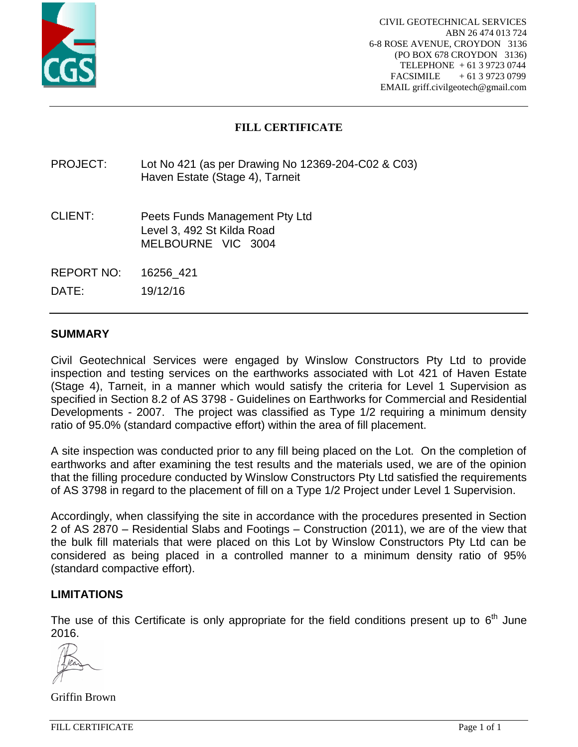CIVIL GEOTECHNICAL SERVICES
ABN 26 474 013 724
6-8 ROSE AVENUE, CROYDON 3136
(PO BOX 678 CROYDON 3136)
TELEPHONE + 61 3 9723 0744
FACSIMILE + 61 3 9723 0799
EMAIL griff.civilgeotech@gmail.com

# FILL CERTIFICATE

PROJECT: Lot No 421 (as per Drawing No 12369-204-C02 & C03)
Haven Estate (Stage 4), Tarneit

CLIENT: Peets Funds Management Pty Ltd
Level 3, 492 St Kilda Road
MELBOURNE VIC 3004

REPORT NO: 16256_421

DATE: 19/12/16

## SUMMARY

Civil Geotechnical Services were engaged by Winslow Constructors Pty Ltd to provide inspection and testing services on the earthworks associated with Lot 421 of Haven Estate (Stage 4), Tarneit, in a manner which would satisfy the criteria for Level 1 Supervision as specified in Section 8.2 of AS 3798 - Guidelines on Earthworks for Commercial and Residential Developments - 2007. The project was classified as Type 1/2 requiring a minimum density ratio of 95.0% (standard compactive effort) within the area of fill placement.

A site inspection was conducted prior to any fill being placed on the Lot. On the completion of earthworks and after examining the test results and the materials used, we are of the opinion that the filling procedure conducted by Winslow Constructors Pty Ltd satisfied the requirements of AS 3798 in regard to the placement of fill on a Type 1/2 Project under Level 1 Supervision.

Accordingly, when classifying the site in accordance with the procedures presented in Section 2 of AS 2870 – Residential Slabs and Footings – Construction (2011), we are of the view that the bulk fill materials that were placed on this Lot by Winslow Constructors Pty Ltd can be considered as being placed in a controlled manner to a minimum density ratio of 95% (standard compactive effort).

## LIMITATIONS

The use of this Certificate is only appropriate for the field conditions present up to 6th June 2016.

Griffin Brown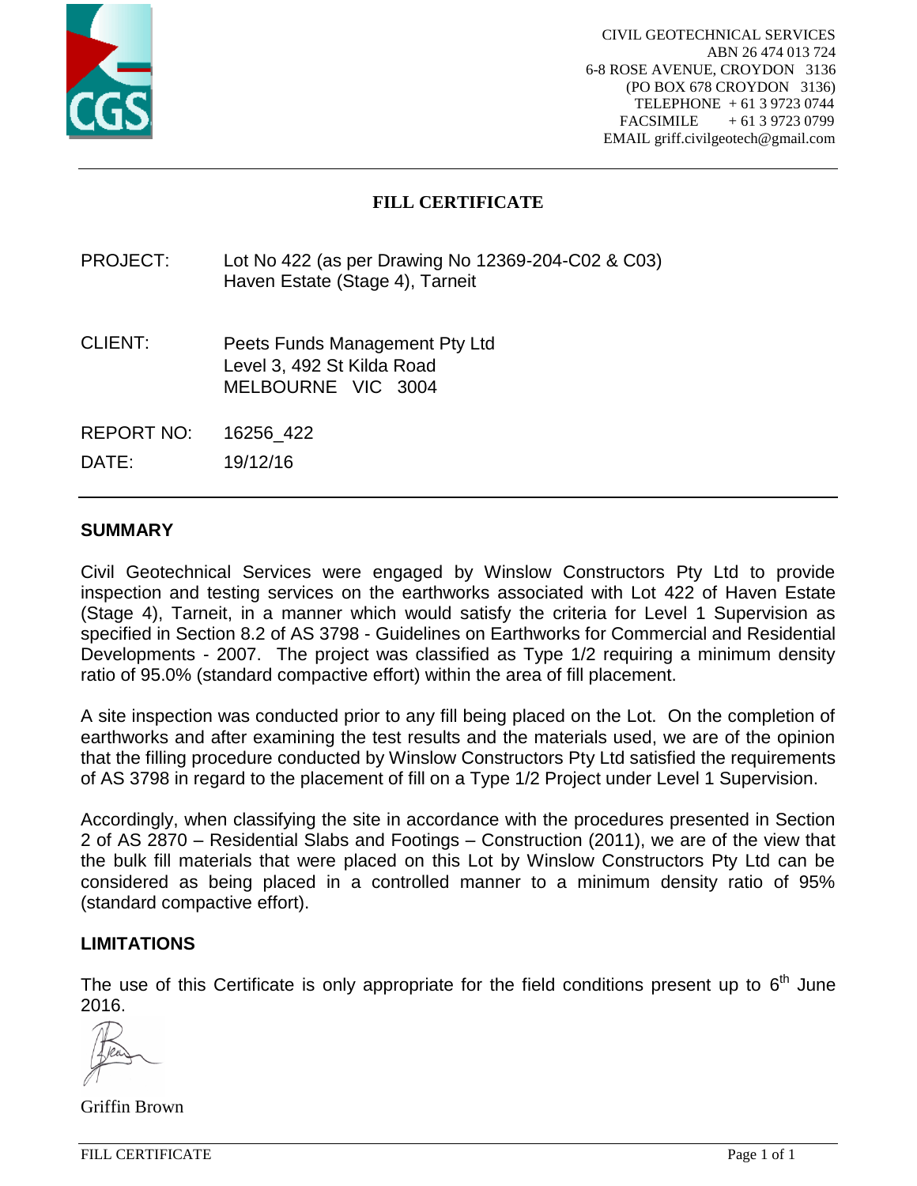CIVIL GEOTECHNICAL SERVICES
ABN 26 474 013 724
6-8 ROSE AVENUE, CROYDON 3136
(PO BOX 678 CROYDON 3136)
TELEPHONE + 61 3 9723 0744
FACSIMILE + 61 3 9723 0799
EMAIL griff.civilgeotech@gmail.com

# FILL CERTIFICATE

PROJECT: Lot No 422 (as per Drawing No 12369-204-C02 & C03)
Haven Estate (Stage 4), Tarneit

CLIENT: Peets Funds Management Pty Ltd
Level 3, 492 St Kilda Road
MELBOURNE VIC 3004

REPORT NO: 16256_422

DATE: 19/12/16

## SUMMARY

Civil Geotechnical Services were engaged by Winslow Constructors Pty Ltd to provide inspection and testing services on the earthworks associated with Lot 422 of Haven Estate (Stage 4), Tarneit, in a manner which would satisfy the criteria for Level 1 Supervision as specified in Section 8.2 of AS 3798 - Guidelines on Earthworks for Commercial and Residential Developments - 2007. The project was classified as Type 1/2 requiring a minimum density ratio of 95.0% (standard compactive effort) within the area of fill placement.

A site inspection was conducted prior to any fill being placed on the Lot. On the completion of earthworks and after examining the test results and the materials used, we are of the opinion that the filling procedure conducted by Winslow Constructors Pty Ltd satisfied the requirements of AS 3798 in regard to the placement of fill on a Type 1/2 Project under Level 1 Supervision.

Accordingly, when classifying the site in accordance with the procedures presented in Section 2 of AS 2870 – Residential Slabs and Footings – Construction (2011), we are of the view that the bulk fill materials that were placed on this Lot by Winslow Constructors Pty Ltd can be considered as being placed in a controlled manner to a minimum density ratio of 95% (standard compactive effort).

## LIMITATIONS

The use of this Certificate is only appropriate for the field conditions present up to 6th June 2016.

Griffin Brown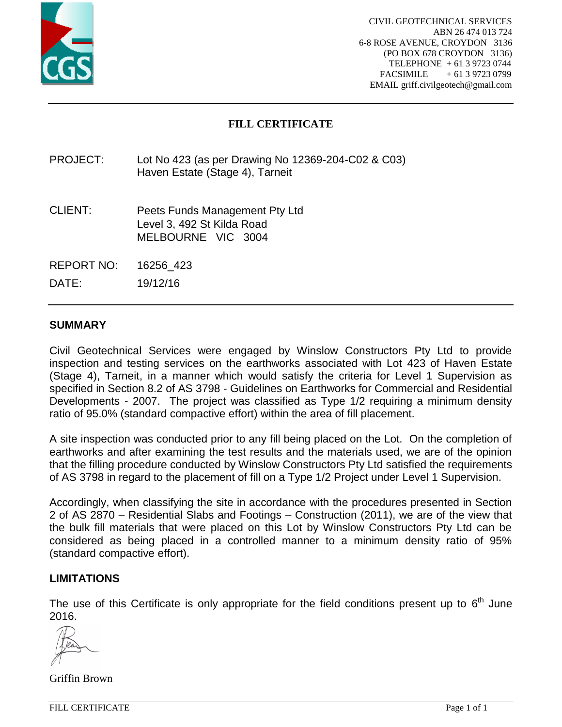CIVIL GEOTECHNICAL SERVICES
ABN 26 474 013 724
6-8 ROSE AVENUE, CROYDON 3136
(PO BOX 678 CROYDON 3136)
TELEPHONE + 61 3 9723 0744
FACSIMILE + 61 3 9723 0799
EMAIL griff.civilgeotech@gmail.com

# FILL CERTIFICATE

PROJECT: Lot No 423 (as per Drawing No 12369-204-C02 & C03)
Haven Estate (Stage 4), Tarneit

CLIENT: Peets Funds Management Pty Ltd
Level 3, 492 St Kilda Road
MELBOURNE VIC 3004

REPORT NO: 16256_423

DATE: 19/12/16

## SUMMARY

Civil Geotechnical Services were engaged by Winslow Constructors Pty Ltd to provide inspection and testing services on the earthworks associated with Lot 423 of Haven Estate (Stage 4), Tarneit, in a manner which would satisfy the criteria for Level 1 Supervision as specified in Section 8.2 of AS 3798 - Guidelines on Earthworks for Commercial and Residential Developments - 2007. The project was classified as Type 1/2 requiring a minimum density ratio of 95.0% (standard compactive effort) within the area of fill placement.

A site inspection was conducted prior to any fill being placed on the Lot. On the completion of earthworks and after examining the test results and the materials used, we are of the opinion that the filling procedure conducted by Winslow Constructors Pty Ltd satisfied the requirements of AS 3798 in regard to the placement of fill on a Type 1/2 Project under Level 1 Supervision.

Accordingly, when classifying the site in accordance with the procedures presented in Section 2 of AS 2870 – Residential Slabs and Footings – Construction (2011), we are of the view that the bulk fill materials that were placed on this Lot by Winslow Constructors Pty Ltd can be considered as being placed in a controlled manner to a minimum density ratio of 95% (standard compactive effort).

## LIMITATIONS

The use of this Certificate is only appropriate for the field conditions present up to 6th June 2016.

Griffin Brown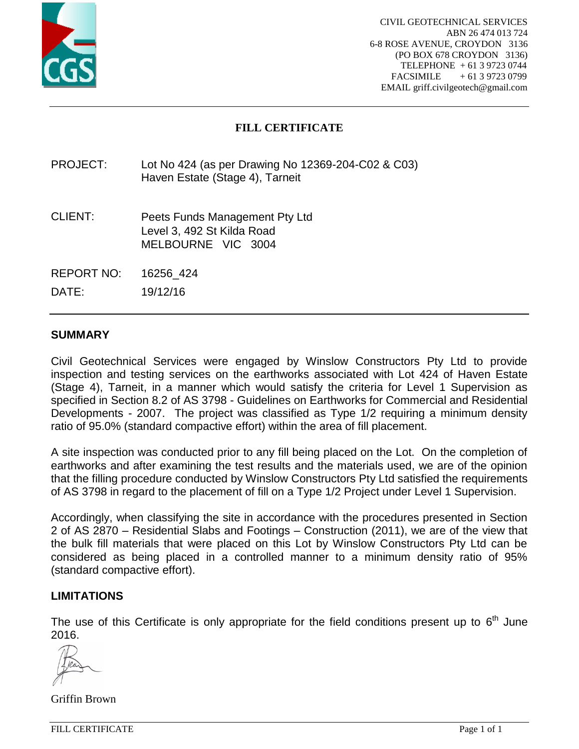CIVIL GEOTECHNICAL SERVICES
ABN 26 474 013 724
6-8 ROSE AVENUE, CROYDON 3136
(PO BOX 678 CROYDON 3136)
TELEPHONE + 61 3 9723 0744
FACSIMILE + 61 3 9723 0799
EMAIL griff.civilgeotech@gmail.com

# FILL CERTIFICATE

PROJECT: Lot No 424 (as per Drawing No 12369-204-C02 & C03)
Haven Estate (Stage 4), Tarneit

CLIENT: Peets Funds Management Pty Ltd
Level 3, 492 St Kilda Road
MELBOURNE VIC 3004

REPORT NO: 16256_424

DATE: 19/12/16

## SUMMARY

Civil Geotechnical Services were engaged by Winslow Constructors Pty Ltd to provide inspection and testing services on the earthworks associated with Lot 424 of Haven Estate (Stage 4), Tarneit, in a manner which would satisfy the criteria for Level 1 Supervision as specified in Section 8.2 of AS 3798 - Guidelines on Earthworks for Commercial and Residential Developments - 2007. The project was classified as Type 1/2 requiring a minimum density ratio of 95.0% (standard compactive effort) within the area of fill placement.

A site inspection was conducted prior to any fill being placed on the Lot. On the completion of earthworks and after examining the test results and the materials used, we are of the opinion that the filling procedure conducted by Winslow Constructors Pty Ltd satisfied the requirements of AS 3798 in regard to the placement of fill on a Type 1/2 Project under Level 1 Supervision.

Accordingly, when classifying the site in accordance with the procedures presented in Section 2 of AS 2870 – Residential Slabs and Footings – Construction (2011), we are of the view that the bulk fill materials that were placed on this Lot by Winslow Constructors Pty Ltd can be considered as being placed in a controlled manner to a minimum density ratio of 95% (standard compactive effort).

## LIMITATIONS

The use of this Certificate is only appropriate for the field conditions present up to 6th June 2016.

Griffin Brown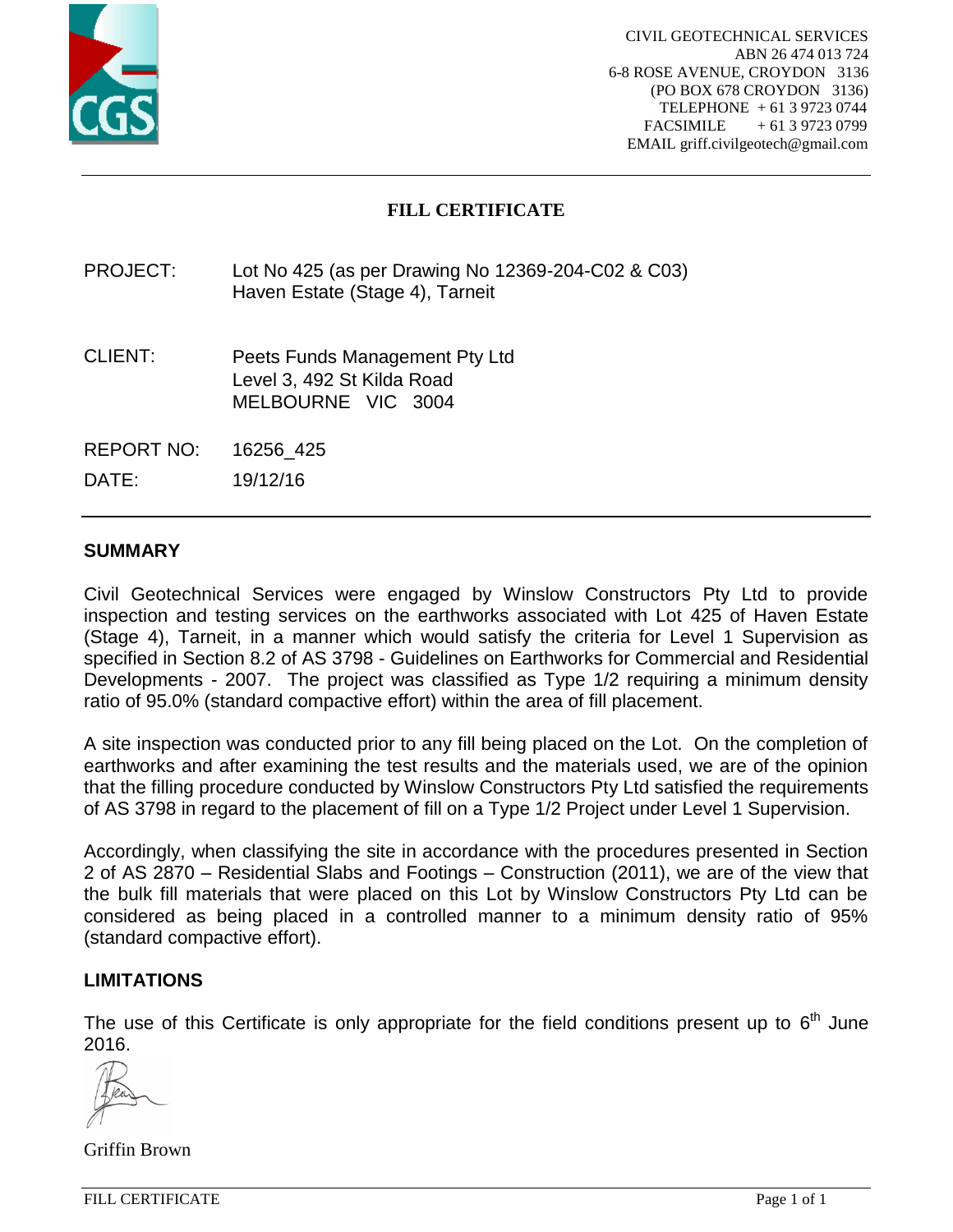CIVIL GEOTECHNICAL SERVICES
ABN 26 474 013 724
6-8 ROSE AVENUE, CROYDON 3136
(PO BOX 678 CROYDON 3136)
TELEPHONE + 61 3 9723 0744
FACSIMILE + 61 3 9723 0799
EMAIL griff.civilgeotech@gmail.com

# FILL CERTIFICATE

PROJECT: Lot No 425 (as per Drawing No 12369-204-C02 & C03)
Haven Estate (Stage 4), Tarneit

CLIENT: Peets Funds Management Pty Ltd
Level 3, 492 St Kilda Road
MELBOURNE VIC 3004

REPORT NO: 16256_425

DATE: 19/12/16

## SUMMARY

Civil Geotechnical Services were engaged by Winslow Constructors Pty Ltd to provide inspection and testing services on the earthworks associated with Lot 425 of Haven Estate (Stage 4), Tarneit, in a manner which would satisfy the criteria for Level 1 Supervision as specified in Section 8.2 of AS 3798 - Guidelines on Earthworks for Commercial and Residential Developments - 2007. The project was classified as Type 1/2 requiring a minimum density ratio of 95.0% (standard compactive effort) within the area of fill placement.

A site inspection was conducted prior to any fill being placed on the Lot. On the completion of earthworks and after examining the test results and the materials used, we are of the opinion that the filling procedure conducted by Winslow Constructors Pty Ltd satisfied the requirements of AS 3798 in regard to the placement of fill on a Type 1/2 Project under Level 1 Supervision.

Accordingly, when classifying the site in accordance with the procedures presented in Section 2 of AS 2870 – Residential Slabs and Footings – Construction (2011), we are of the view that the bulk fill materials that were placed on this Lot by Winslow Constructors Pty Ltd can be considered as being placed in a controlled manner to a minimum density ratio of 95% (standard compactive effort).

## LIMITATIONS

The use of this Certificate is only appropriate for the field conditions present up to 6th June 2016.

Griffin Brown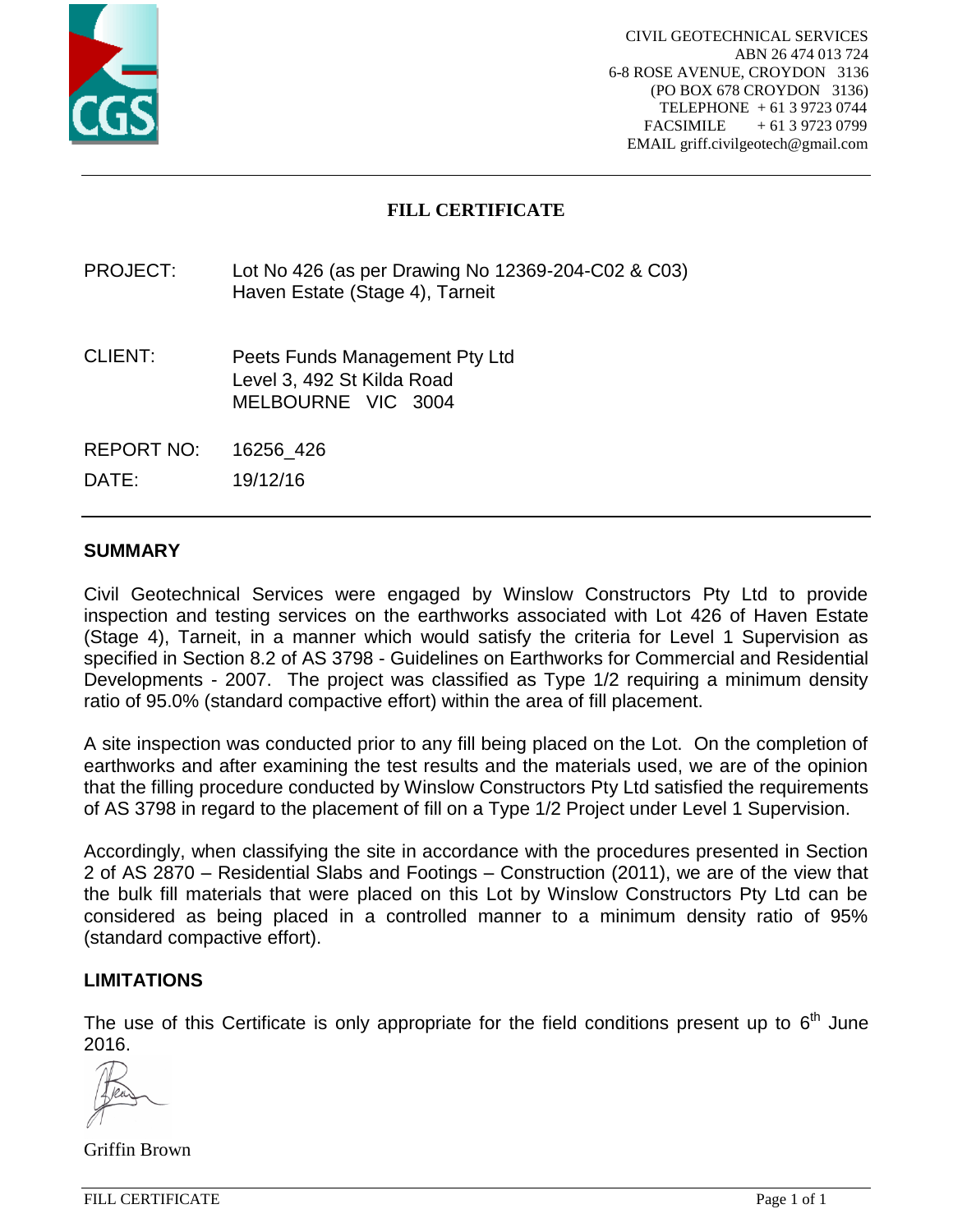CIVIL GEOTECHNICAL SERVICES
ABN 26 474 013 724
6-8 ROSE AVENUE, CROYDON 3136
(PO BOX 678 CROYDON 3136)
TELEPHONE + 61 3 9723 0744
FACSIMILE + 61 3 9723 0799
EMAIL griff.civilgeotech@gmail.com

# FILL CERTIFICATE

PROJECT: Lot No 426 (as per Drawing No 12369-204-C02 & C03)
Haven Estate (Stage 4), Tarneit

CLIENT: Peets Funds Management Pty Ltd
Level 3, 492 St Kilda Road
MELBOURNE VIC 3004

REPORT NO: 16256_426

DATE: 19/12/16

## SUMMARY

Civil Geotechnical Services were engaged by Winslow Constructors Pty Ltd to provide inspection and testing services on the earthworks associated with Lot 426 of Haven Estate (Stage 4), Tarneit, in a manner which would satisfy the criteria for Level 1 Supervision as specified in Section 8.2 of AS 3798 - Guidelines on Earthworks for Commercial and Residential Developments - 2007. The project was classified as Type 1/2 requiring a minimum density ratio of 95.0% (standard compactive effort) within the area of fill placement.

A site inspection was conducted prior to any fill being placed on the Lot. On the completion of earthworks and after examining the test results and the materials used, we are of the opinion that the filling procedure conducted by Winslow Constructors Pty Ltd satisfied the requirements of AS 3798 in regard to the placement of fill on a Type 1/2 Project under Level 1 Supervision.

Accordingly, when classifying the site in accordance with the procedures presented in Section 2 of AS 2870 – Residential Slabs and Footings – Construction (2011), we are of the view that the bulk fill materials that were placed on this Lot by Winslow Constructors Pty Ltd can be considered as being placed in a controlled manner to a minimum density ratio of 95% (standard compactive effort).

## LIMITATIONS

The use of this Certificate is only appropriate for the field conditions present up to 6th June 2016.

Griffin Brown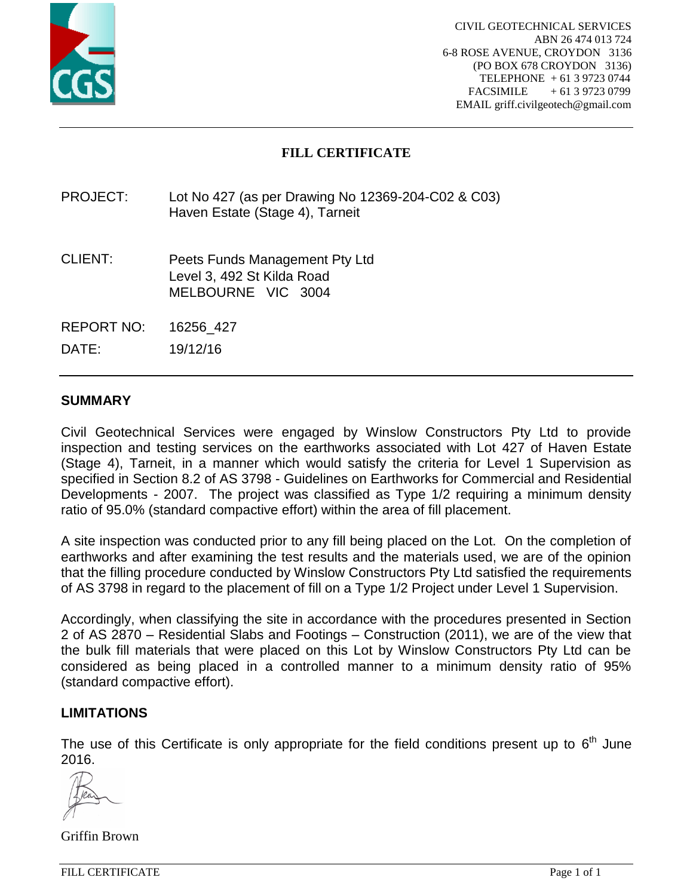CIVIL GEOTECHNICAL SERVICES
ABN 26 474 013 724
6-8 ROSE AVENUE, CROYDON 3136
(PO BOX 678 CROYDON 3136)
TELEPHONE + 61 3 9723 0744
FACSIMILE + 61 3 9723 0799
EMAIL griff.civilgeotech@gmail.com

# FILL CERTIFICATE

PROJECT: Lot No 427 (as per Drawing No 12369-204-C02 & C03)
Haven Estate (Stage 4), Tarneit

CLIENT: Peets Funds Management Pty Ltd
Level 3, 492 St Kilda Road
MELBOURNE VIC 3004

REPORT NO: 16256_427

DATE: 19/12/16

## SUMMARY

Civil Geotechnical Services were engaged by Winslow Constructors Pty Ltd to provide inspection and testing services on the earthworks associated with Lot 427 of Haven Estate (Stage 4), Tarneit, in a manner which would satisfy the criteria for Level 1 Supervision as specified in Section 8.2 of AS 3798 - Guidelines on Earthworks for Commercial and Residential Developments - 2007. The project was classified as Type 1/2 requiring a minimum density ratio of 95.0% (standard compactive effort) within the area of fill placement.

A site inspection was conducted prior to any fill being placed on the Lot. On the completion of earthworks and after examining the test results and the materials used, we are of the opinion that the filling procedure conducted by Winslow Constructors Pty Ltd satisfied the requirements of AS 3798 in regard to the placement of fill on a Type 1/2 Project under Level 1 Supervision.

Accordingly, when classifying the site in accordance with the procedures presented in Section 2 of AS 2870 – Residential Slabs and Footings – Construction (2011), we are of the view that the bulk fill materials that were placed on this Lot by Winslow Constructors Pty Ltd can be considered as being placed in a controlled manner to a minimum density ratio of 95% (standard compactive effort).

## LIMITATIONS

The use of this Certificate is only appropriate for the field conditions present up to 6th June 2016.

Griffin Brown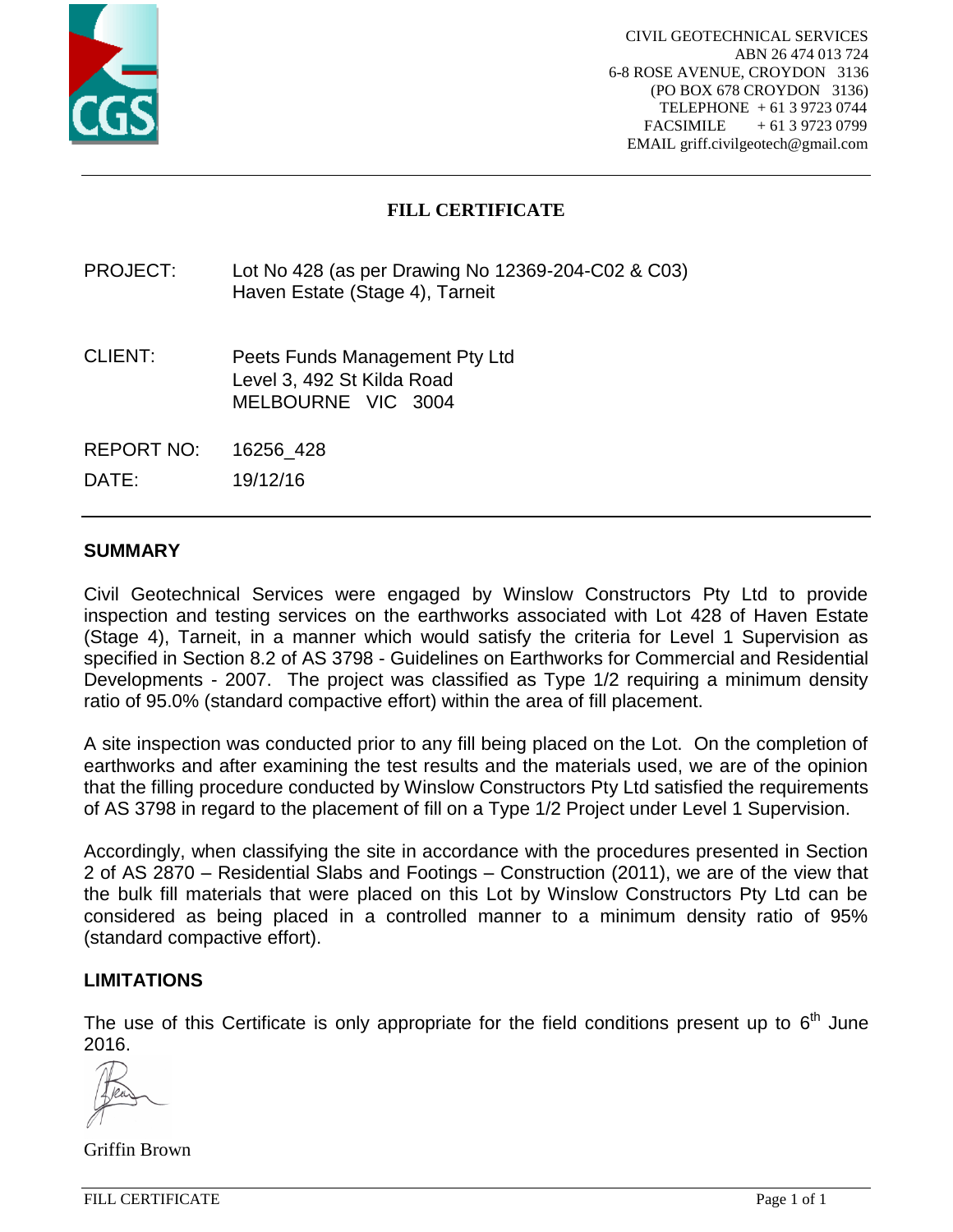CIVIL GEOTECHNICAL SERVICES
ABN 26 474 013 724
6-8 ROSE AVENUE, CROYDON 3136
(PO BOX 678 CROYDON 3136)
TELEPHONE + 61 3 9723 0744
FACSIMILE + 61 3 9723 0799
EMAIL griff.civilgeotech@gmail.com

---

# FILL CERTIFICATE

PROJECT: Lot No 428 (as per Drawing No 12369-204-C02 & C03)
Haven Estate (Stage 4), Tarneit

CLIENT: Peets Funds Management Pty Ltd
Level 3, 492 St Kilda Road
MELBOURNE VIC 3004

REPORT NO: 16256_428

DATE: 19/12/16

---

## SUMMARY

Civil Geotechnical Services were engaged by Winslow Constructors Pty Ltd to provide inspection and testing services on the earthworks associated with Lot 428 of Haven Estate (Stage 4), Tarneit, in a manner which would satisfy the criteria for Level 1 Supervision as specified in Section 8.2 of AS 3798 - Guidelines on Earthworks for Commercial and Residential Developments - 2007. The project was classified as Type 1/2 requiring a minimum density ratio of 95.0% (standard compactive effort) within the area of fill placement.

A site inspection was conducted prior to any fill being placed on the Lot. On the completion of earthworks and after examining the test results and the materials used, we are of the opinion that the filling procedure conducted by Winslow Constructors Pty Ltd satisfied the requirements of AS 3798 in regard to the placement of fill on a Type 1/2 Project under Level 1 Supervision.

Accordingly, when classifying the site in accordance with the procedures presented in Section 2 of AS 2870 – Residential Slabs and Footings – Construction (2011), we are of the view that the bulk fill materials that were placed on this Lot by Winslow Constructors Pty Ltd can be considered as being placed in a controlled manner to a minimum density ratio of 95% (standard compactive effort).

## LIMITATIONS

The use of this Certificate is only appropriate for the field conditions present up to 6th June 2016.

Griffin Brown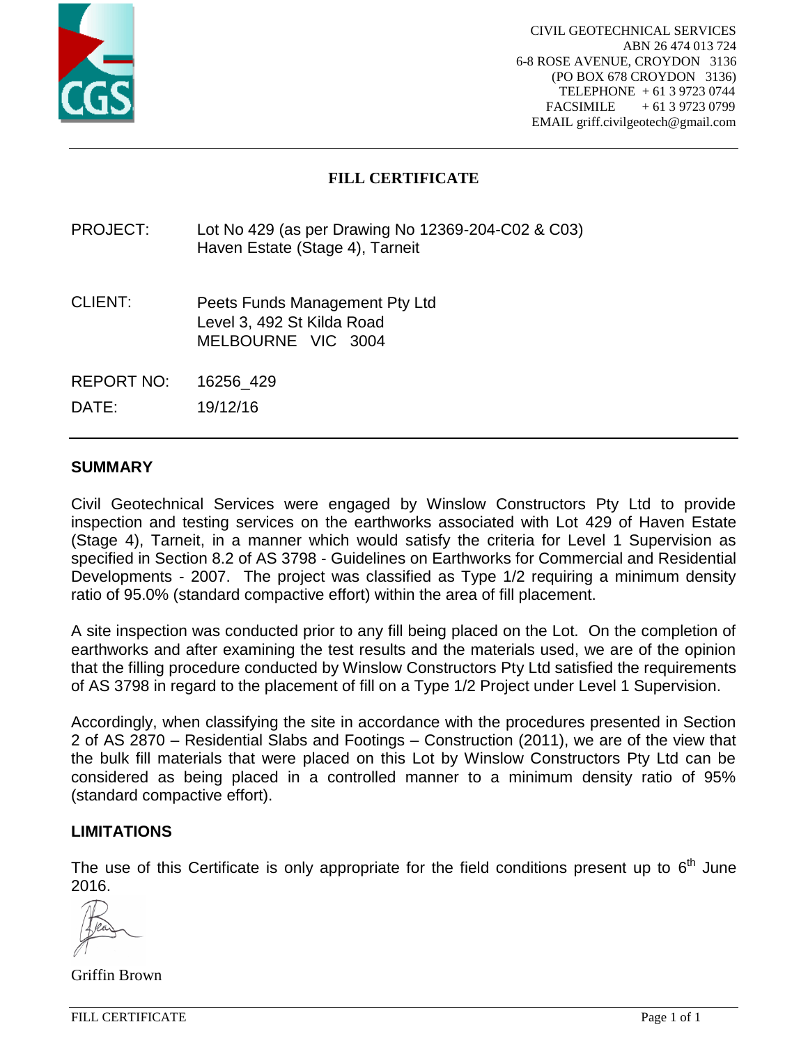CIVIL GEOTECHNICAL SERVICES
ABN 26 474 013 724
6-8 ROSE AVENUE, CROYDON 3136
(PO BOX 678 CROYDON 3136)
TELEPHONE + 61 3 9723 0744
FACSIMILE + 61 3 9723 0799
EMAIL griff.civilgeotech@gmail.com

# FILL CERTIFICATE

PROJECT: Lot No 429 (as per Drawing No 12369-204-C02 & C03)
Haven Estate (Stage 4), Tarneit

CLIENT: Peets Funds Management Pty Ltd
Level 3, 492 St Kilda Road
MELBOURNE VIC 3004

REPORT NO: 16256_429

DATE: 19/12/16

## SUMMARY

Civil Geotechnical Services were engaged by Winslow Constructors Pty Ltd to provide inspection and testing services on the earthworks associated with Lot 429 of Haven Estate (Stage 4), Tarneit, in a manner which would satisfy the criteria for Level 1 Supervision as specified in Section 8.2 of AS 3798 - Guidelines on Earthworks for Commercial and Residential Developments - 2007. The project was classified as Type 1/2 requiring a minimum density ratio of 95.0% (standard compactive effort) within the area of fill placement.

A site inspection was conducted prior to any fill being placed on the Lot. On the completion of earthworks and after examining the test results and the materials used, we are of the opinion that the filling procedure conducted by Winslow Constructors Pty Ltd satisfied the requirements of AS 3798 in regard to the placement of fill on a Type 1/2 Project under Level 1 Supervision.

Accordingly, when classifying the site in accordance with the procedures presented in Section 2 of AS 2870 – Residential Slabs and Footings – Construction (2011), we are of the view that the bulk fill materials that were placed on this Lot by Winslow Constructors Pty Ltd can be considered as being placed in a controlled manner to a minimum density ratio of 95% (standard compactive effort).

## LIMITATIONS

The use of this Certificate is only appropriate for the field conditions present up to 6th June 2016.

Griffin Brown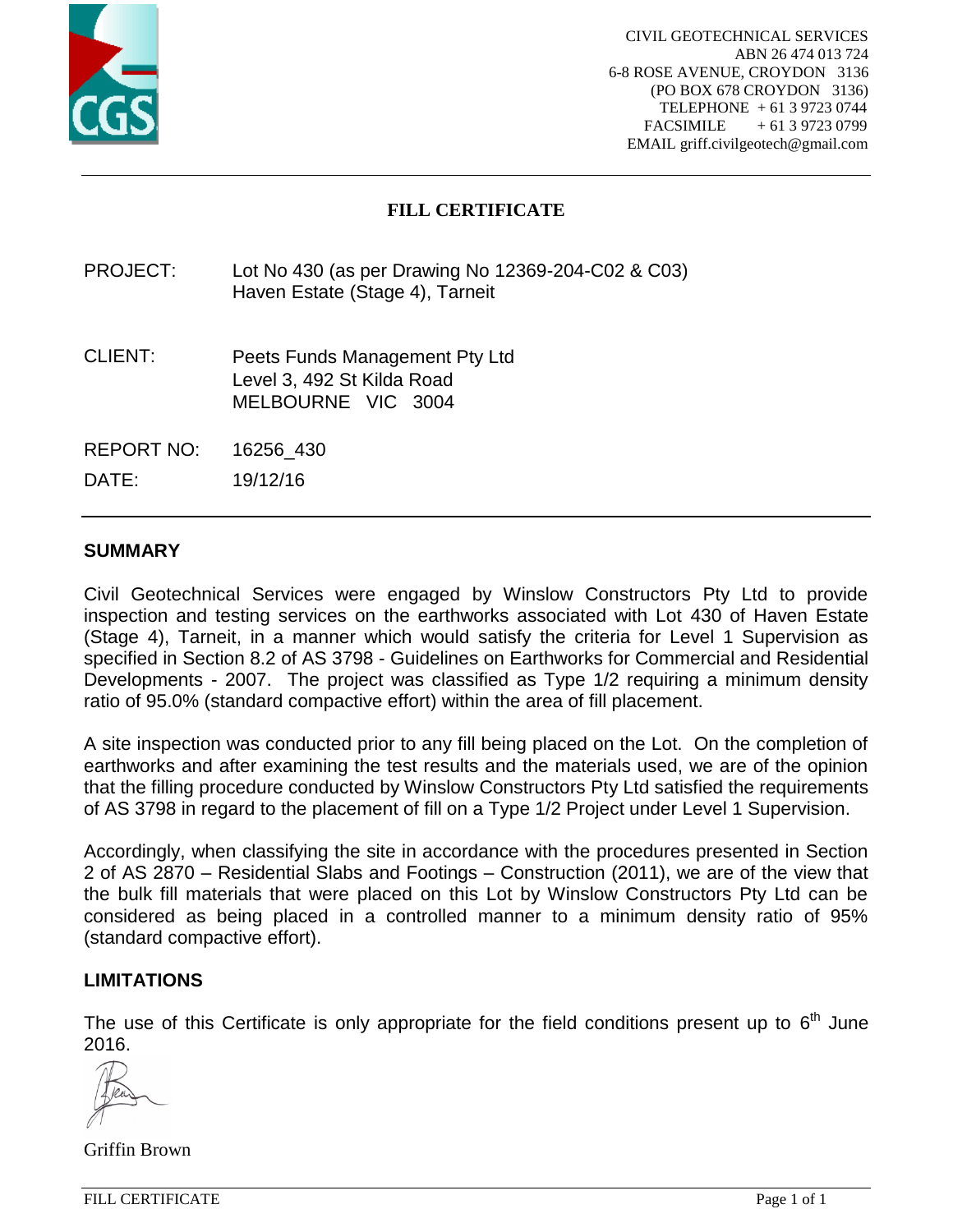CIVIL GEOTECHNICAL SERVICES
ABN 26 474 013 724
6-8 ROSE AVENUE, CROYDON 3136
(PO BOX 678 CROYDON 3136)
TELEPHONE + 61 3 9723 0744
FACSIMILE + 61 3 9723 0799
EMAIL griff.civilgeotech@gmail.com

# FILL CERTIFICATE

PROJECT: Lot No 430 (as per Drawing No 12369-204-C02 & C03)
Haven Estate (Stage 4), Tarneit

CLIENT: Peets Funds Management Pty Ltd
Level 3, 492 St Kilda Road
MELBOURNE VIC 3004

REPORT NO: 16256_430

DATE: 19/12/16

## SUMMARY

Civil Geotechnical Services were engaged by Winslow Constructors Pty Ltd to provide inspection and testing services on the earthworks associated with Lot 430 of Haven Estate (Stage 4), Tarneit, in a manner which would satisfy the criteria for Level 1 Supervision as specified in Section 8.2 of AS 3798 - Guidelines on Earthworks for Commercial and Residential Developments - 2007. The project was classified as Type 1/2 requiring a minimum density ratio of 95.0% (standard compactive effort) within the area of fill placement.

A site inspection was conducted prior to any fill being placed on the Lot. On the completion of earthworks and after examining the test results and the materials used, we are of the opinion that the filling procedure conducted by Winslow Constructors Pty Ltd satisfied the requirements of AS 3798 in regard to the placement of fill on a Type 1/2 Project under Level 1 Supervision.

Accordingly, when classifying the site in accordance with the procedures presented in Section 2 of AS 2870 – Residential Slabs and Footings – Construction (2011), we are of the view that the bulk fill materials that were placed on this Lot by Winslow Constructors Pty Ltd can be considered as being placed in a controlled manner to a minimum density ratio of 95% (standard compactive effort).

## LIMITATIONS

The use of this Certificate is only appropriate for the field conditions present up to 6th June 2016.

Griffin Brown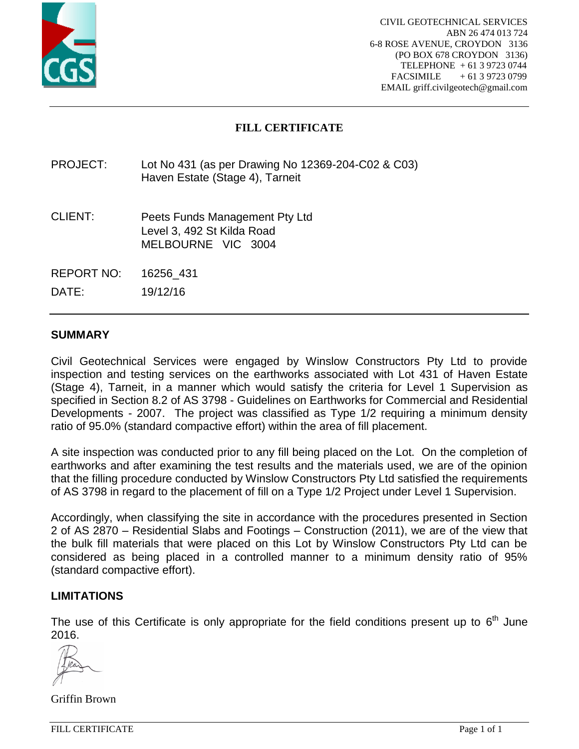CIVIL GEOTECHNICAL SERVICES
ABN 26 474 013 724
6-8 ROSE AVENUE, CROYDON 3136
(PO BOX 678 CROYDON 3136)
TELEPHONE + 61 3 9723 0744
FACSIMILE + 61 3 9723 0799
EMAIL griff.civilgeotech@gmail.com

# FILL CERTIFICATE

PROJECT: Lot No 431 (as per Drawing No 12369-204-C02 & C03)
Haven Estate (Stage 4), Tarneit

CLIENT: Peets Funds Management Pty Ltd
Level 3, 492 St Kilda Road
MELBOURNE VIC 3004

REPORT NO: 16256_431

DATE: 19/12/16

## SUMMARY

Civil Geotechnical Services were engaged by Winslow Constructors Pty Ltd to provide inspection and testing services on the earthworks associated with Lot 431 of Haven Estate (Stage 4), Tarneit, in a manner which would satisfy the criteria for Level 1 Supervision as specified in Section 8.2 of AS 3798 - Guidelines on Earthworks for Commercial and Residential Developments - 2007. The project was classified as Type 1/2 requiring a minimum density ratio of 95.0% (standard compactive effort) within the area of fill placement.

A site inspection was conducted prior to any fill being placed on the Lot. On the completion of earthworks and after examining the test results and the materials used, we are of the opinion that the filling procedure conducted by Winslow Constructors Pty Ltd satisfied the requirements of AS 3798 in regard to the placement of fill on a Type 1/2 Project under Level 1 Supervision.

Accordingly, when classifying the site in accordance with the procedures presented in Section 2 of AS 2870 – Residential Slabs and Footings – Construction (2011), we are of the view that the bulk fill materials that were placed on this Lot by Winslow Constructors Pty Ltd can be considered as being placed in a controlled manner to a minimum density ratio of 95% (standard compactive effort).

## LIMITATIONS

The use of this Certificate is only appropriate for the field conditions present up to 6th June 2016.

Griffin Brown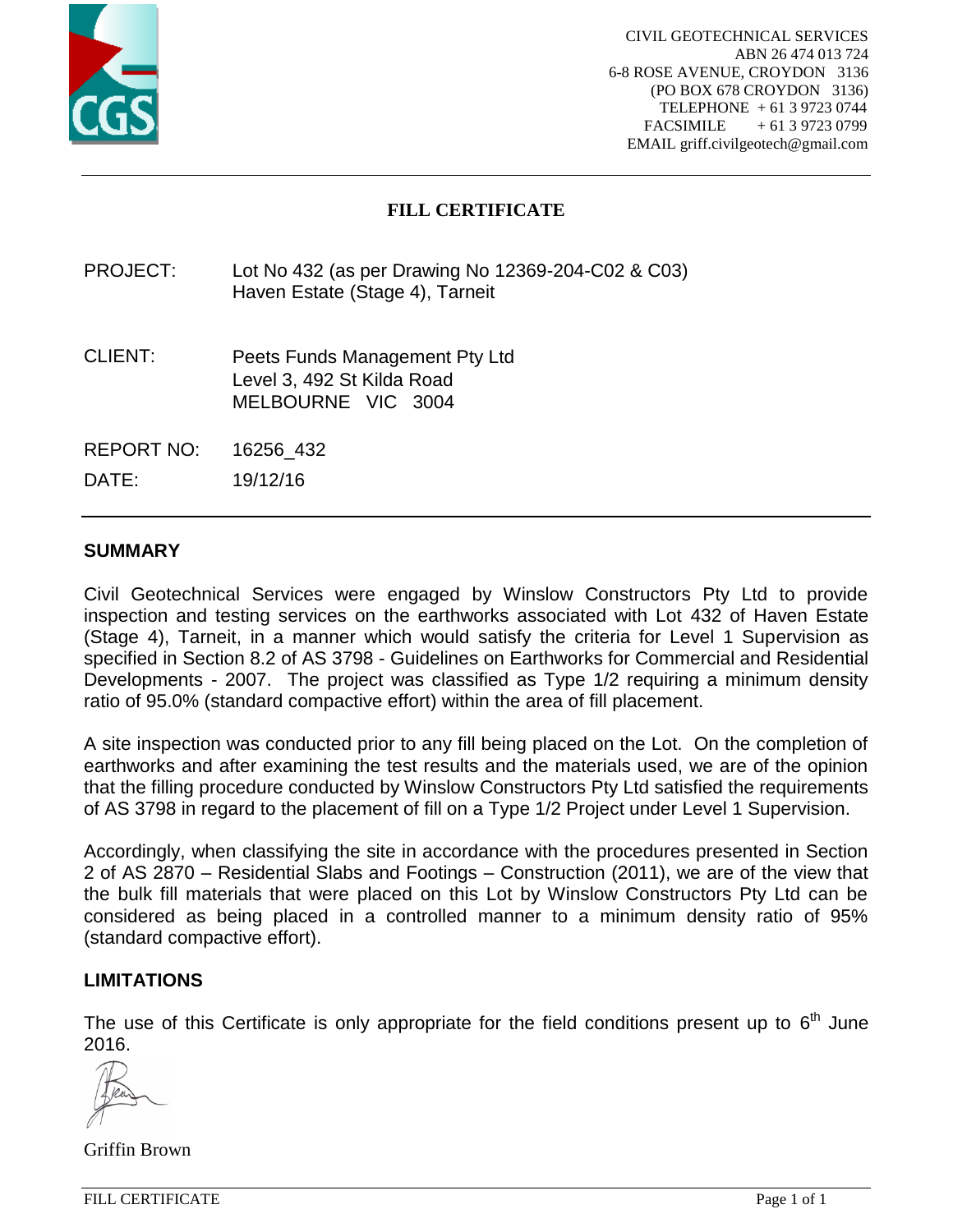CIVIL GEOTECHNICAL SERVICES
ABN 26 474 013 724
6-8 ROSE AVENUE, CROYDON 3136
(PO BOX 678 CROYDON 3136)
TELEPHONE + 61 3 9723 0744
FACSIMILE + 61 3 9723 0799
EMAIL griff.civilgeotech@gmail.com

# FILL CERTIFICATE

PROJECT: Lot No 432 (as per Drawing No 12369-204-C02 & C03)
Haven Estate (Stage 4), Tarneit

CLIENT: Peets Funds Management Pty Ltd
Level 3, 492 St Kilda Road
MELBOURNE VIC 3004

REPORT NO: 16256_432

DATE: 19/12/16

## SUMMARY

Civil Geotechnical Services were engaged by Winslow Constructors Pty Ltd to provide inspection and testing services on the earthworks associated with Lot 432 of Haven Estate (Stage 4), Tarneit, in a manner which would satisfy the criteria for Level 1 Supervision as specified in Section 8.2 of AS 3798 - Guidelines on Earthworks for Commercial and Residential Developments - 2007. The project was classified as Type 1/2 requiring a minimum density ratio of 95.0% (standard compactive effort) within the area of fill placement.

A site inspection was conducted prior to any fill being placed on the Lot. On the completion of earthworks and after examining the test results and the materials used, we are of the opinion that the filling procedure conducted by Winslow Constructors Pty Ltd satisfied the requirements of AS 3798 in regard to the placement of fill on a Type 1/2 Project under Level 1 Supervision.

Accordingly, when classifying the site in accordance with the procedures presented in Section 2 of AS 2870 – Residential Slabs and Footings – Construction (2011), we are of the view that the bulk fill materials that were placed on this Lot by Winslow Constructors Pty Ltd can be considered as being placed in a controlled manner to a minimum density ratio of 95% (standard compactive effort).

## LIMITATIONS

The use of this Certificate is only appropriate for the field conditions present up to 6th June 2016.

Griffin Brown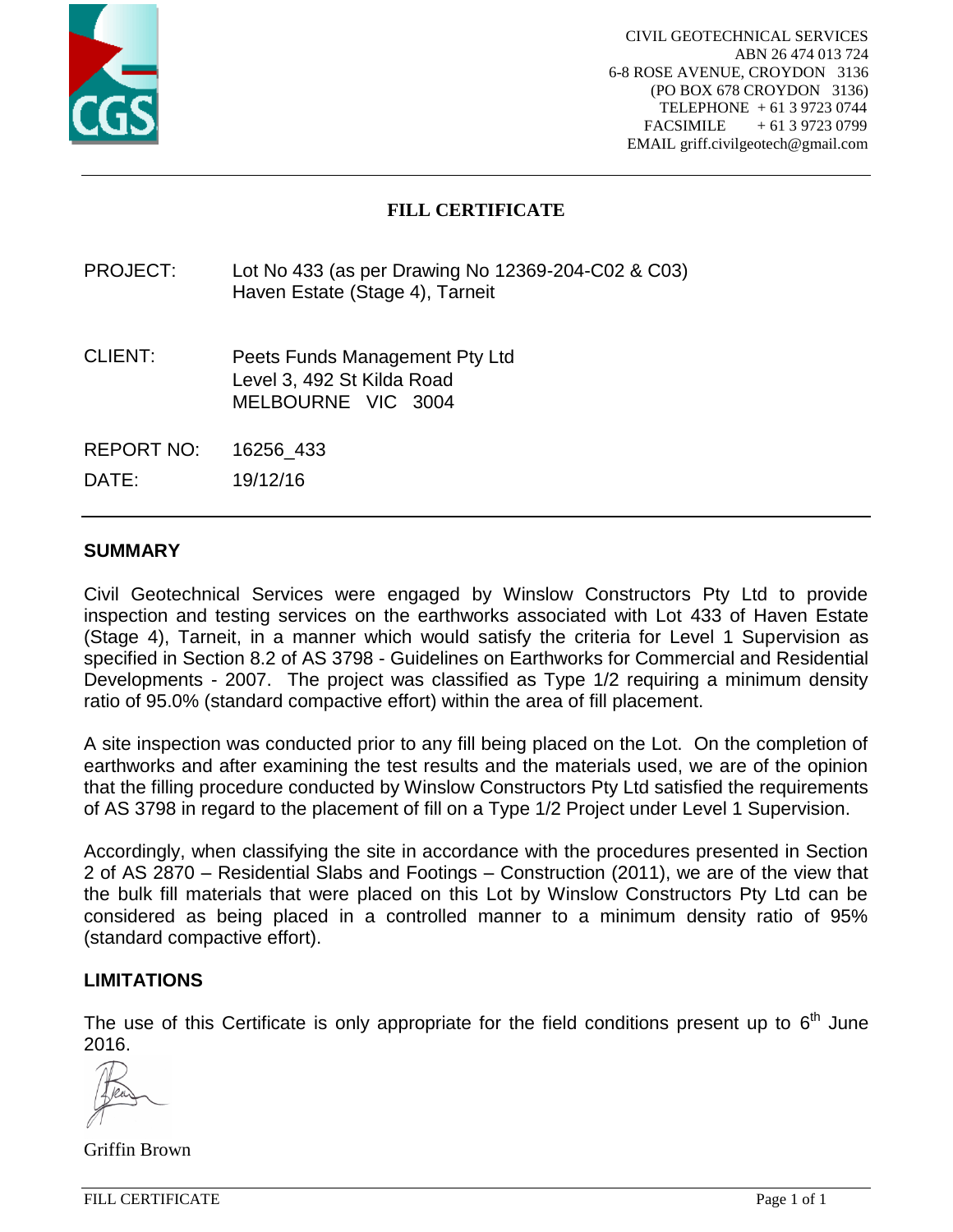CIVIL GEOTECHNICAL SERVICES
ABN 26 474 013 724
6-8 ROSE AVENUE, CROYDON 3136
(PO BOX 678 CROYDON 3136)
TELEPHONE + 61 3 9723 0744
FACSIMILE + 61 3 9723 0799
EMAIL griff.civilgeotech@gmail.com

# FILL CERTIFICATE

PROJECT: Lot No 433 (as per Drawing No 12369-204-C02 & C03)
Haven Estate (Stage 4), Tarneit

CLIENT: Peets Funds Management Pty Ltd
Level 3, 492 St Kilda Road
MELBOURNE VIC 3004

REPORT NO: 16256_433

DATE: 19/12/16

## SUMMARY

Civil Geotechnical Services were engaged by Winslow Constructors Pty Ltd to provide inspection and testing services on the earthworks associated with Lot 433 of Haven Estate (Stage 4), Tarneit, in a manner which would satisfy the criteria for Level 1 Supervision as specified in Section 8.2 of AS 3798 - Guidelines on Earthworks for Commercial and Residential Developments - 2007. The project was classified as Type 1/2 requiring a minimum density ratio of 95.0% (standard compactive effort) within the area of fill placement.

A site inspection was conducted prior to any fill being placed on the Lot. On the completion of earthworks and after examining the test results and the materials used, we are of the opinion that the filling procedure conducted by Winslow Constructors Pty Ltd satisfied the requirements of AS 3798 in regard to the placement of fill on a Type 1/2 Project under Level 1 Supervision.

Accordingly, when classifying the site in accordance with the procedures presented in Section 2 of AS 2870 – Residential Slabs and Footings – Construction (2011), we are of the view that the bulk fill materials that were placed on this Lot by Winslow Constructors Pty Ltd can be considered as being placed in a controlled manner to a minimum density ratio of 95% (standard compactive effort).

## LIMITATIONS

The use of this Certificate is only appropriate for the field conditions present up to 6th June 2016.

Griffin Brown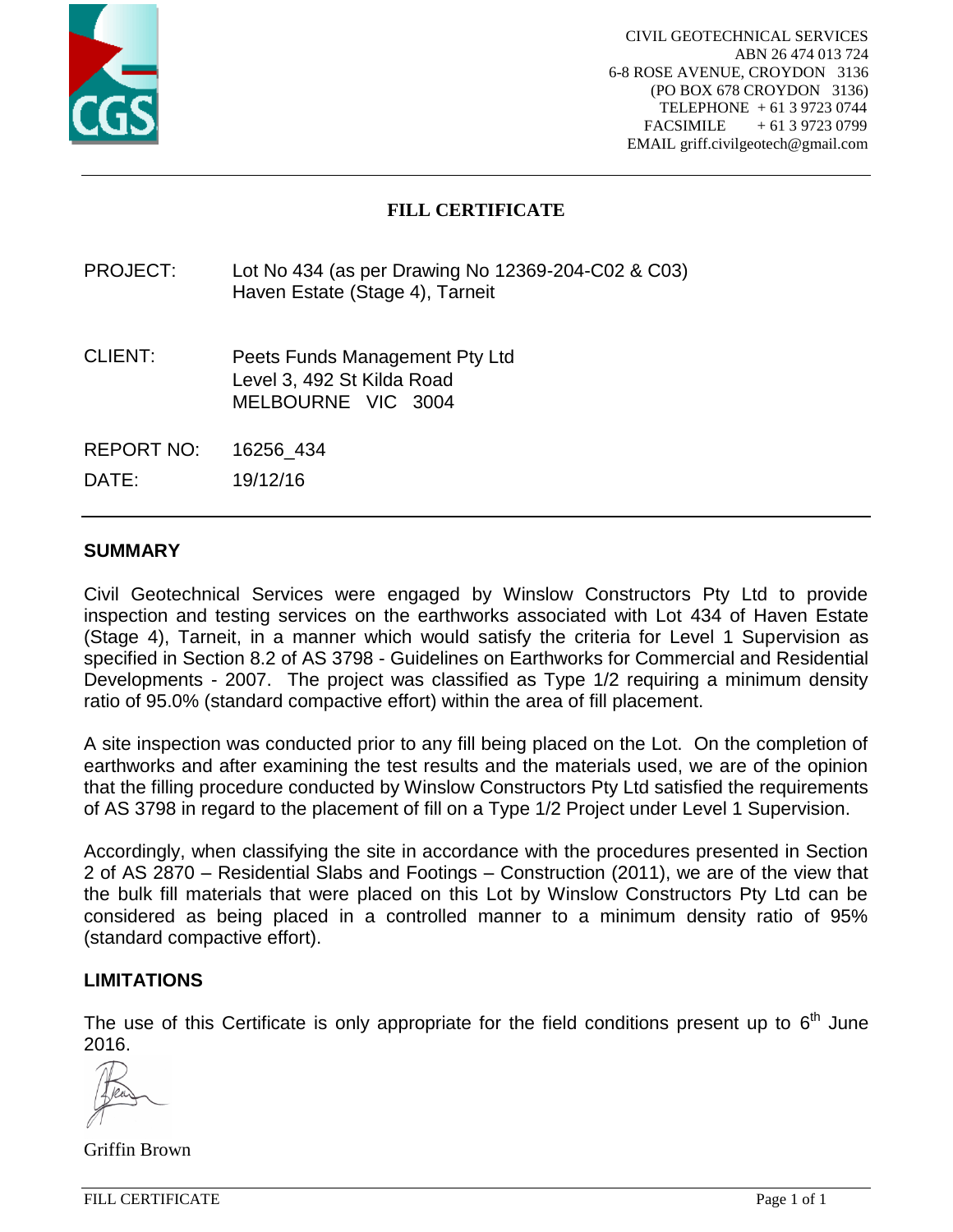CIVIL GEOTECHNICAL SERVICES
ABN 26 474 013 724
6-8 ROSE AVENUE, CROYDON 3136
(PO BOX 678 CROYDON 3136)
TELEPHONE + 61 3 9723 0744
FACSIMILE + 61 3 9723 0799
EMAIL griff.civilgeotech@gmail.com

# FILL CERTIFICATE

PROJECT: Lot No 434 (as per Drawing No 12369-204-C02 & C03)
Haven Estate (Stage 4), Tarneit

CLIENT: Peets Funds Management Pty Ltd
Level 3, 492 St Kilda Road
MELBOURNE VIC 3004

REPORT NO: 16256_434

DATE: 19/12/16

## SUMMARY

Civil Geotechnical Services were engaged by Winslow Constructors Pty Ltd to provide inspection and testing services on the earthworks associated with Lot 434 of Haven Estate (Stage 4), Tarneit, in a manner which would satisfy the criteria for Level 1 Supervision as specified in Section 8.2 of AS 3798 - Guidelines on Earthworks for Commercial and Residential Developments - 2007. The project was classified as Type 1/2 requiring a minimum density ratio of 95.0% (standard compactive effort) within the area of fill placement.

A site inspection was conducted prior to any fill being placed on the Lot. On the completion of earthworks and after examining the test results and the materials used, we are of the opinion that the filling procedure conducted by Winslow Constructors Pty Ltd satisfied the requirements of AS 3798 in regard to the placement of fill on a Type 1/2 Project under Level 1 Supervision.

Accordingly, when classifying the site in accordance with the procedures presented in Section 2 of AS 2870 – Residential Slabs and Footings – Construction (2011), we are of the view that the bulk fill materials that were placed on this Lot by Winslow Constructors Pty Ltd can be considered as being placed in a controlled manner to a minimum density ratio of 95% (standard compactive effort).

## LIMITATIONS

The use of this Certificate is only appropriate for the field conditions present up to 6th June 2016.

Griffin Brown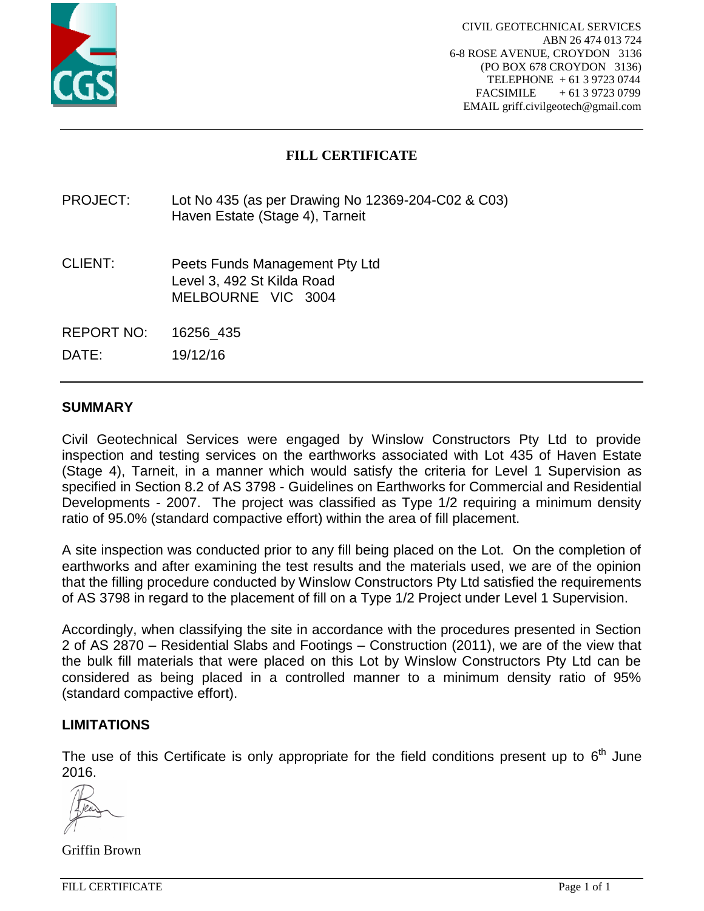CIVIL GEOTECHNICAL SERVICES
ABN 26 474 013 724
6-8 ROSE AVENUE, CROYDON 3136
(PO BOX 678 CROYDON 3136)
TELEPHONE + 61 3 9723 0744
FACSIMILE + 61 3 9723 0799
EMAIL griff.civilgeotech@gmail.com

# FILL CERTIFICATE

PROJECT: Lot No 435 (as per Drawing No 12369-204-C02 & C03)
Haven Estate (Stage 4), Tarneit

CLIENT: Peets Funds Management Pty Ltd
Level 3, 492 St Kilda Road
MELBOURNE VIC 3004

REPORT NO: 16256_435

DATE: 19/12/16

## SUMMARY

Civil Geotechnical Services were engaged by Winslow Constructors Pty Ltd to provide inspection and testing services on the earthworks associated with Lot 435 of Haven Estate (Stage 4), Tarneit, in a manner which would satisfy the criteria for Level 1 Supervision as specified in Section 8.2 of AS 3798 - Guidelines on Earthworks for Commercial and Residential Developments - 2007. The project was classified as Type 1/2 requiring a minimum density ratio of 95.0% (standard compactive effort) within the area of fill placement.

A site inspection was conducted prior to any fill being placed on the Lot. On the completion of earthworks and after examining the test results and the materials used, we are of the opinion that the filling procedure conducted by Winslow Constructors Pty Ltd satisfied the requirements of AS 3798 in regard to the placement of fill on a Type 1/2 Project under Level 1 Supervision.

Accordingly, when classifying the site in accordance with the procedures presented in Section 2 of AS 2870 – Residential Slabs and Footings – Construction (2011), we are of the view that the bulk fill materials that were placed on this Lot by Winslow Constructors Pty Ltd can be considered as being placed in a controlled manner to a minimum density ratio of 95% (standard compactive effort).

## LIMITATIONS

The use of this Certificate is only appropriate for the field conditions present up to 6th June 2016.

Griffin Brown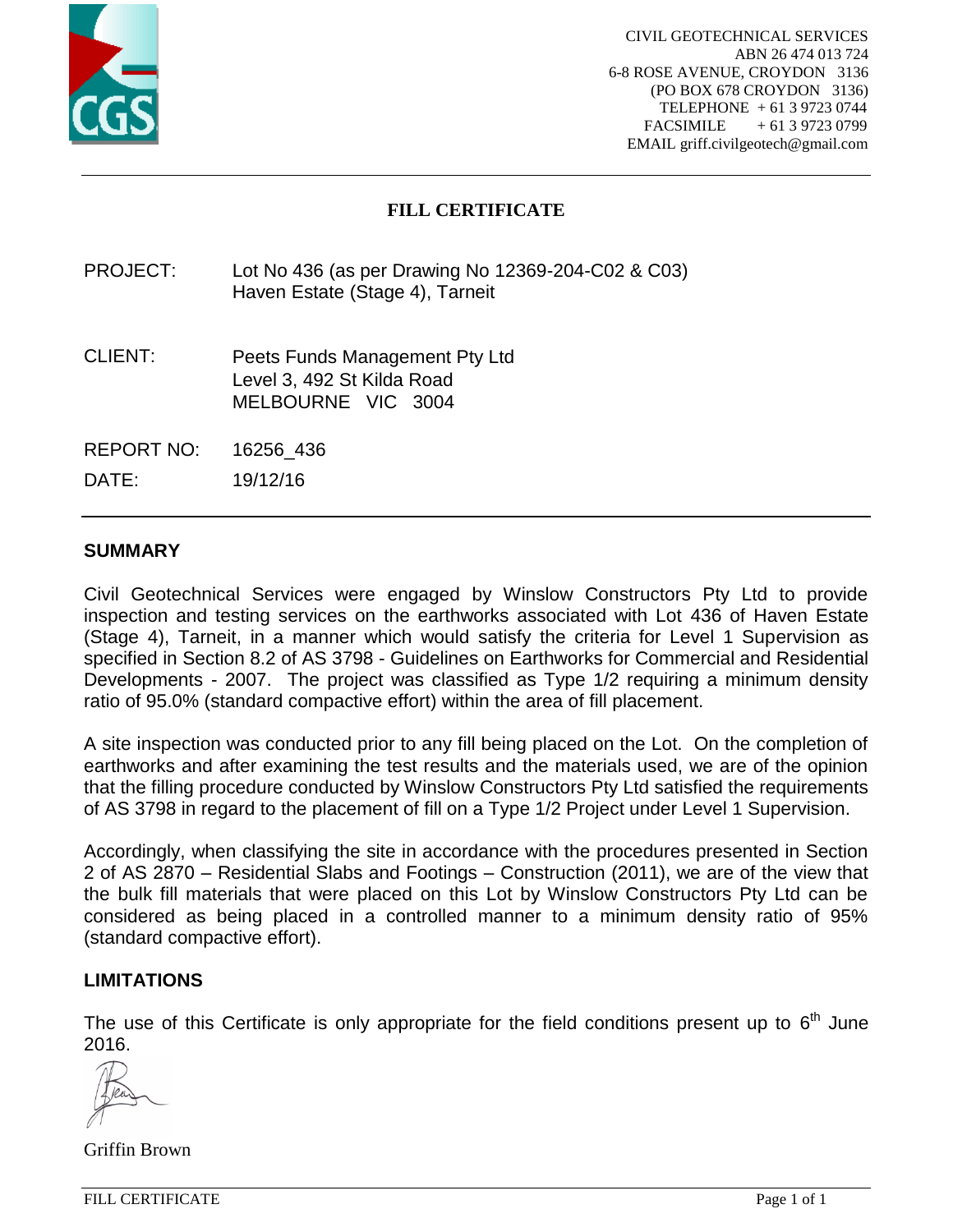CIVIL GEOTECHNICAL SERVICES
ABN 26 474 013 724
6-8 ROSE AVENUE, CROYDON 3136
(PO BOX 678 CROYDON 3136)
TELEPHONE + 61 3 9723 0744
FACSIMILE + 61 3 9723 0799
EMAIL griff.civilgeotech@gmail.com

# FILL CERTIFICATE

PROJECT: Lot No 436 (as per Drawing No 12369-204-C02 & C03)
Haven Estate (Stage 4), Tarneit

CLIENT: Peets Funds Management Pty Ltd
Level 3, 492 St Kilda Road
MELBOURNE VIC 3004

REPORT NO: 16256_436

DATE: 19/12/16

## SUMMARY

Civil Geotechnical Services were engaged by Winslow Constructors Pty Ltd to provide inspection and testing services on the earthworks associated with Lot 436 of Haven Estate (Stage 4), Tarneit, in a manner which would satisfy the criteria for Level 1 Supervision as specified in Section 8.2 of AS 3798 - Guidelines on Earthworks for Commercial and Residential Developments - 2007. The project was classified as Type 1/2 requiring a minimum density ratio of 95.0% (standard compactive effort) within the area of fill placement.

A site inspection was conducted prior to any fill being placed on the Lot. On the completion of earthworks and after examining the test results and the materials used, we are of the opinion that the filling procedure conducted by Winslow Constructors Pty Ltd satisfied the requirements of AS 3798 in regard to the placement of fill on a Type 1/2 Project under Level 1 Supervision.

Accordingly, when classifying the site in accordance with the procedures presented in Section 2 of AS 2870 – Residential Slabs and Footings – Construction (2011), we are of the view that the bulk fill materials that were placed on this Lot by Winslow Constructors Pty Ltd can be considered as being placed in a controlled manner to a minimum density ratio of 95% (standard compactive effort).

## LIMITATIONS

The use of this Certificate is only appropriate for the field conditions present up to 6th June 2016.

Griffin Brown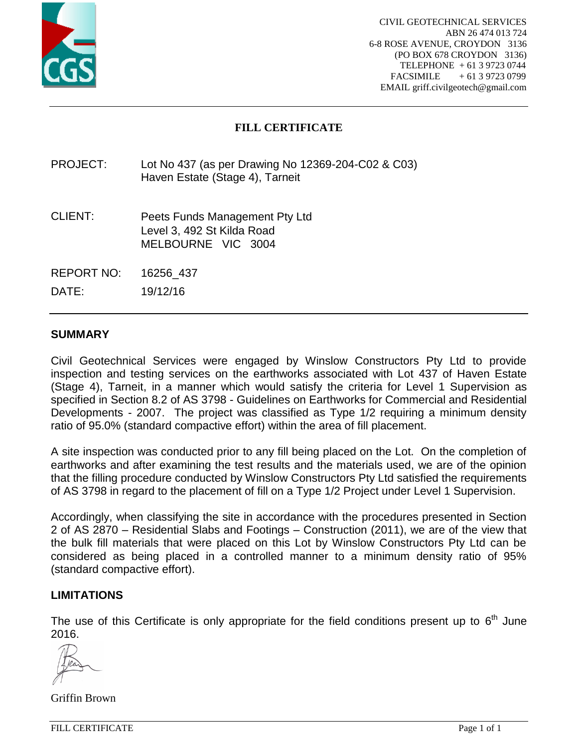CIVIL GEOTECHNICAL SERVICES
ABN 26 474 013 724
6-8 ROSE AVENUE, CROYDON 3136
(PO BOX 678 CROYDON 3136)
TELEPHONE + 61 3 9723 0744
FACSIMILE + 61 3 9723 0799
EMAIL griff.civilgeotech@gmail.com

# FILL CERTIFICATE

PROJECT: Lot No 437 (as per Drawing No 12369-204-C02 & C03)
Haven Estate (Stage 4), Tarneit

CLIENT: Peets Funds Management Pty Ltd
Level 3, 492 St Kilda Road
MELBOURNE VIC 3004

REPORT NO: 16256_437

DATE: 19/12/16

## SUMMARY

Civil Geotechnical Services were engaged by Winslow Constructors Pty Ltd to provide inspection and testing services on the earthworks associated with Lot 437 of Haven Estate (Stage 4), Tarneit, in a manner which would satisfy the criteria for Level 1 Supervision as specified in Section 8.2 of AS 3798 - Guidelines on Earthworks for Commercial and Residential Developments - 2007. The project was classified as Type 1/2 requiring a minimum density ratio of 95.0% (standard compactive effort) within the area of fill placement.

A site inspection was conducted prior to any fill being placed on the Lot. On the completion of earthworks and after examining the test results and the materials used, we are of the opinion that the filling procedure conducted by Winslow Constructors Pty Ltd satisfied the requirements of AS 3798 in regard to the placement of fill on a Type 1/2 Project under Level 1 Supervision.

Accordingly, when classifying the site in accordance with the procedures presented in Section 2 of AS 2870 – Residential Slabs and Footings – Construction (2011), we are of the view that the bulk fill materials that were placed on this Lot by Winslow Constructors Pty Ltd can be considered as being placed in a controlled manner to a minimum density ratio of 95% (standard compactive effort).

## LIMITATIONS

The use of this Certificate is only appropriate for the field conditions present up to 6th June 2016.

Griffin Brown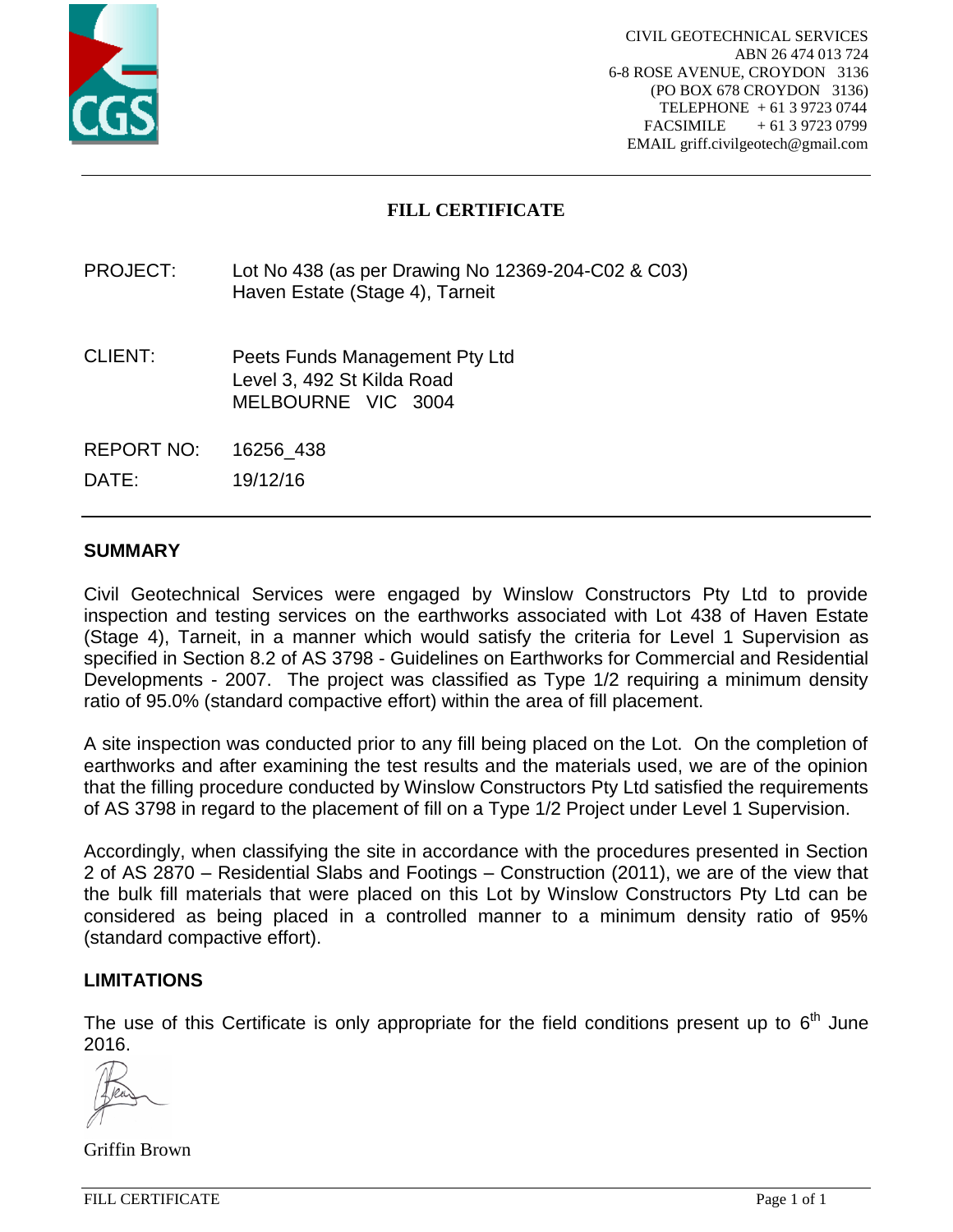CIVIL GEOTECHNICAL SERVICES
ABN 26 474 013 724
6-8 ROSE AVENUE, CROYDON 3136
(PO BOX 678 CROYDON 3136)
TELEPHONE + 61 3 9723 0744
FACSIMILE + 61 3 9723 0799
EMAIL griff.civilgeotech@gmail.com

# FILL CERTIFICATE

PROJECT: Lot No 438 (as per Drawing No 12369-204-C02 & C03)
Haven Estate (Stage 4), Tarneit

CLIENT: Peets Funds Management Pty Ltd
Level 3, 492 St Kilda Road
MELBOURNE VIC 3004

REPORT NO: 16256_438

DATE: 19/12/16

## SUMMARY

Civil Geotechnical Services were engaged by Winslow Constructors Pty Ltd to provide inspection and testing services on the earthworks associated with Lot 438 of Haven Estate (Stage 4), Tarneit, in a manner which would satisfy the criteria for Level 1 Supervision as specified in Section 8.2 of AS 3798 - Guidelines on Earthworks for Commercial and Residential Developments - 2007. The project was classified as Type 1/2 requiring a minimum density ratio of 95.0% (standard compactive effort) within the area of fill placement.

A site inspection was conducted prior to any fill being placed on the Lot. On the completion of earthworks and after examining the test results and the materials used, we are of the opinion that the filling procedure conducted by Winslow Constructors Pty Ltd satisfied the requirements of AS 3798 in regard to the placement of fill on a Type 1/2 Project under Level 1 Supervision.

Accordingly, when classifying the site in accordance with the procedures presented in Section 2 of AS 2870 – Residential Slabs and Footings – Construction (2011), we are of the view that the bulk fill materials that were placed on this Lot by Winslow Constructors Pty Ltd can be considered as being placed in a controlled manner to a minimum density ratio of 95% (standard compactive effort).

## LIMITATIONS

The use of this Certificate is only appropriate for the field conditions present up to 6th June 2016.

Griffin Brown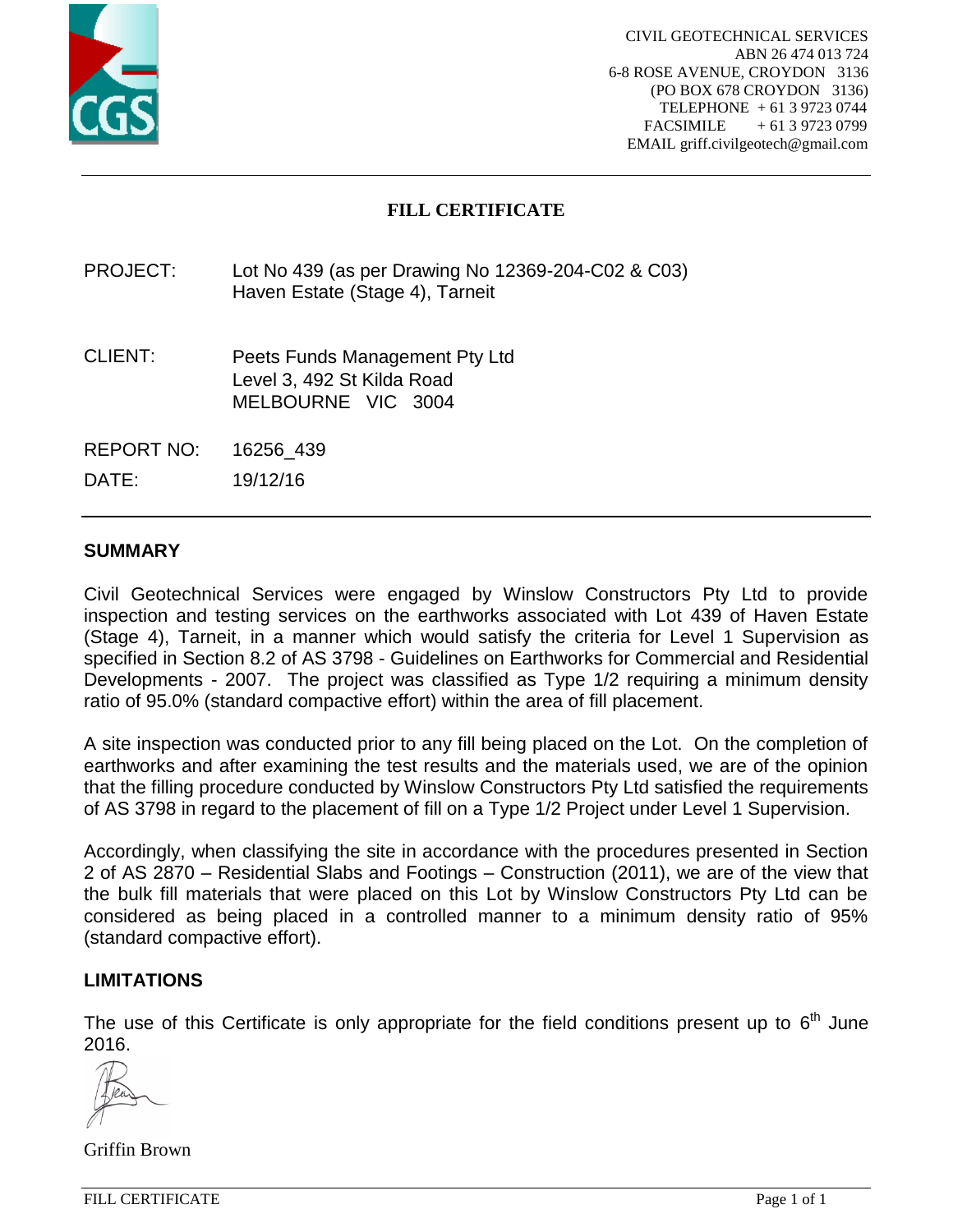CIVIL GEOTECHNICAL SERVICES
ABN 26 474 013 724
6-8 ROSE AVENUE, CROYDON 3136
(PO BOX 678 CROYDON 3136)
TELEPHONE + 61 3 9723 0744
FACSIMILE + 61 3 9723 0799
EMAIL griff.civilgeotech@gmail.com

# FILL CERTIFICATE

PROJECT: Lot No 439 (as per Drawing No 12369-204-C02 & C03)
Haven Estate (Stage 4), Tarneit

CLIENT: Peets Funds Management Pty Ltd
Level 3, 492 St Kilda Road
MELBOURNE VIC 3004

REPORT NO: 16256_439

DATE: 19/12/16

## SUMMARY

Civil Geotechnical Services were engaged by Winslow Constructors Pty Ltd to provide inspection and testing services on the earthworks associated with Lot 439 of Haven Estate (Stage 4), Tarneit, in a manner which would satisfy the criteria for Level 1 Supervision as specified in Section 8.2 of AS 3798 - Guidelines on Earthworks for Commercial and Residential Developments - 2007. The project was classified as Type 1/2 requiring a minimum density ratio of 95.0% (standard compactive effort) within the area of fill placement.

A site inspection was conducted prior to any fill being placed on the Lot. On the completion of earthworks and after examining the test results and the materials used, we are of the opinion that the filling procedure conducted by Winslow Constructors Pty Ltd satisfied the requirements of AS 3798 in regard to the placement of fill on a Type 1/2 Project under Level 1 Supervision.

Accordingly, when classifying the site in accordance with the procedures presented in Section 2 of AS 2870 – Residential Slabs and Footings – Construction (2011), we are of the view that the bulk fill materials that were placed on this Lot by Winslow Constructors Pty Ltd can be considered as being placed in a controlled manner to a minimum density ratio of 95% (standard compactive effort).

## LIMITATIONS

The use of this Certificate is only appropriate for the field conditions present up to 6th June 2016.

Griffin Brown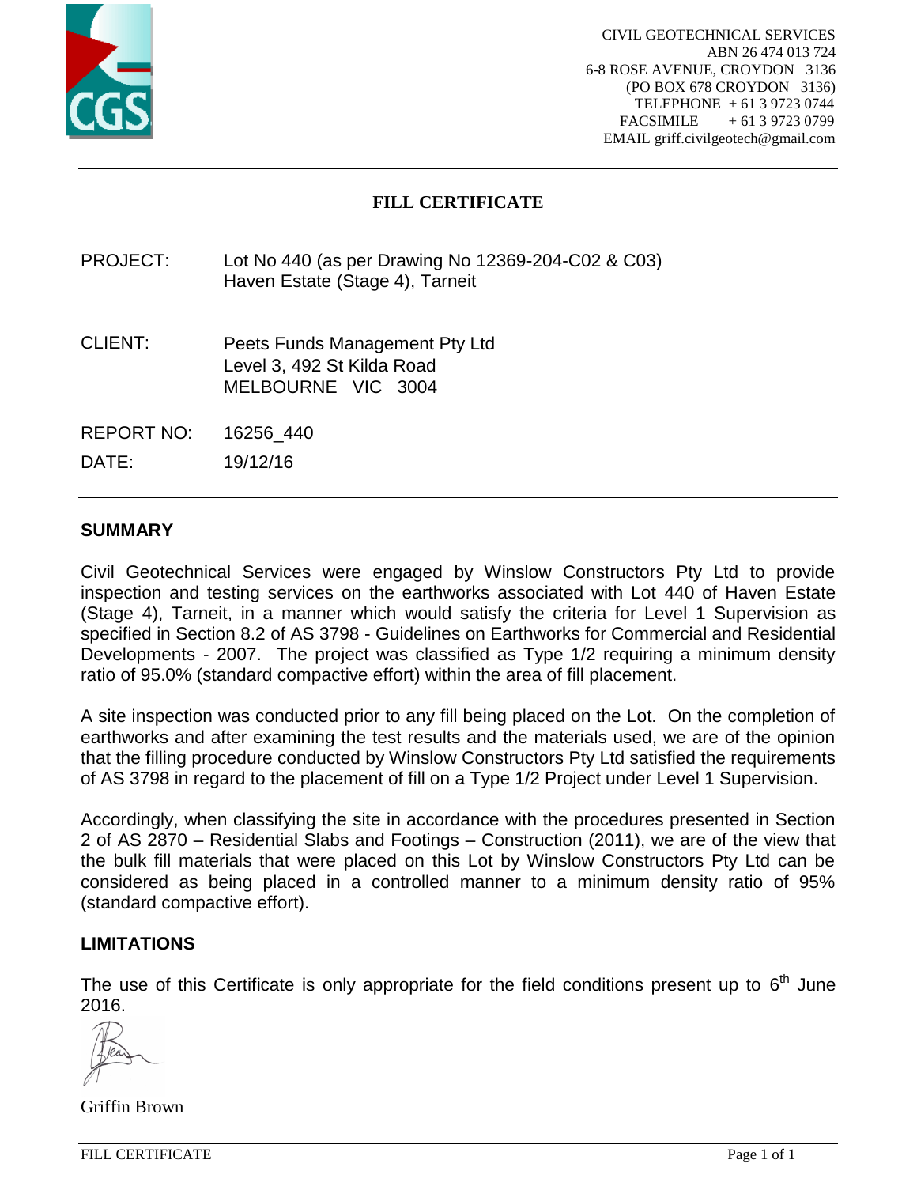CIVIL GEOTECHNICAL SERVICES
ABN 26 474 013 724
6-8 ROSE AVENUE, CROYDON 3136
(PO BOX 678 CROYDON 3136)
TELEPHONE + 61 3 9723 0744
FACSIMILE + 61 3 9723 0799
EMAIL griff.civilgeotech@gmail.com

# FILL CERTIFICATE

| | |
|---|---|
| PROJECT: | Lot No 440 (as per Drawing No 12369-204-C02 & C03)<br>Haven Estate (Stage 4), Tarneit |
| CLIENT: | Peets Funds Management Pty Ltd<br>Level 3, 492 St Kilda Road<br>MELBOURNE VIC 3004 |
| REPORT NO: | 16256_440 |
| DATE: | 19/12/16 |

## SUMMARY

Civil Geotechnical Services were engaged by Winslow Constructors Pty Ltd to provide inspection and testing services on the earthworks associated with Lot 440 of Haven Estate (Stage 4), Tarneit, in a manner which would satisfy the criteria for Level 1 Supervision as specified in Section 8.2 of AS 3798 - Guidelines on Earthworks for Commercial and Residential Developments - 2007. The project was classified as Type 1/2 requiring a minimum density ratio of 95.0% (standard compactive effort) within the area of fill placement.

A site inspection was conducted prior to any fill being placed on the Lot. On the completion of earthworks and after examining the test results and the materials used, we are of the opinion that the filling procedure conducted by Winslow Constructors Pty Ltd satisfied the requirements of AS 3798 in regard to the placement of fill on a Type 1/2 Project under Level 1 Supervision.

Accordingly, when classifying the site in accordance with the procedures presented in Section 2 of AS 2870 – Residential Slabs and Footings – Construction (2011), we are of the view that the bulk fill materials that were placed on this Lot by Winslow Constructors Pty Ltd can be considered as being placed in a controlled manner to a minimum density ratio of 95% (standard compactive effort).

## LIMITATIONS

The use of this Certificate is only appropriate for the field conditions present up to 6th June 2016.

Griffin Brown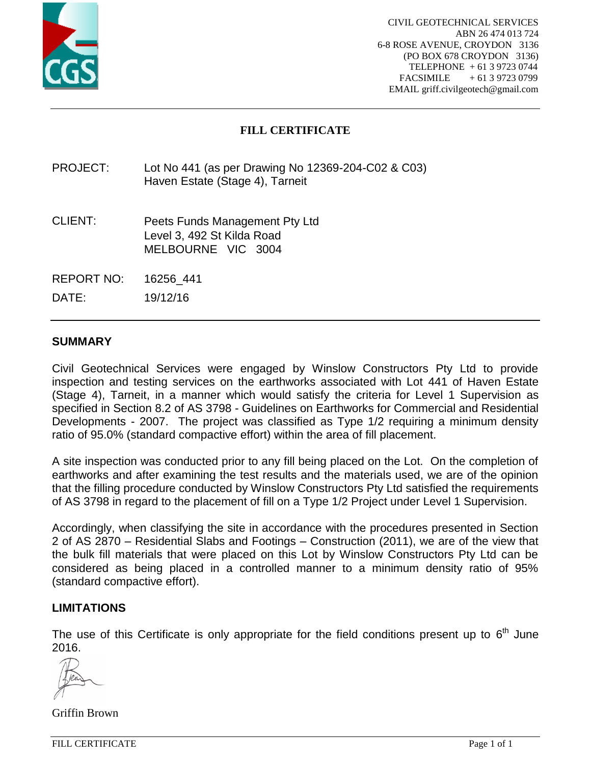CIVIL GEOTECHNICAL SERVICES
ABN 26 474 013 724
6-8 ROSE AVENUE, CROYDON 3136
(PO BOX 678 CROYDON 3136)
TELEPHONE + 61 3 9723 0744
FACSIMILE + 61 3 9723 0799
EMAIL griff.civilgeotech@gmail.com

# FILL CERTIFICATE

PROJECT: Lot No 441 (as per Drawing No 12369-204-C02 & C03)
Haven Estate (Stage 4), Tarneit

CLIENT: Peets Funds Management Pty Ltd
Level 3, 492 St Kilda Road
MELBOURNE VIC 3004

REPORT NO: 16256_441

DATE: 19/12/16

## SUMMARY

Civil Geotechnical Services were engaged by Winslow Constructors Pty Ltd to provide inspection and testing services on the earthworks associated with Lot 441 of Haven Estate (Stage 4), Tarneit, in a manner which would satisfy the criteria for Level 1 Supervision as specified in Section 8.2 of AS 3798 - Guidelines on Earthworks for Commercial and Residential Developments - 2007. The project was classified as Type 1/2 requiring a minimum density ratio of 95.0% (standard compactive effort) within the area of fill placement.

A site inspection was conducted prior to any fill being placed on the Lot. On the completion of earthworks and after examining the test results and the materials used, we are of the opinion that the filling procedure conducted by Winslow Constructors Pty Ltd satisfied the requirements of AS 3798 in regard to the placement of fill on a Type 1/2 Project under Level 1 Supervision.

Accordingly, when classifying the site in accordance with the procedures presented in Section 2 of AS 2870 – Residential Slabs and Footings – Construction (2011), we are of the view that the bulk fill materials that were placed on this Lot by Winslow Constructors Pty Ltd can be considered as being placed in a controlled manner to a minimum density ratio of 95% (standard compactive effort).

## LIMITATIONS

The use of this Certificate is only appropriate for the field conditions present up to 6th June 2016.

Griffin Brown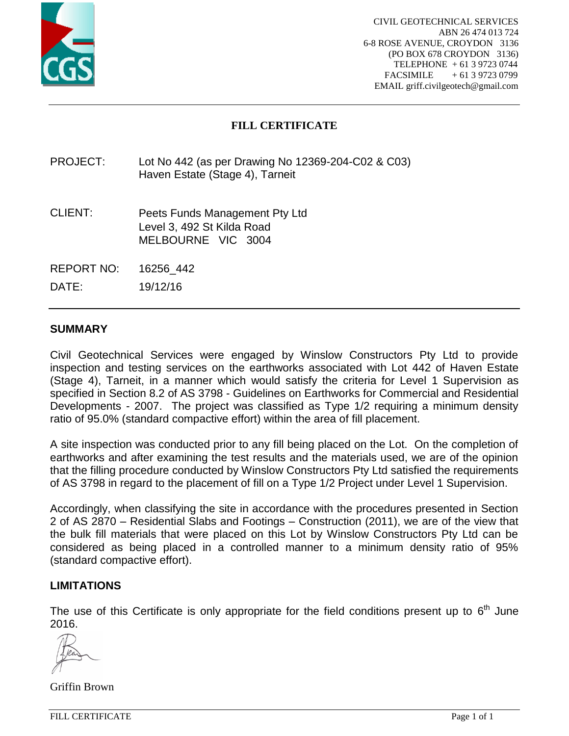CIVIL GEOTECHNICAL SERVICES
ABN 26 474 013 724
6-8 ROSE AVENUE, CROYDON 3136
(PO BOX 678 CROYDON 3136)
TELEPHONE + 61 3 9723 0744
FACSIMILE + 61 3 9723 0799
EMAIL griff.civilgeotech@gmail.com

# FILL CERTIFICATE

PROJECT: Lot No 442 (as per Drawing No 12369-204-C02 & C03)
Haven Estate (Stage 4), Tarneit

CLIENT: Peets Funds Management Pty Ltd
Level 3, 492 St Kilda Road
MELBOURNE VIC 3004

REPORT NO: 16256_442

DATE: 19/12/16

## SUMMARY

Civil Geotechnical Services were engaged by Winslow Constructors Pty Ltd to provide inspection and testing services on the earthworks associated with Lot 442 of Haven Estate (Stage 4), Tarneit, in a manner which would satisfy the criteria for Level 1 Supervision as specified in Section 8.2 of AS 3798 - Guidelines on Earthworks for Commercial and Residential Developments - 2007. The project was classified as Type 1/2 requiring a minimum density ratio of 95.0% (standard compactive effort) within the area of fill placement.

A site inspection was conducted prior to any fill being placed on the Lot. On the completion of earthworks and after examining the test results and the materials used, we are of the opinion that the filling procedure conducted by Winslow Constructors Pty Ltd satisfied the requirements of AS 3798 in regard to the placement of fill on a Type 1/2 Project under Level 1 Supervision.

Accordingly, when classifying the site in accordance with the procedures presented in Section 2 of AS 2870 – Residential Slabs and Footings – Construction (2011), we are of the view that the bulk fill materials that were placed on this Lot by Winslow Constructors Pty Ltd can be considered as being placed in a controlled manner to a minimum density ratio of 95% (standard compactive effort).

## LIMITATIONS

The use of this Certificate is only appropriate for the field conditions present up to 6th June 2016.

Griffin Brown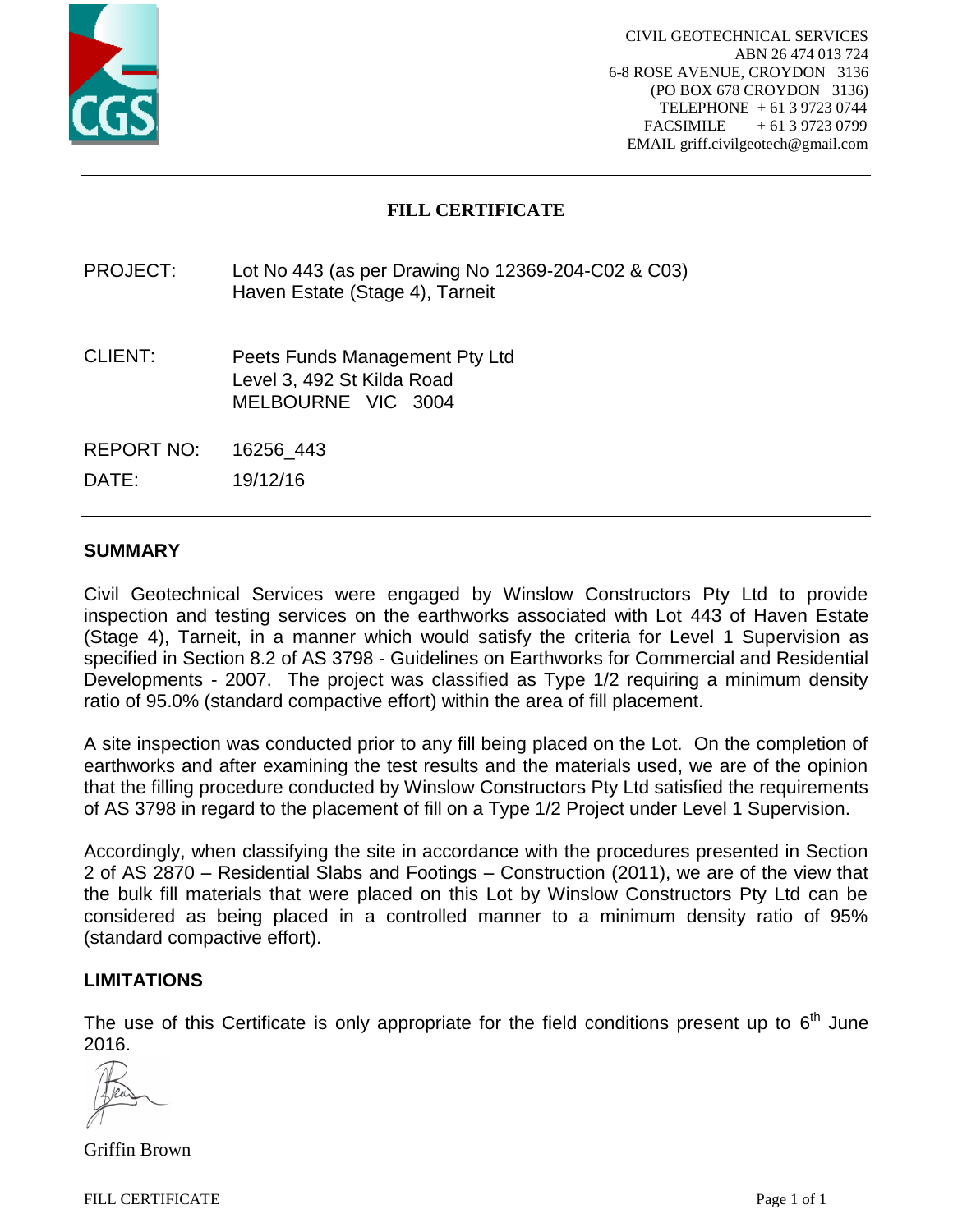CIVIL GEOTECHNICAL SERVICES
ABN 26 474 013 724
6-8 ROSE AVENUE, CROYDON 3136
(PO BOX 678 CROYDON 3136)
TELEPHONE + 61 3 9723 0744
FACSIMILE + 61 3 9723 0799
EMAIL griff.civilgeotech@gmail.com

# FILL CERTIFICATE

PROJECT: Lot No 443 (as per Drawing No 12369-204-C02 & C03)
Haven Estate (Stage 4), Tarneit

CLIENT: Peets Funds Management Pty Ltd
Level 3, 492 St Kilda Road
MELBOURNE VIC 3004

REPORT NO: 16256_443

DATE: 19/12/16

## SUMMARY

Civil Geotechnical Services were engaged by Winslow Constructors Pty Ltd to provide inspection and testing services on the earthworks associated with Lot 443 of Haven Estate (Stage 4), Tarneit, in a manner which would satisfy the criteria for Level 1 Supervision as specified in Section 8.2 of AS 3798 - Guidelines on Earthworks for Commercial and Residential Developments - 2007. The project was classified as Type 1/2 requiring a minimum density ratio of 95.0% (standard compactive effort) within the area of fill placement.

A site inspection was conducted prior to any fill being placed on the Lot. On the completion of earthworks and after examining the test results and the materials used, we are of the opinion that the filling procedure conducted by Winslow Constructors Pty Ltd satisfied the requirements of AS 3798 in regard to the placement of fill on a Type 1/2 Project under Level 1 Supervision.

Accordingly, when classifying the site in accordance with the procedures presented in Section 2 of AS 2870 – Residential Slabs and Footings – Construction (2011), we are of the view that the bulk fill materials that were placed on this Lot by Winslow Constructors Pty Ltd can be considered as being placed in a controlled manner to a minimum density ratio of 95% (standard compactive effort).

## LIMITATIONS

The use of this Certificate is only appropriate for the field conditions present up to 6th June 2016.

Griffin Brown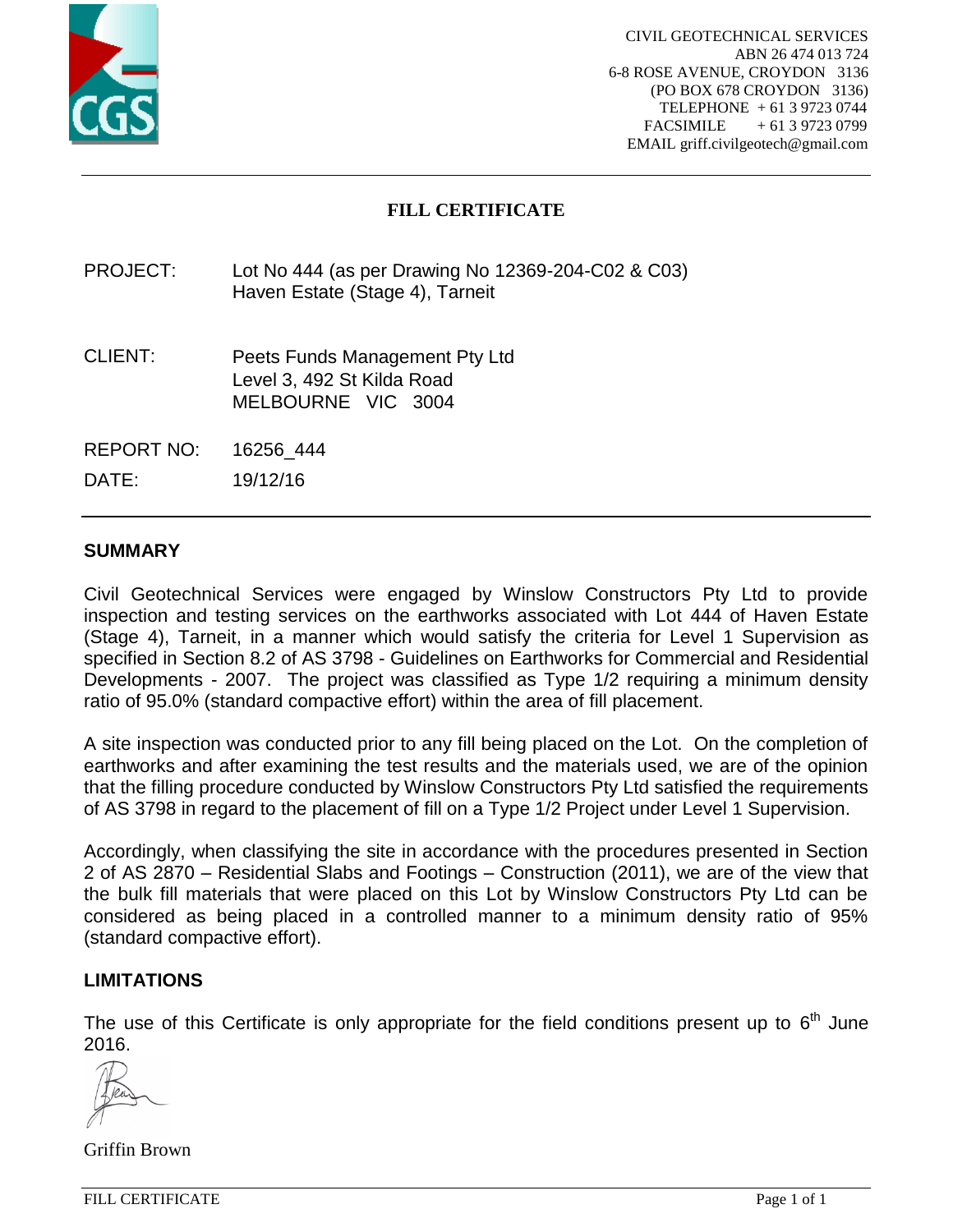CIVIL GEOTECHNICAL SERVICES
ABN 26 474 013 724
6-8 ROSE AVENUE, CROYDON 3136
(PO BOX 678 CROYDON 3136)
TELEPHONE + 61 3 9723 0744
FACSIMILE + 61 3 9723 0799
EMAIL griff.civilgeotech@gmail.com

# FILL CERTIFICATE

PROJECT: Lot No 444 (as per Drawing No 12369-204-C02 & C03)
Haven Estate (Stage 4), Tarneit

CLIENT: Peets Funds Management Pty Ltd
Level 3, 492 St Kilda Road
MELBOURNE VIC 3004

REPORT NO: 16256_444

DATE: 19/12/16

## SUMMARY

Civil Geotechnical Services were engaged by Winslow Constructors Pty Ltd to provide inspection and testing services on the earthworks associated with Lot 444 of Haven Estate (Stage 4), Tarneit, in a manner which would satisfy the criteria for Level 1 Supervision as specified in Section 8.2 of AS 3798 - Guidelines on Earthworks for Commercial and Residential Developments - 2007. The project was classified as Type 1/2 requiring a minimum density ratio of 95.0% (standard compactive effort) within the area of fill placement.

A site inspection was conducted prior to any fill being placed on the Lot. On the completion of earthworks and after examining the test results and the materials used, we are of the opinion that the filling procedure conducted by Winslow Constructors Pty Ltd satisfied the requirements of AS 3798 in regard to the placement of fill on a Type 1/2 Project under Level 1 Supervision.

Accordingly, when classifying the site in accordance with the procedures presented in Section 2 of AS 2870 – Residential Slabs and Footings – Construction (2011), we are of the view that the bulk fill materials that were placed on this Lot by Winslow Constructors Pty Ltd can be considered as being placed in a controlled manner to a minimum density ratio of 95% (standard compactive effort).

## LIMITATIONS

The use of this Certificate is only appropriate for the field conditions present up to 6th June 2016.

Griffin Brown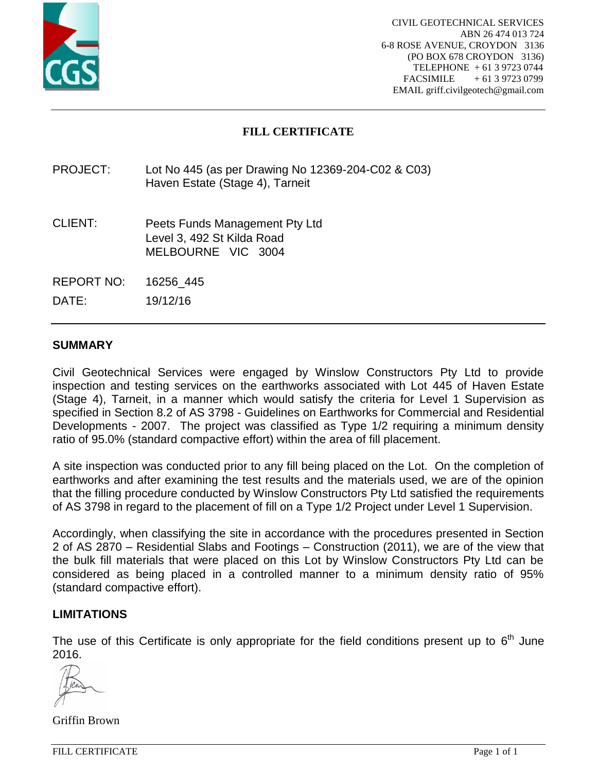CIVIL GEOTECHNICAL SERVICES
ABN 26 474 013 724
6-8 ROSE AVENUE, CROYDON 3136
(PO BOX 678 CROYDON 3136)
TELEPHONE + 61 3 9723 0744
FACSIMILE + 61 3 9723 0799
EMAIL griff.civilgeotech@gmail.com

# FILL CERTIFICATE

PROJECT: Lot No 445 (as per Drawing No 12369-204-C02 & C03)
Haven Estate (Stage 4), Tarneit

CLIENT: Peets Funds Management Pty Ltd
Level 3, 492 St Kilda Road
MELBOURNE VIC 3004

REPORT NO: 16256_445

DATE: 19/12/16

## SUMMARY

Civil Geotechnical Services were engaged by Winslow Constructors Pty Ltd to provide inspection and testing services on the earthworks associated with Lot 445 of Haven Estate (Stage 4), Tarneit, in a manner which would satisfy the criteria for Level 1 Supervision as specified in Section 8.2 of AS 3798 - Guidelines on Earthworks for Commercial and Residential Developments - 2007. The project was classified as Type 1/2 requiring a minimum density ratio of 95.0% (standard compactive effort) within the area of fill placement.

A site inspection was conducted prior to any fill being placed on the Lot. On the completion of earthworks and after examining the test results and the materials used, we are of the opinion that the filling procedure conducted by Winslow Constructors Pty Ltd satisfied the requirements of AS 3798 in regard to the placement of fill on a Type 1/2 Project under Level 1 Supervision.

Accordingly, when classifying the site in accordance with the procedures presented in Section 2 of AS 2870 – Residential Slabs and Footings – Construction (2011), we are of the view that the bulk fill materials that were placed on this Lot by Winslow Constructors Pty Ltd can be considered as being placed in a controlled manner to a minimum density ratio of 95% (standard compactive effort).

## LIMITATIONS

The use of this Certificate is only appropriate for the field conditions present up to 6th June 2016.

Griffin Brown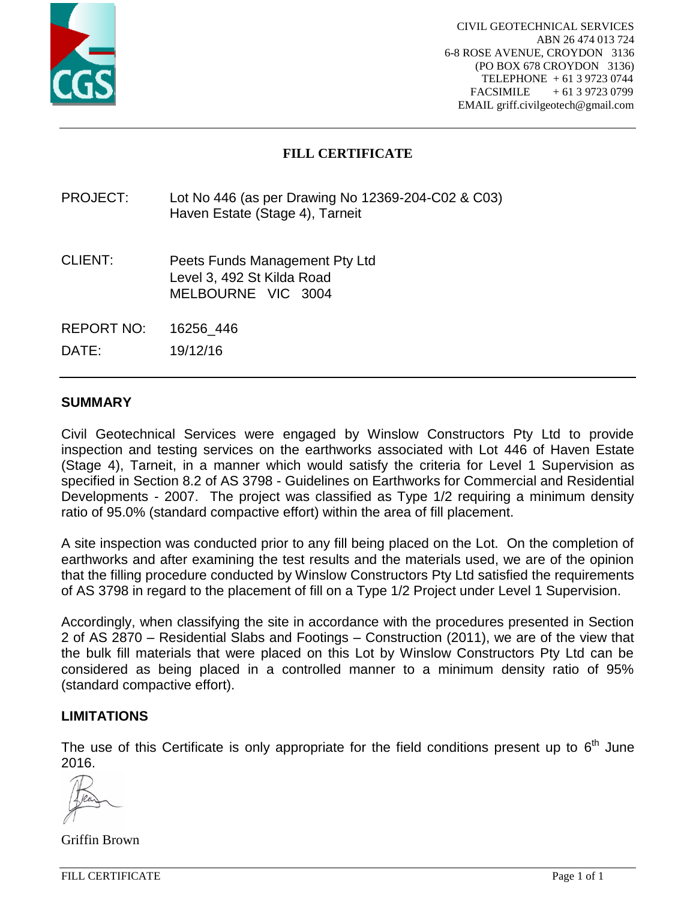CIVIL GEOTECHNICAL SERVICES
ABN 26 474 013 724
6-8 ROSE AVENUE, CROYDON 3136
(PO BOX 678 CROYDON 3136)
TELEPHONE + 61 3 9723 0744
FACSIMILE + 61 3 9723 0799
EMAIL griff.civilgeotech@gmail.com

# FILL CERTIFICATE

PROJECT: Lot No 446 (as per Drawing No 12369-204-C02 & C03)
Haven Estate (Stage 4), Tarneit

CLIENT: Peets Funds Management Pty Ltd
Level 3, 492 St Kilda Road
MELBOURNE VIC 3004

REPORT NO: 16256_446

DATE: 19/12/16

## SUMMARY

Civil Geotechnical Services were engaged by Winslow Constructors Pty Ltd to provide inspection and testing services on the earthworks associated with Lot 446 of Haven Estate (Stage 4), Tarneit, in a manner which would satisfy the criteria for Level 1 Supervision as specified in Section 8.2 of AS 3798 - Guidelines on Earthworks for Commercial and Residential Developments - 2007. The project was classified as Type 1/2 requiring a minimum density ratio of 95.0% (standard compactive effort) within the area of fill placement.

A site inspection was conducted prior to any fill being placed on the Lot. On the completion of earthworks and after examining the test results and the materials used, we are of the opinion that the filling procedure conducted by Winslow Constructors Pty Ltd satisfied the requirements of AS 3798 in regard to the placement of fill on a Type 1/2 Project under Level 1 Supervision.

Accordingly, when classifying the site in accordance with the procedures presented in Section 2 of AS 2870 – Residential Slabs and Footings – Construction (2011), we are of the view that the bulk fill materials that were placed on this Lot by Winslow Constructors Pty Ltd can be considered as being placed in a controlled manner to a minimum density ratio of 95% (standard compactive effort).

## LIMITATIONS

The use of this Certificate is only appropriate for the field conditions present up to 6th June 2016.

Griffin Brown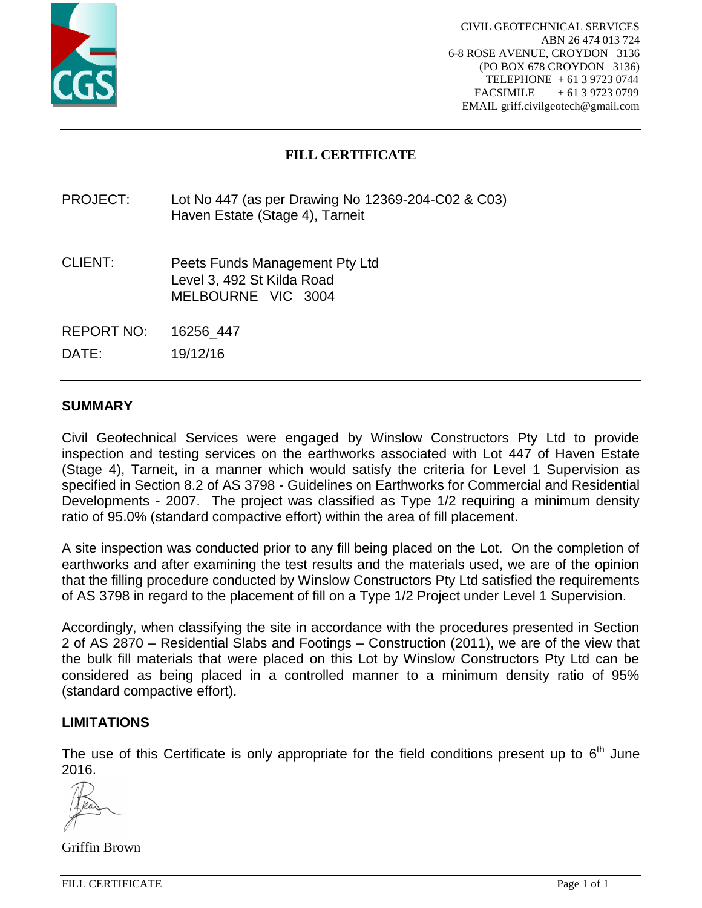CIVIL GEOTECHNICAL SERVICES
ABN 26 474 013 724
6-8 ROSE AVENUE, CROYDON 3136
(PO BOX 678 CROYDON 3136)
TELEPHONE + 61 3 9723 0744
FACSIMILE + 61 3 9723 0799
EMAIL griff.civilgeotech@gmail.com

# FILL CERTIFICATE

PROJECT: Lot No 447 (as per Drawing No 12369-204-C02 & C03)
Haven Estate (Stage 4), Tarneit

CLIENT: Peets Funds Management Pty Ltd
Level 3, 492 St Kilda Road
MELBOURNE VIC 3004

REPORT NO: 16256_447

DATE: 19/12/16

## SUMMARY

Civil Geotechnical Services were engaged by Winslow Constructors Pty Ltd to provide inspection and testing services on the earthworks associated with Lot 447 of Haven Estate (Stage 4), Tarneit, in a manner which would satisfy the criteria for Level 1 Supervision as specified in Section 8.2 of AS 3798 - Guidelines on Earthworks for Commercial and Residential Developments - 2007. The project was classified as Type 1/2 requiring a minimum density ratio of 95.0% (standard compactive effort) within the area of fill placement.

A site inspection was conducted prior to any fill being placed on the Lot. On the completion of earthworks and after examining the test results and the materials used, we are of the opinion that the filling procedure conducted by Winslow Constructors Pty Ltd satisfied the requirements of AS 3798 in regard to the placement of fill on a Type 1/2 Project under Level 1 Supervision.

Accordingly, when classifying the site in accordance with the procedures presented in Section 2 of AS 2870 – Residential Slabs and Footings – Construction (2011), we are of the view that the bulk fill materials that were placed on this Lot by Winslow Constructors Pty Ltd can be considered as being placed in a controlled manner to a minimum density ratio of 95% (standard compactive effort).

## LIMITATIONS

The use of this Certificate is only appropriate for the field conditions present up to 6th June 2016.

Griffin Brown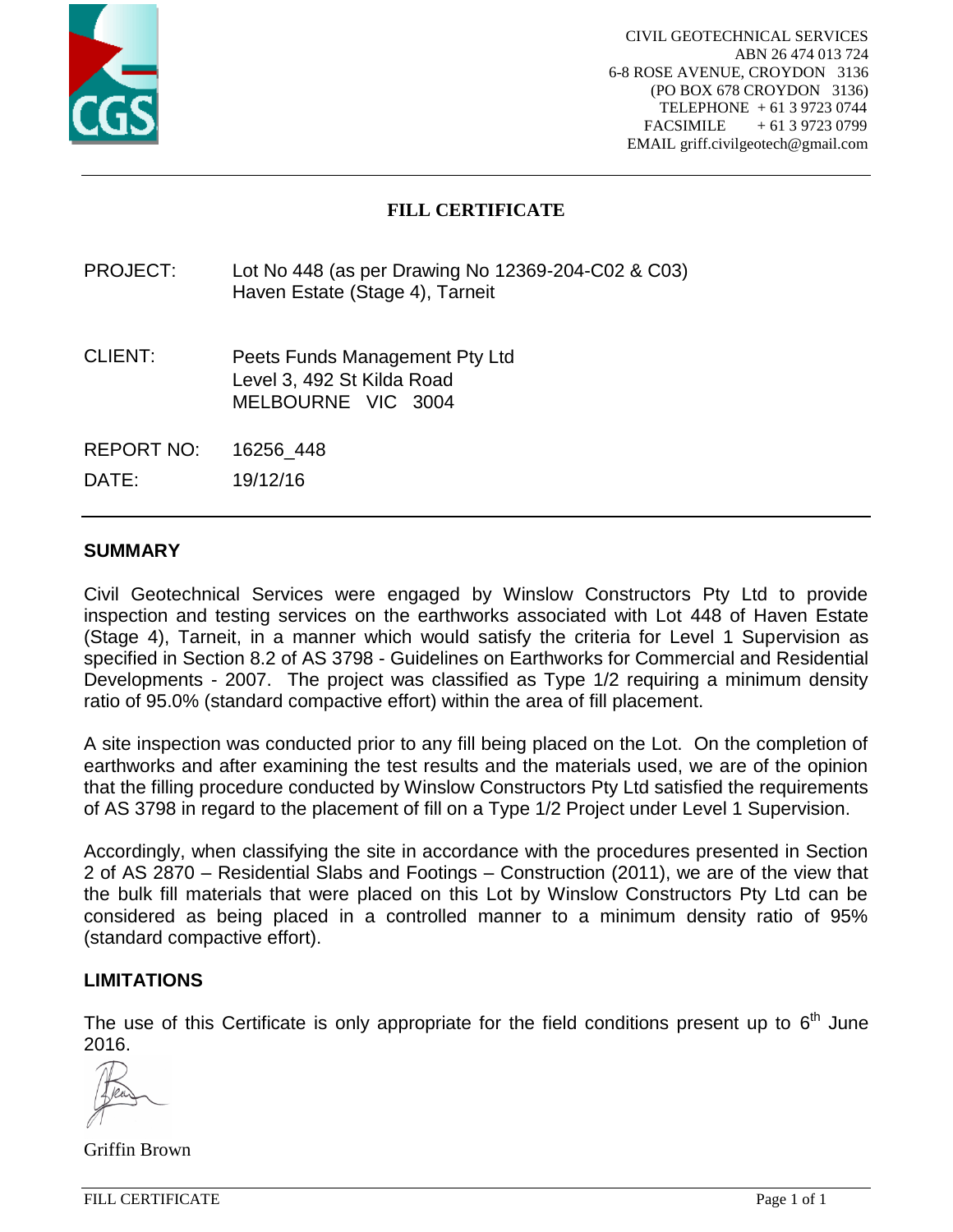CIVIL GEOTECHNICAL SERVICES
ABN 26 474 013 724
6-8 ROSE AVENUE, CROYDON 3136
(PO BOX 678 CROYDON 3136)
TELEPHONE + 61 3 9723 0744
FACSIMILE + 61 3 9723 0799
EMAIL griff.civilgeotech@gmail.com

# FILL CERTIFICATE

PROJECT: Lot No 448 (as per Drawing No 12369-204-C02 & C03)
Haven Estate (Stage 4), Tarneit

CLIENT: Peets Funds Management Pty Ltd
Level 3, 492 St Kilda Road
MELBOURNE VIC 3004

REPORT NO: 16256_448

DATE: 19/12/16

## SUMMARY

Civil Geotechnical Services were engaged by Winslow Constructors Pty Ltd to provide inspection and testing services on the earthworks associated with Lot 448 of Haven Estate (Stage 4), Tarneit, in a manner which would satisfy the criteria for Level 1 Supervision as specified in Section 8.2 of AS 3798 - Guidelines on Earthworks for Commercial and Residential Developments - 2007. The project was classified as Type 1/2 requiring a minimum density ratio of 95.0% (standard compactive effort) within the area of fill placement.

A site inspection was conducted prior to any fill being placed on the Lot. On the completion of earthworks and after examining the test results and the materials used, we are of the opinion that the filling procedure conducted by Winslow Constructors Pty Ltd satisfied the requirements of AS 3798 in regard to the placement of fill on a Type 1/2 Project under Level 1 Supervision.

Accordingly, when classifying the site in accordance with the procedures presented in Section 2 of AS 2870 – Residential Slabs and Footings – Construction (2011), we are of the view that the bulk fill materials that were placed on this Lot by Winslow Constructors Pty Ltd can be considered as being placed in a controlled manner to a minimum density ratio of 95% (standard compactive effort).

## LIMITATIONS

The use of this Certificate is only appropriate for the field conditions present up to 6th June 2016.

Griffin Brown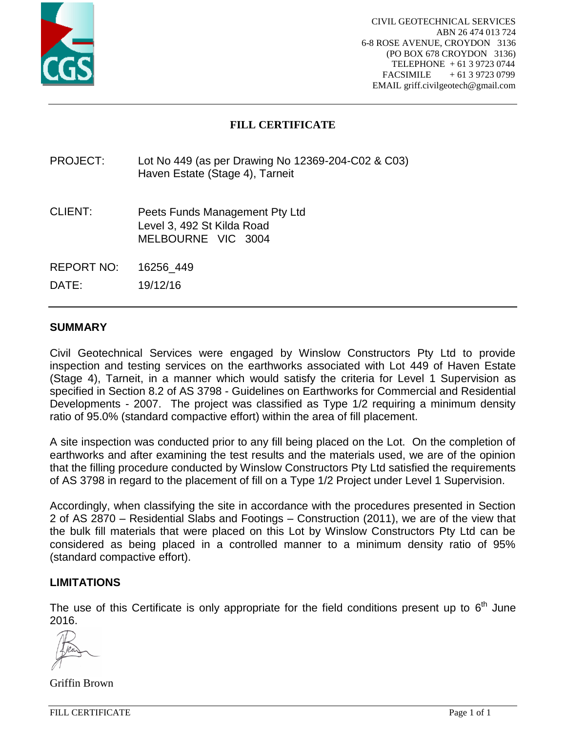CIVIL GEOTECHNICAL SERVICES
ABN 26 474 013 724
6-8 ROSE AVENUE, CROYDON 3136
(PO BOX 678 CROYDON 3136)
TELEPHONE + 61 3 9723 0744
FACSIMILE + 61 3 9723 0799
EMAIL griff.civilgeotech@gmail.com

# FILL CERTIFICATE

PROJECT: Lot No 449 (as per Drawing No 12369-204-C02 & C03)
Haven Estate (Stage 4), Tarneit

CLIENT: Peets Funds Management Pty Ltd
Level 3, 492 St Kilda Road
MELBOURNE VIC 3004

REPORT NO: 16256_449

DATE: 19/12/16

## SUMMARY

Civil Geotechnical Services were engaged by Winslow Constructors Pty Ltd to provide inspection and testing services on the earthworks associated with Lot 449 of Haven Estate (Stage 4), Tarneit, in a manner which would satisfy the criteria for Level 1 Supervision as specified in Section 8.2 of AS 3798 - Guidelines on Earthworks for Commercial and Residential Developments - 2007. The project was classified as Type 1/2 requiring a minimum density ratio of 95.0% (standard compactive effort) within the area of fill placement.

A site inspection was conducted prior to any fill being placed on the Lot. On the completion of earthworks and after examining the test results and the materials used, we are of the opinion that the filling procedure conducted by Winslow Constructors Pty Ltd satisfied the requirements of AS 3798 in regard to the placement of fill on a Type 1/2 Project under Level 1 Supervision.

Accordingly, when classifying the site in accordance with the procedures presented in Section 2 of AS 2870 – Residential Slabs and Footings – Construction (2011), we are of the view that the bulk fill materials that were placed on this Lot by Winslow Constructors Pty Ltd can be considered as being placed in a controlled manner to a minimum density ratio of 95% (standard compactive effort).

## LIMITATIONS

The use of this Certificate is only appropriate for the field conditions present up to 6th June 2016.

Griffin Brown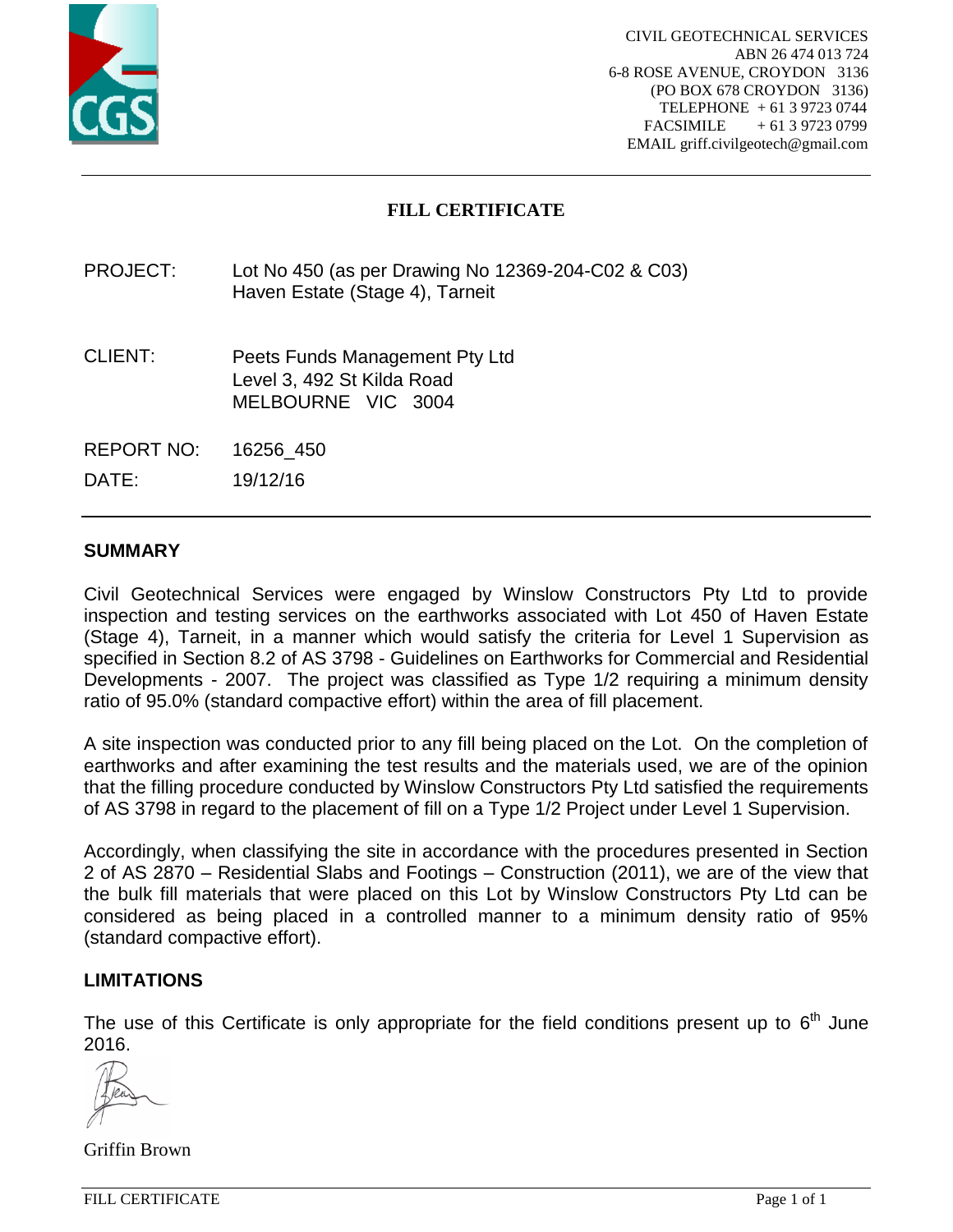CIVIL GEOTECHNICAL SERVICES
ABN 26 474 013 724
6-8 ROSE AVENUE, CROYDON 3136
(PO BOX 678 CROYDON 3136)
TELEPHONE + 61 3 9723 0744
FACSIMILE + 61 3 9723 0799
EMAIL griff.civilgeotech@gmail.com

# FILL CERTIFICATE

PROJECT: Lot No 450 (as per Drawing No 12369-204-C02 & C03)
Haven Estate (Stage 4), Tarneit

CLIENT: Peets Funds Management Pty Ltd
Level 3, 492 St Kilda Road
MELBOURNE VIC 3004

REPORT NO: 16256_450

DATE: 19/12/16

## SUMMARY

Civil Geotechnical Services were engaged by Winslow Constructors Pty Ltd to provide inspection and testing services on the earthworks associated with Lot 450 of Haven Estate (Stage 4), Tarneit, in a manner which would satisfy the criteria for Level 1 Supervision as specified in Section 8.2 of AS 3798 - Guidelines on Earthworks for Commercial and Residential Developments - 2007. The project was classified as Type 1/2 requiring a minimum density ratio of 95.0% (standard compactive effort) within the area of fill placement.

A site inspection was conducted prior to any fill being placed on the Lot. On the completion of earthworks and after examining the test results and the materials used, we are of the opinion that the filling procedure conducted by Winslow Constructors Pty Ltd satisfied the requirements of AS 3798 in regard to the placement of fill on a Type 1/2 Project under Level 1 Supervision.

Accordingly, when classifying the site in accordance with the procedures presented in Section 2 of AS 2870 – Residential Slabs and Footings – Construction (2011), we are of the view that the bulk fill materials that were placed on this Lot by Winslow Constructors Pty Ltd can be considered as being placed in a controlled manner to a minimum density ratio of 95% (standard compactive effort).

## LIMITATIONS

The use of this Certificate is only appropriate for the field conditions present up to 6th June 2016.

Griffin Brown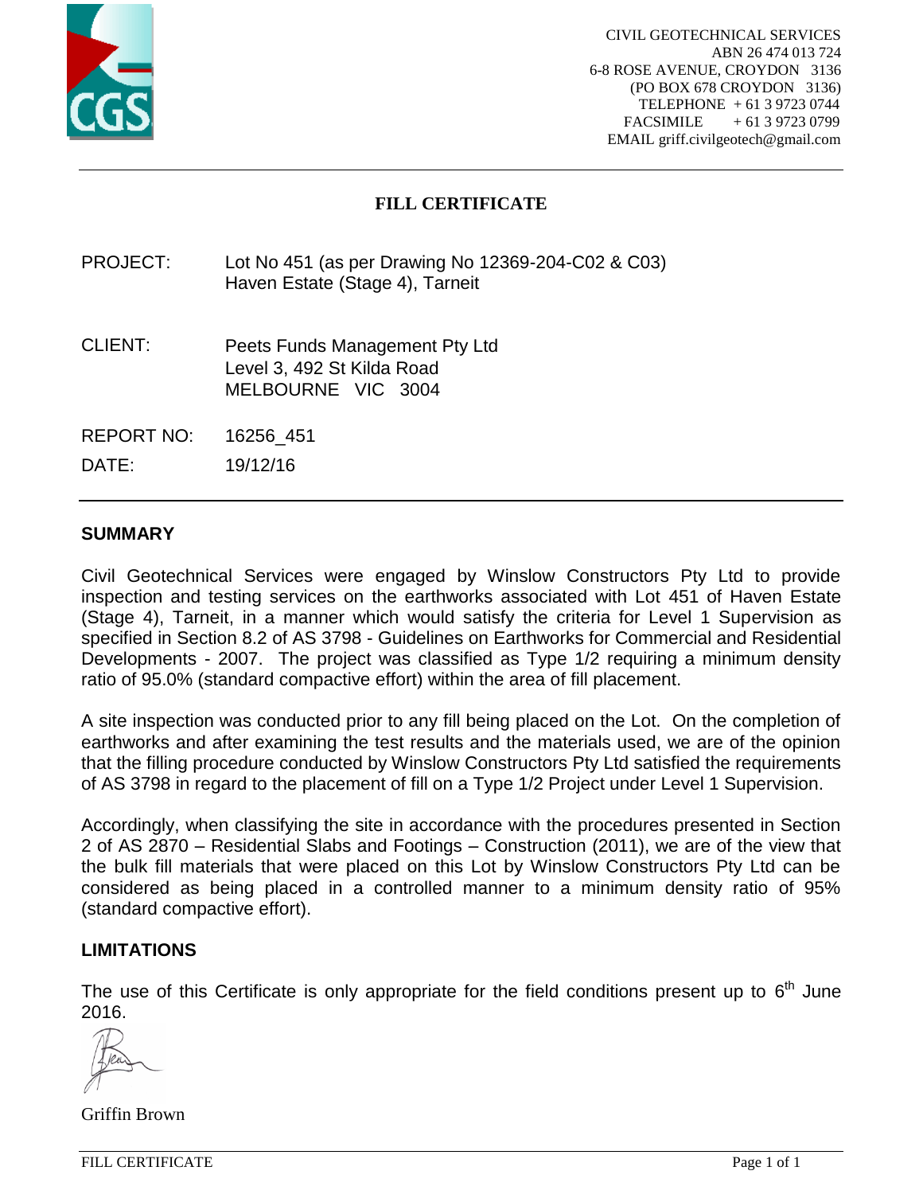CIVIL GEOTECHNICAL SERVICES
ABN 26 474 013 724
6-8 ROSE AVENUE, CROYDON 3136
(PO BOX 678 CROYDON 3136)
TELEPHONE + 61 3 9723 0744
FACSIMILE + 61 3 9723 0799
EMAIL griff.civilgeotech@gmail.com

# FILL CERTIFICATE

PROJECT: Lot No 451 (as per Drawing No 12369-204-C02 & C03)
Haven Estate (Stage 4), Tarneit

CLIENT: Peets Funds Management Pty Ltd
Level 3, 492 St Kilda Road
MELBOURNE VIC 3004

REPORT NO: 16256_451

DATE: 19/12/16

## SUMMARY

Civil Geotechnical Services were engaged by Winslow Constructors Pty Ltd to provide inspection and testing services on the earthworks associated with Lot 451 of Haven Estate (Stage 4), Tarneit, in a manner which would satisfy the criteria for Level 1 Supervision as specified in Section 8.2 of AS 3798 - Guidelines on Earthworks for Commercial and Residential Developments - 2007. The project was classified as Type 1/2 requiring a minimum density ratio of 95.0% (standard compactive effort) within the area of fill placement.

A site inspection was conducted prior to any fill being placed on the Lot. On the completion of earthworks and after examining the test results and the materials used, we are of the opinion that the filling procedure conducted by Winslow Constructors Pty Ltd satisfied the requirements of AS 3798 in regard to the placement of fill on a Type 1/2 Project under Level 1 Supervision.

Accordingly, when classifying the site in accordance with the procedures presented in Section 2 of AS 2870 – Residential Slabs and Footings – Construction (2011), we are of the view that the bulk fill materials that were placed on this Lot by Winslow Constructors Pty Ltd can be considered as being placed in a controlled manner to a minimum density ratio of 95% (standard compactive effort).

## LIMITATIONS

The use of this Certificate is only appropriate for the field conditions present up to 6th June 2016.

Griffin Brown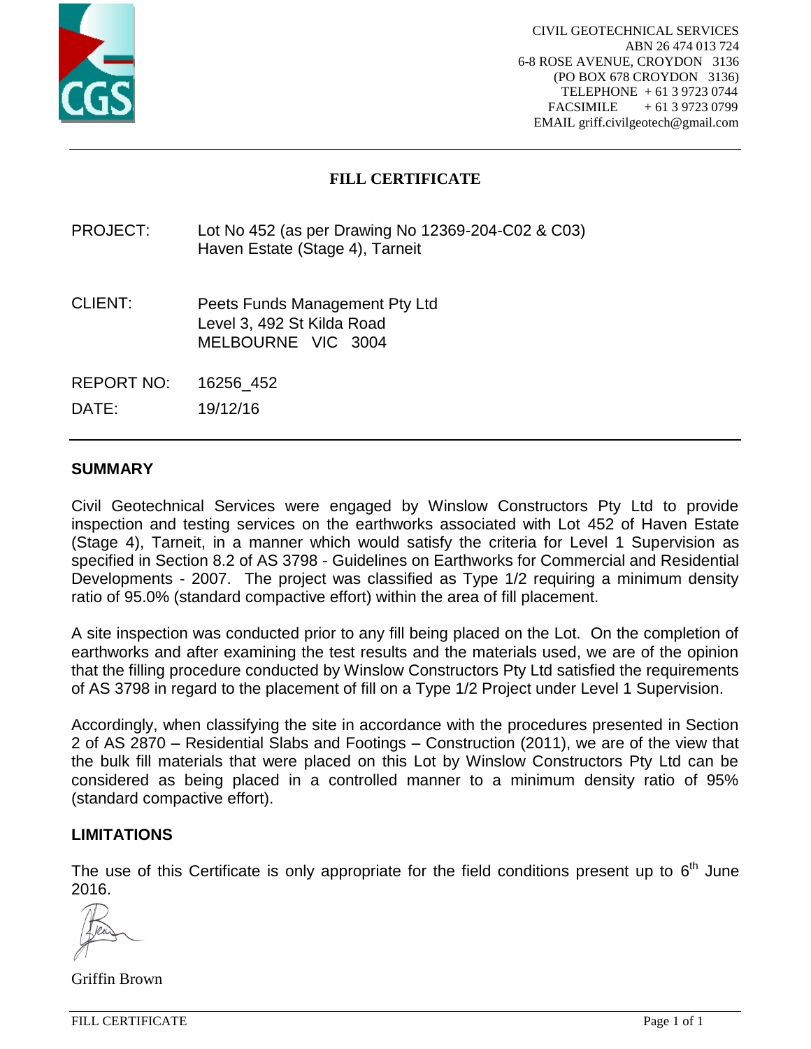CIVIL GEOTECHNICAL SERVICES
ABN 26 474 013 724
6-8 ROSE AVENUE, CROYDON 3136
(PO BOX 678 CROYDON 3136)
TELEPHONE + 61 3 9723 0744
FACSIMILE + 61 3 9723 0799
EMAIL griff.civilgeotech@gmail.com

# FILL CERTIFICATE

PROJECT: Lot No 452 (as per Drawing No 12369-204-C02 & C03)
Haven Estate (Stage 4), Tarneit

CLIENT: Peets Funds Management Pty Ltd
Level 3, 492 St Kilda Road
MELBOURNE VIC 3004

REPORT NO: 16256_452

DATE: 19/12/16

## SUMMARY

Civil Geotechnical Services were engaged by Winslow Constructors Pty Ltd to provide inspection and testing services on the earthworks associated with Lot 452 of Haven Estate (Stage 4), Tarneit, in a manner which would satisfy the criteria for Level 1 Supervision as specified in Section 8.2 of AS 3798 - Guidelines on Earthworks for Commercial and Residential Developments - 2007. The project was classified as Type 1/2 requiring a minimum density ratio of 95.0% (standard compactive effort) within the area of fill placement.

A site inspection was conducted prior to any fill being placed on the Lot. On the completion of earthworks and after examining the test results and the materials used, we are of the opinion that the filling procedure conducted by Winslow Constructors Pty Ltd satisfied the requirements of AS 3798 in regard to the placement of fill on a Type 1/2 Project under Level 1 Supervision.

Accordingly, when classifying the site in accordance with the procedures presented in Section 2 of AS 2870 – Residential Slabs and Footings – Construction (2011), we are of the view that the bulk fill materials that were placed on this Lot by Winslow Constructors Pty Ltd can be considered as being placed in a controlled manner to a minimum density ratio of 95% (standard compactive effort).

## LIMITATIONS

The use of this Certificate is only appropriate for the field conditions present up to 6th June 2016.

Griffin Brown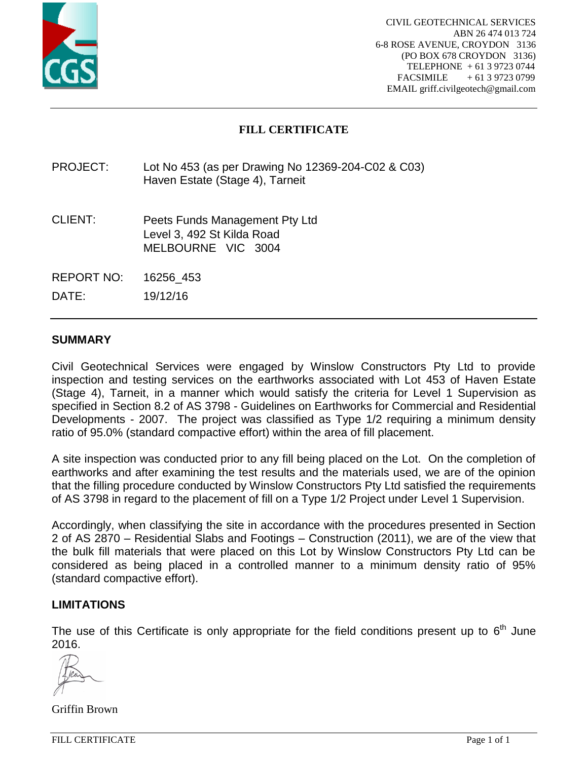CIVIL GEOTECHNICAL SERVICES
ABN 26 474 013 724
6-8 ROSE AVENUE, CROYDON 3136
(PO BOX 678 CROYDON 3136)
TELEPHONE + 61 3 9723 0744
FACSIMILE + 61 3 9723 0799
EMAIL griff.civilgeotech@gmail.com

# FILL CERTIFICATE

PROJECT: Lot No 453 (as per Drawing No 12369-204-C02 & C03)
Haven Estate (Stage 4), Tarneit

CLIENT: Peets Funds Management Pty Ltd
Level 3, 492 St Kilda Road
MELBOURNE VIC 3004

REPORT NO: 16256_453

DATE: 19/12/16

## SUMMARY

Civil Geotechnical Services were engaged by Winslow Constructors Pty Ltd to provide inspection and testing services on the earthworks associated with Lot 453 of Haven Estate (Stage 4), Tarneit, in a manner which would satisfy the criteria for Level 1 Supervision as specified in Section 8.2 of AS 3798 - Guidelines on Earthworks for Commercial and Residential Developments - 2007. The project was classified as Type 1/2 requiring a minimum density ratio of 95.0% (standard compactive effort) within the area of fill placement.

A site inspection was conducted prior to any fill being placed on the Lot. On the completion of earthworks and after examining the test results and the materials used, we are of the opinion that the filling procedure conducted by Winslow Constructors Pty Ltd satisfied the requirements of AS 3798 in regard to the placement of fill on a Type 1/2 Project under Level 1 Supervision.

Accordingly, when classifying the site in accordance with the procedures presented in Section 2 of AS 2870 – Residential Slabs and Footings – Construction (2011), we are of the view that the bulk fill materials that were placed on this Lot by Winslow Constructors Pty Ltd can be considered as being placed in a controlled manner to a minimum density ratio of 95% (standard compactive effort).

## LIMITATIONS

The use of this Certificate is only appropriate for the field conditions present up to 6th June 2016.

Griffin Brown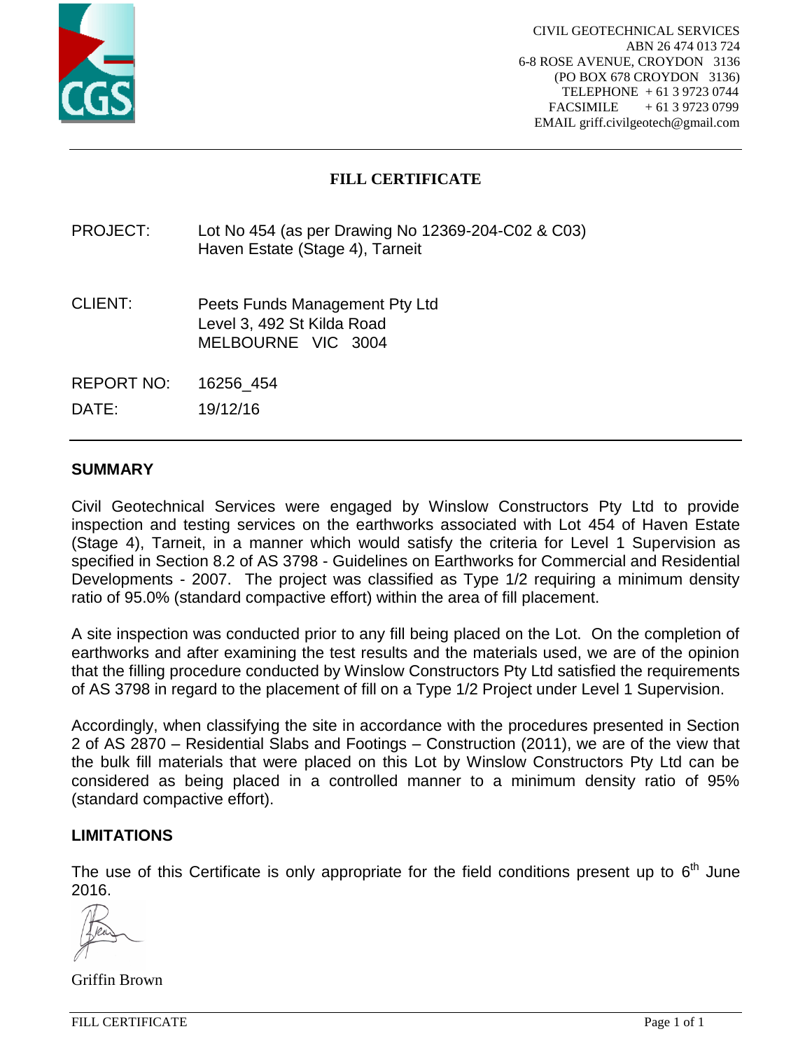CIVIL GEOTECHNICAL SERVICES
ABN 26 474 013 724
6-8 ROSE AVENUE, CROYDON 3136
(PO BOX 678 CROYDON 3136)
TELEPHONE + 61 3 9723 0744
FACSIMILE + 61 3 9723 0799
EMAIL griff.civilgeotech@gmail.com

# FILL CERTIFICATE

PROJECT: Lot No 454 (as per Drawing No 12369-204-C02 & C03)
Haven Estate (Stage 4), Tarneit

CLIENT: Peets Funds Management Pty Ltd
Level 3, 492 St Kilda Road
MELBOURNE VIC 3004

REPORT NO: 16256_454

DATE: 19/12/16

## SUMMARY

Civil Geotechnical Services were engaged by Winslow Constructors Pty Ltd to provide inspection and testing services on the earthworks associated with Lot 454 of Haven Estate (Stage 4), Tarneit, in a manner which would satisfy the criteria for Level 1 Supervision as specified in Section 8.2 of AS 3798 - Guidelines on Earthworks for Commercial and Residential Developments - 2007. The project was classified as Type 1/2 requiring a minimum density ratio of 95.0% (standard compactive effort) within the area of fill placement.

A site inspection was conducted prior to any fill being placed on the Lot. On the completion of earthworks and after examining the test results and the materials used, we are of the opinion that the filling procedure conducted by Winslow Constructors Pty Ltd satisfied the requirements of AS 3798 in regard to the placement of fill on a Type 1/2 Project under Level 1 Supervision.

Accordingly, when classifying the site in accordance with the procedures presented in Section 2 of AS 2870 – Residential Slabs and Footings – Construction (2011), we are of the view that the bulk fill materials that were placed on this Lot by Winslow Constructors Pty Ltd can be considered as being placed in a controlled manner to a minimum density ratio of 95% (standard compactive effort).

## LIMITATIONS

The use of this Certificate is only appropriate for the field conditions present up to 6th June 2016.

Griffin Brown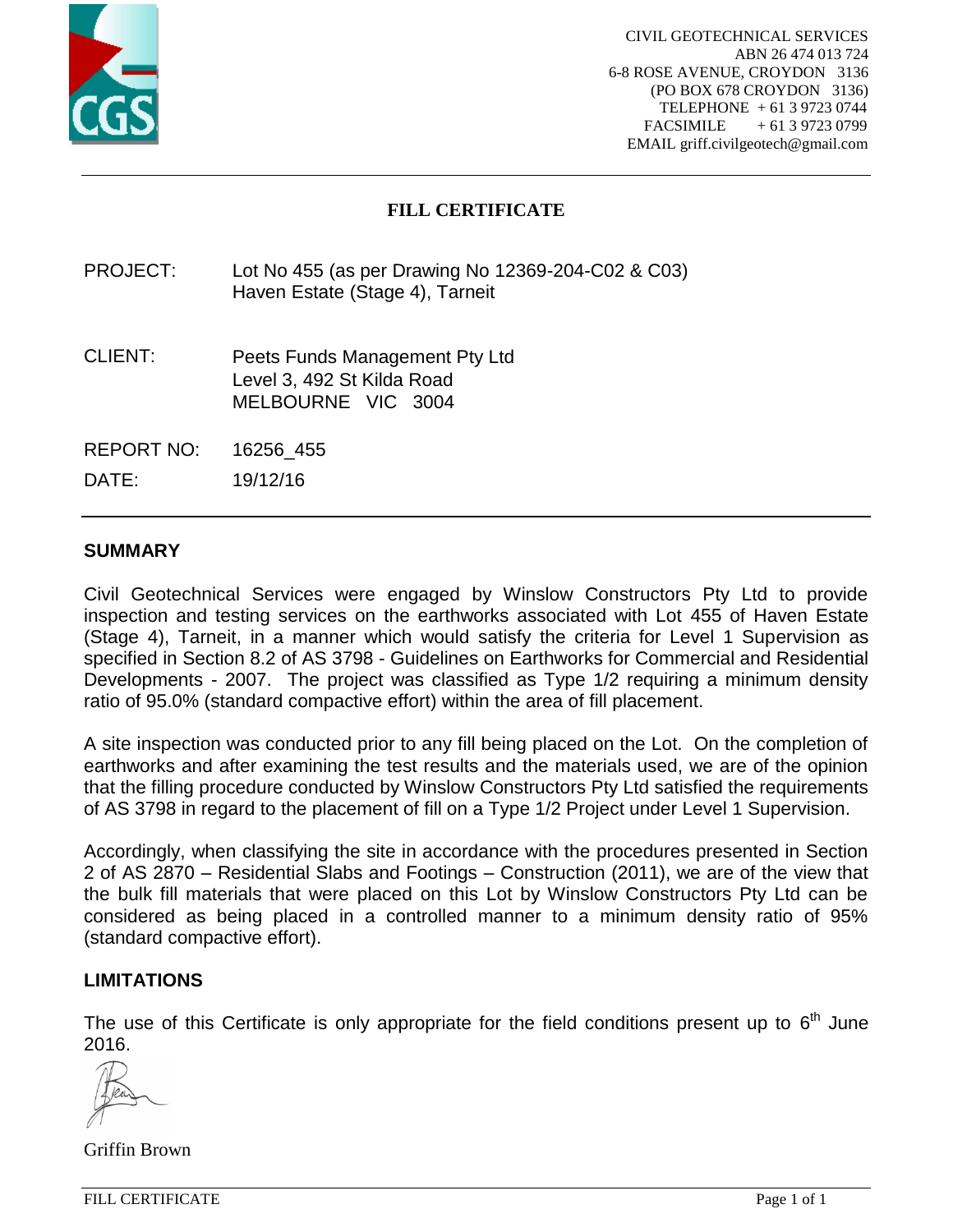CIVIL GEOTECHNICAL SERVICES
ABN 26 474 013 724
6-8 ROSE AVENUE, CROYDON 3136
(PO BOX 678 CROYDON 3136)
TELEPHONE + 61 3 9723 0744
FACSIMILE + 61 3 9723 0799
EMAIL griff.civilgeotech@gmail.com

# FILL CERTIFICATE

PROJECT: Lot No 455 (as per Drawing No 12369-204-C02 & C03)
Haven Estate (Stage 4), Tarneit

CLIENT: Peets Funds Management Pty Ltd
Level 3, 492 St Kilda Road
MELBOURNE VIC 3004

REPORT NO: 16256_455

DATE: 19/12/16

## SUMMARY

Civil Geotechnical Services were engaged by Winslow Constructors Pty Ltd to provide inspection and testing services on the earthworks associated with Lot 455 of Haven Estate (Stage 4), Tarneit, in a manner which would satisfy the criteria for Level 1 Supervision as specified in Section 8.2 of AS 3798 - Guidelines on Earthworks for Commercial and Residential Developments - 2007. The project was classified as Type 1/2 requiring a minimum density ratio of 95.0% (standard compactive effort) within the area of fill placement.

A site inspection was conducted prior to any fill being placed on the Lot. On the completion of earthworks and after examining the test results and the materials used, we are of the opinion that the filling procedure conducted by Winslow Constructors Pty Ltd satisfied the requirements of AS 3798 in regard to the placement of fill on a Type 1/2 Project under Level 1 Supervision.

Accordingly, when classifying the site in accordance with the procedures presented in Section 2 of AS 2870 – Residential Slabs and Footings – Construction (2011), we are of the view that the bulk fill materials that were placed on this Lot by Winslow Constructors Pty Ltd can be considered as being placed in a controlled manner to a minimum density ratio of 95% (standard compactive effort).

## LIMITATIONS

The use of this Certificate is only appropriate for the field conditions present up to 6th June 2016.

Griffin Brown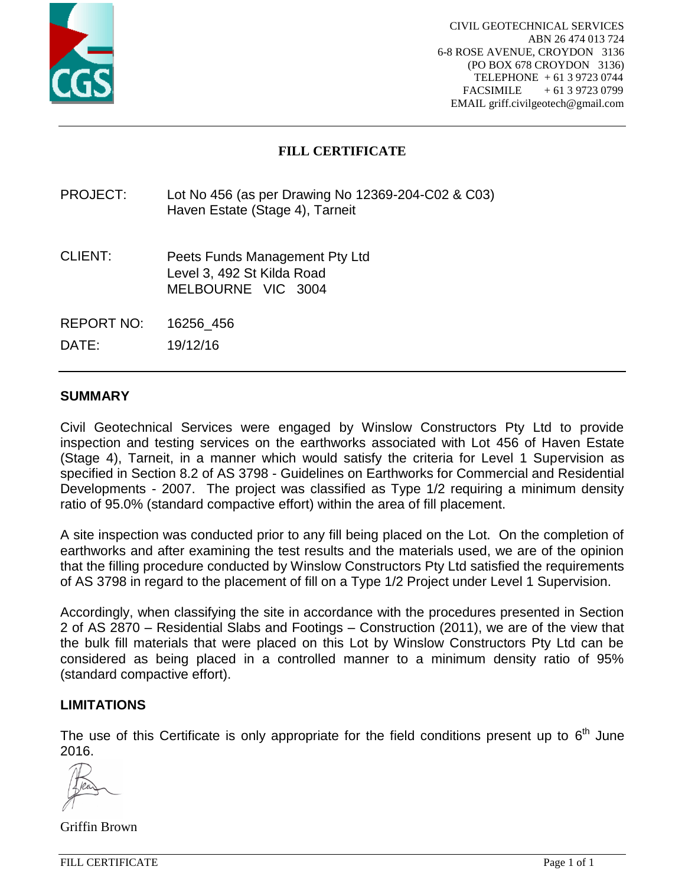CIVIL GEOTECHNICAL SERVICES
ABN 26 474 013 724
6-8 ROSE AVENUE, CROYDON 3136
(PO BOX 678 CROYDON 3136)
TELEPHONE + 61 3 9723 0744
FACSIMILE + 61 3 9723 0799
EMAIL griff.civilgeotech@gmail.com

# FILL CERTIFICATE

PROJECT: Lot No 456 (as per Drawing No 12369-204-C02 & C03)
Haven Estate (Stage 4), Tarneit

CLIENT: Peets Funds Management Pty Ltd
Level 3, 492 St Kilda Road
MELBOURNE VIC 3004

REPORT NO: 16256_456

DATE: 19/12/16

## SUMMARY

Civil Geotechnical Services were engaged by Winslow Constructors Pty Ltd to provide inspection and testing services on the earthworks associated with Lot 456 of Haven Estate (Stage 4), Tarneit, in a manner which would satisfy the criteria for Level 1 Supervision as specified in Section 8.2 of AS 3798 - Guidelines on Earthworks for Commercial and Residential Developments - 2007. The project was classified as Type 1/2 requiring a minimum density ratio of 95.0% (standard compactive effort) within the area of fill placement.

A site inspection was conducted prior to any fill being placed on the Lot. On the completion of earthworks and after examining the test results and the materials used, we are of the opinion that the filling procedure conducted by Winslow Constructors Pty Ltd satisfied the requirements of AS 3798 in regard to the placement of fill on a Type 1/2 Project under Level 1 Supervision.

Accordingly, when classifying the site in accordance with the procedures presented in Section 2 of AS 2870 – Residential Slabs and Footings – Construction (2011), we are of the view that the bulk fill materials that were placed on this Lot by Winslow Constructors Pty Ltd can be considered as being placed in a controlled manner to a minimum density ratio of 95% (standard compactive effort).

## LIMITATIONS

The use of this Certificate is only appropriate for the field conditions present up to 6th June 2016.

Griffin Brown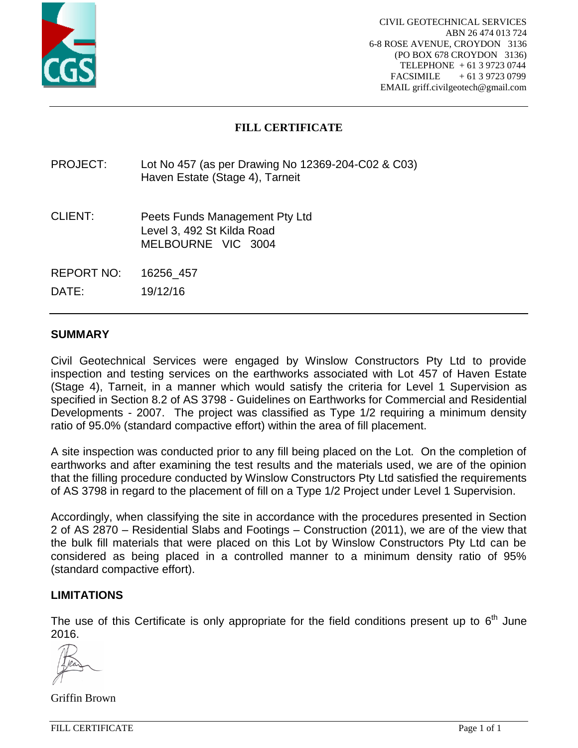CIVIL GEOTECHNICAL SERVICES
ABN 26 474 013 724
6-8 ROSE AVENUE, CROYDON 3136
(PO BOX 678 CROYDON 3136)
TELEPHONE + 61 3 9723 0744
FACSIMILE + 61 3 9723 0799
EMAIL griff.civilgeotech@gmail.com

# FILL CERTIFICATE

| | |
|---|---|
| PROJECT: | Lot No 457 (as per Drawing No 12369-204-C02 & C03)<br>Haven Estate (Stage 4), Tarneit |
| CLIENT: | Peets Funds Management Pty Ltd<br>Level 3, 492 St Kilda Road<br>MELBOURNE VIC 3004 |
| REPORT NO: | 16256_457 |
| DATE: | 19/12/16 |

## SUMMARY

Civil Geotechnical Services were engaged by Winslow Constructors Pty Ltd to provide inspection and testing services on the earthworks associated with Lot 457 of Haven Estate (Stage 4), Tarneit, in a manner which would satisfy the criteria for Level 1 Supervision as specified in Section 8.2 of AS 3798 - Guidelines on Earthworks for Commercial and Residential Developments - 2007. The project was classified as Type 1/2 requiring a minimum density ratio of 95.0% (standard compactive effort) within the area of fill placement.

A site inspection was conducted prior to any fill being placed on the Lot. On the completion of earthworks and after examining the test results and the materials used, we are of the opinion that the filling procedure conducted by Winslow Constructors Pty Ltd satisfied the requirements of AS 3798 in regard to the placement of fill on a Type 1/2 Project under Level 1 Supervision.

Accordingly, when classifying the site in accordance with the procedures presented in Section 2 of AS 2870 – Residential Slabs and Footings – Construction (2011), we are of the view that the bulk fill materials that were placed on this Lot by Winslow Constructors Pty Ltd can be considered as being placed in a controlled manner to a minimum density ratio of 95% (standard compactive effort).

## LIMITATIONS

The use of this Certificate is only appropriate for the field conditions present up to 6th June 2016.

Griffin Brown